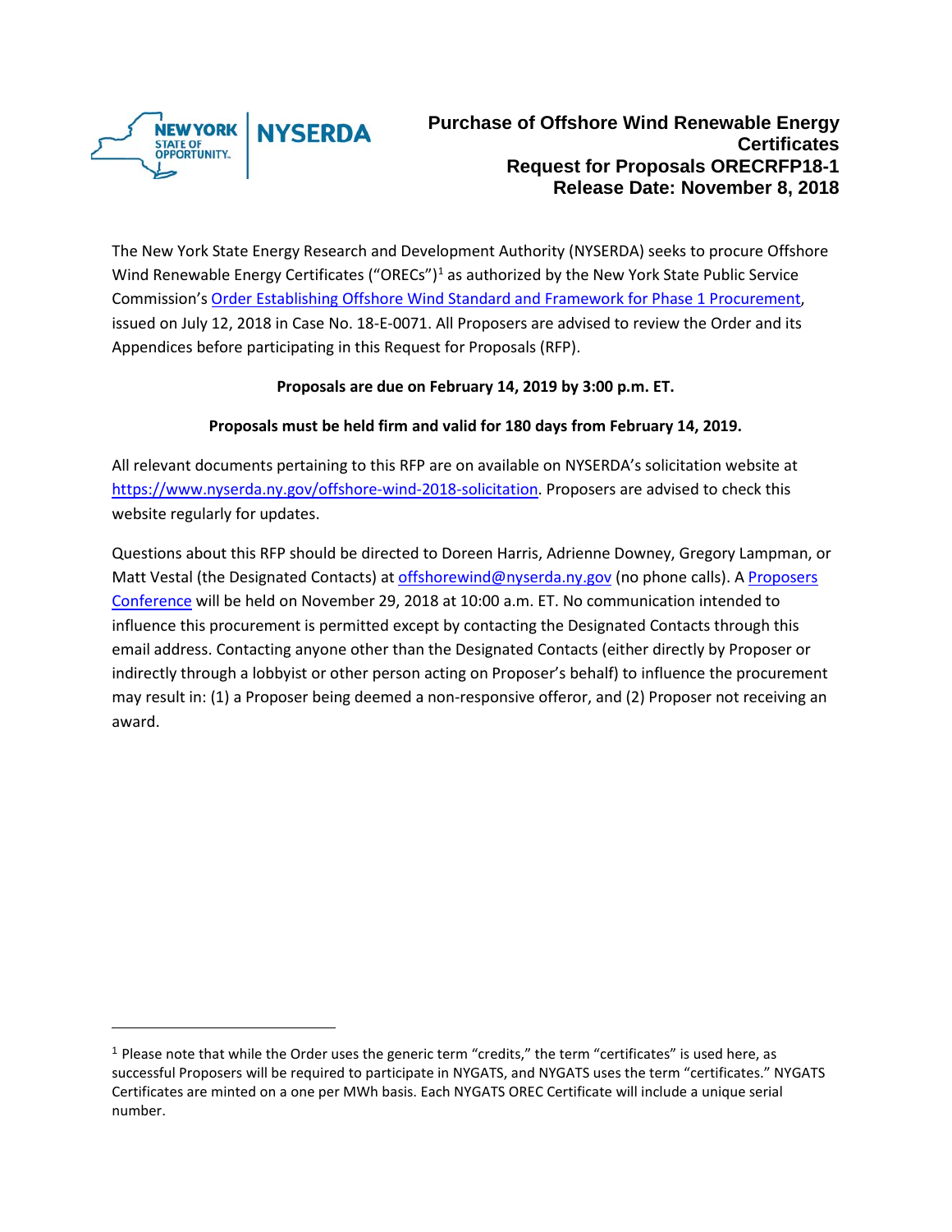NEW YORK STATE OF OPPORTUNITY. | NYSERDA

# Purchase of Offshore Wind Renewable Energy Certificates Request for Proposals ORECRFP18-1 Release Date: November 8, 2018

The New York State Energy Research and Development Authority (NYSERDA) seeks to procure Offshore Wind Renewable Energy Certificates ("ORECs")[1] as authorized by the New York State Public Service Commission's Order Establishing Offshore Wind Standard and Framework for Phase 1 Procurement, issued on July 12, 2018 in Case No. 18-E-0071. All Proposers are advised to review the Order and its Appendices before participating in this Request for Proposals (RFP).

**Proposals are due on February 14, 2019 by 3:00 p.m. ET.**

**Proposals must be held firm and valid for 180 days from February 14, 2019.**

All relevant documents pertaining to this RFP are on available on NYSERDA's solicitation website at https://www.nyserda.ny.gov/offshore-wind-2018-solicitation. Proposers are advised to check this website regularly for updates.

Questions about this RFP should be directed to Doreen Harris, Adrienne Downey, Gregory Lampman, or Matt Vestal (the Designated Contacts) at offshorewind@nyserda.ny.gov (no phone calls). A Proposers Conference will be held on November 29, 2018 at 10:00 a.m. ET. No communication intended to influence this procurement is permitted except by contacting the Designated Contacts through this email address. Contacting anyone other than the Designated Contacts (either directly by Proposer or indirectly through a lobbyist or other person acting on Proposer's behalf) to influence the procurement may result in: (1) a Proposer being deemed a non-responsive offeror, and (2) Proposer not receiving an award.

---

[1] Please note that while the Order uses the generic term "credits," the term "certificates" is used here, as successful Proposers will be required to participate in NYGATS, and NYGATS uses the term "certificates." NYGATS Certificates are minted on a one per MWh basis. Each NYGATS OREC Certificate will include a unique serial number.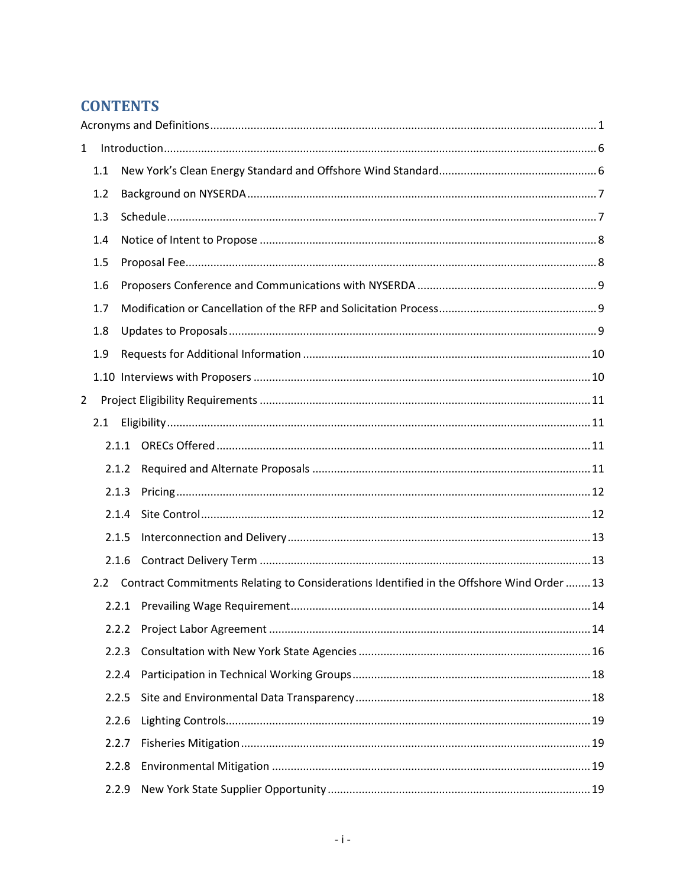# CONTENTS

Acronyms and Definitions ... 1

1 Introduction ... 6

- 1.1 New York's Clean Energy Standard and Offshore Wind Standard ... 6
- 1.2 Background on NYSERDA ... 7
- 1.3 Schedule ... 7
- 1.4 Notice of Intent to Propose ... 8
- 1.5 Proposal Fee ... 8
- 1.6 Proposers Conference and Communications with NYSERDA ... 9
- 1.7 Modification or Cancellation of the RFP and Solicitation Process ... 9
- 1.8 Updates to Proposals ... 9
- 1.9 Requests for Additional Information ... 10
- 1.10 Interviews with Proposers ... 10

2 Project Eligibility Requirements ... 11

- 2.1 Eligibility ... 11
  - 2.1.1 ORECs Offered ... 11
  - 2.1.2 Required and Alternate Proposals ... 11
  - 2.1.3 Pricing ... 12
  - 2.1.4 Site Control ... 12
  - 2.1.5 Interconnection and Delivery ... 13
  - 2.1.6 Contract Delivery Term ... 13
- 2.2 Contract Commitments Relating to Considerations Identified in the Offshore Wind Order ... 13
  - 2.2.1 Prevailing Wage Requirement ... 14
  - 2.2.2 Project Labor Agreement ... 14
  - 2.2.3 Consultation with New York State Agencies ... 16
  - 2.2.4 Participation in Technical Working Groups ... 18
  - 2.2.5 Site and Environmental Data Transparency ... 18
  - 2.2.6 Lighting Controls ... 19
  - 2.2.7 Fisheries Mitigation ... 19
  - 2.2.8 Environmental Mitigation ... 19
  - 2.2.9 New York State Supplier Opportunity ... 19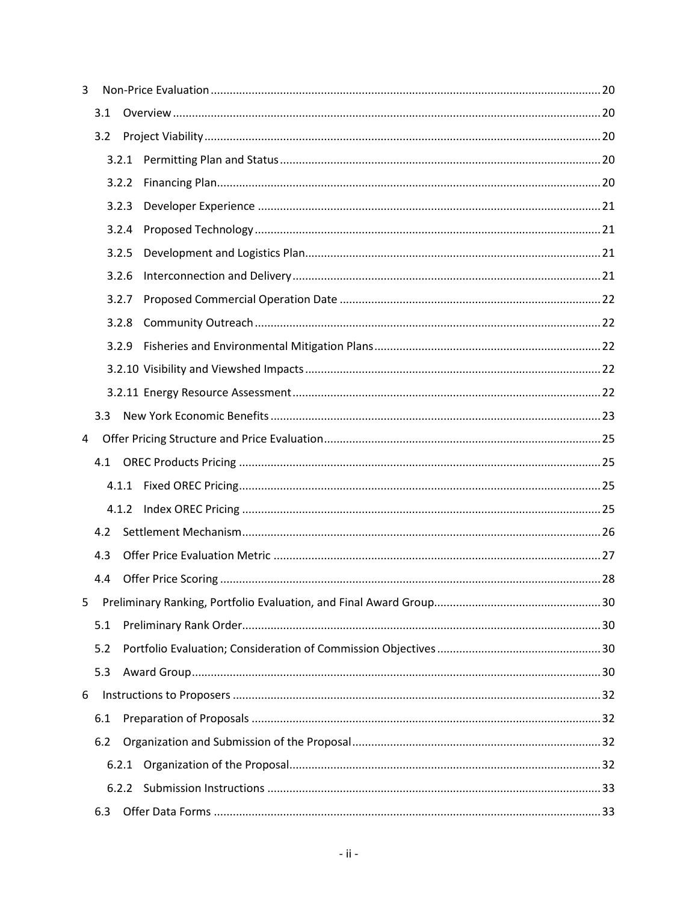3 Non-Price Evaluation ... 20

- 3.1 Overview ... 20
- 3.2 Project Viability ... 20
  - 3.2.1 Permitting Plan and Status ... 20
  - 3.2.2 Financing Plan ... 20
  - 3.2.3 Developer Experience ... 21
  - 3.2.4 Proposed Technology ... 21
  - 3.2.5 Development and Logistics Plan ... 21
  - 3.2.6 Interconnection and Delivery ... 21
  - 3.2.7 Proposed Commercial Operation Date ... 22
  - 3.2.8 Community Outreach ... 22
  - 3.2.9 Fisheries and Environmental Mitigation Plans ... 22
  - 3.2.10 Visibility and Viewshed Impacts ... 22
  - 3.2.11 Energy Resource Assessment ... 22
- 3.3 New York Economic Benefits ... 23

4 Offer Pricing Structure and Price Evaluation ... 25

- 4.1 OREC Products Pricing ... 25
  - 4.1.1 Fixed OREC Pricing ... 25
  - 4.1.2 Index OREC Pricing ... 25
- 4.2 Settlement Mechanism ... 26
- 4.3 Offer Price Evaluation Metric ... 27
- 4.4 Offer Price Scoring ... 28

5 Preliminary Ranking, Portfolio Evaluation, and Final Award Group ... 30

- 5.1 Preliminary Rank Order ... 30
- 5.2 Portfolio Evaluation; Consideration of Commission Objectives ... 30
- 5.3 Award Group ... 30

6 Instructions to Proposers ... 32

- 6.1 Preparation of Proposals ... 32
- 6.2 Organization and Submission of the Proposal ... 32
  - 6.2.1 Organization of the Proposal ... 32
  - 6.2.2 Submission Instructions ... 33
- 6.3 Offer Data Forms ... 33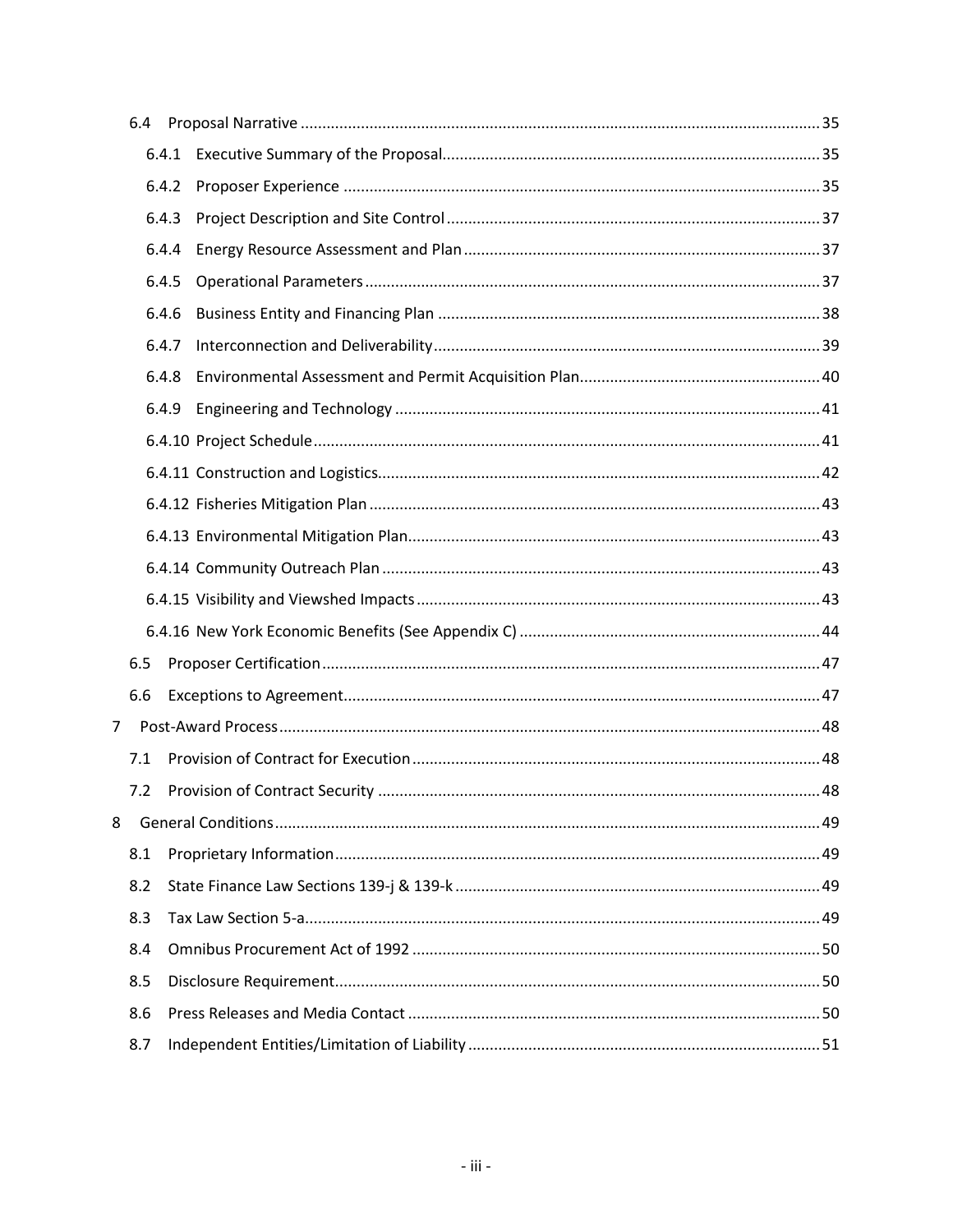- 6.4 Proposal Narrative ..... 35
  - 6.4.1 Executive Summary of the Proposal ..... 35
  - 6.4.2 Proposer Experience ..... 35
  - 6.4.3 Project Description and Site Control ..... 37
  - 6.4.4 Energy Resource Assessment and Plan ..... 37
  - 6.4.5 Operational Parameters ..... 37
  - 6.4.6 Business Entity and Financing Plan ..... 38
  - 6.4.7 Interconnection and Deliverability ..... 39
  - 6.4.8 Environmental Assessment and Permit Acquisition Plan ..... 40
  - 6.4.9 Engineering and Technology ..... 41
  - 6.4.10 Project Schedule ..... 41
  - 6.4.11 Construction and Logistics ..... 42
  - 6.4.12 Fisheries Mitigation Plan ..... 43
  - 6.4.13 Environmental Mitigation Plan ..... 43
  - 6.4.14 Community Outreach Plan ..... 43
  - 6.4.15 Visibility and Viewshed Impacts ..... 43
  - 6.4.16 New York Economic Benefits (See Appendix C) ..... 44
- 6.5 Proposer Certification ..... 47
- 6.6 Exceptions to Agreement ..... 47

7 Post-Award Process ..... 48

- 7.1 Provision of Contract for Execution ..... 48
- 7.2 Provision of Contract Security ..... 48

8 General Conditions ..... 49

- 8.1 Proprietary Information ..... 49
- 8.2 State Finance Law Sections 139-j & 139-k ..... 49
- 8.3 Tax Law Section 5-a ..... 49
- 8.4 Omnibus Procurement Act of 1992 ..... 50
- 8.5 Disclosure Requirement ..... 50
- 8.6 Press Releases and Media Contact ..... 50
- 8.7 Independent Entities/Limitation of Liability ..... 51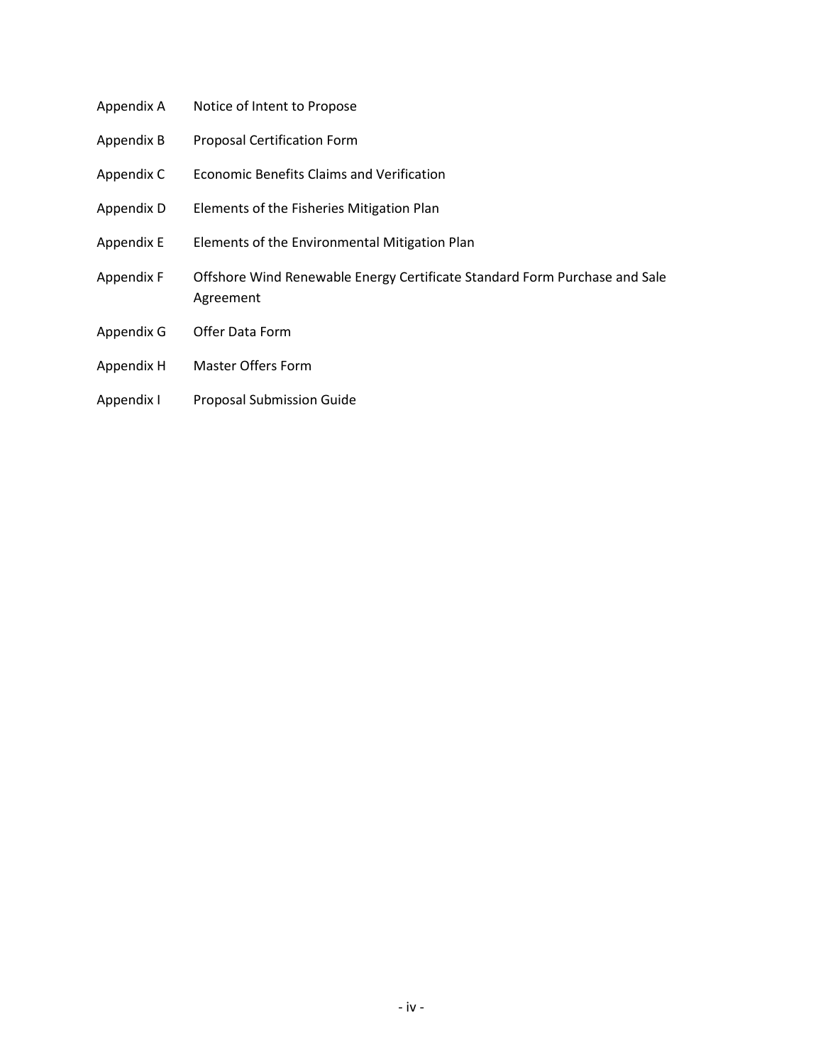| | |
|---|---|
| Appendix A | Notice of Intent to Propose |
| Appendix B | Proposal Certification Form |
| Appendix C | Economic Benefits Claims and Verification |
| Appendix D | Elements of the Fisheries Mitigation Plan |
| Appendix E | Elements of the Environmental Mitigation Plan |
| Appendix F | Offshore Wind Renewable Energy Certificate Standard Form Purchase and Sale Agreement |
| Appendix G | Offer Data Form |
| Appendix H | Master Offers Form |
| Appendix I | Proposal Submission Guide |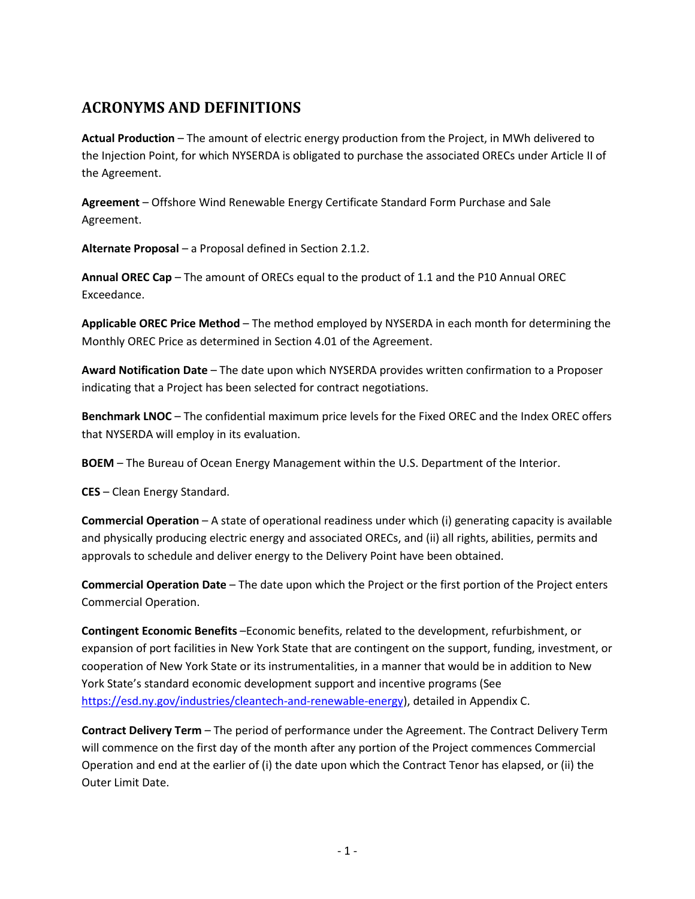## ACRONYMS AND DEFINITIONS

**Actual Production** – The amount of electric energy production from the Project, in MWh delivered to the Injection Point, for which NYSERDA is obligated to purchase the associated ORECs under Article II of the Agreement.

**Agreement** – Offshore Wind Renewable Energy Certificate Standard Form Purchase and Sale Agreement.

**Alternate Proposal** – a Proposal defined in Section 2.1.2.

**Annual OREC Cap** – The amount of ORECs equal to the product of 1.1 and the P10 Annual OREC Exceedance.

**Applicable OREC Price Method** – The method employed by NYSERDA in each month for determining the Monthly OREC Price as determined in Section 4.01 of the Agreement.

**Award Notification Date** – The date upon which NYSERDA provides written confirmation to a Proposer indicating that a Project has been selected for contract negotiations.

**Benchmark LNOC** – The confidential maximum price levels for the Fixed OREC and the Index OREC offers that NYSERDA will employ in its evaluation.

**BOEM** – The Bureau of Ocean Energy Management within the U.S. Department of the Interior.

**CES** – Clean Energy Standard.

**Commercial Operation** – A state of operational readiness under which (i) generating capacity is available and physically producing electric energy and associated ORECs, and (ii) all rights, abilities, permits and approvals to schedule and deliver energy to the Delivery Point have been obtained.

**Commercial Operation Date** – The date upon which the Project or the first portion of the Project enters Commercial Operation.

**Contingent Economic Benefits** –Economic benefits, related to the development, refurbishment, or expansion of port facilities in New York State that are contingent on the support, funding, investment, or cooperation of New York State or its instrumentalities, in a manner that would be in addition to New York State's standard economic development support and incentive programs (See https://esd.ny.gov/industries/cleantech-and-renewable-energy), detailed in Appendix C.

**Contract Delivery Term** – The period of performance under the Agreement. The Contract Delivery Term will commence on the first day of the month after any portion of the Project commences Commercial Operation and end at the earlier of (i) the date upon which the Contract Tenor has elapsed, or (ii) the Outer Limit Date.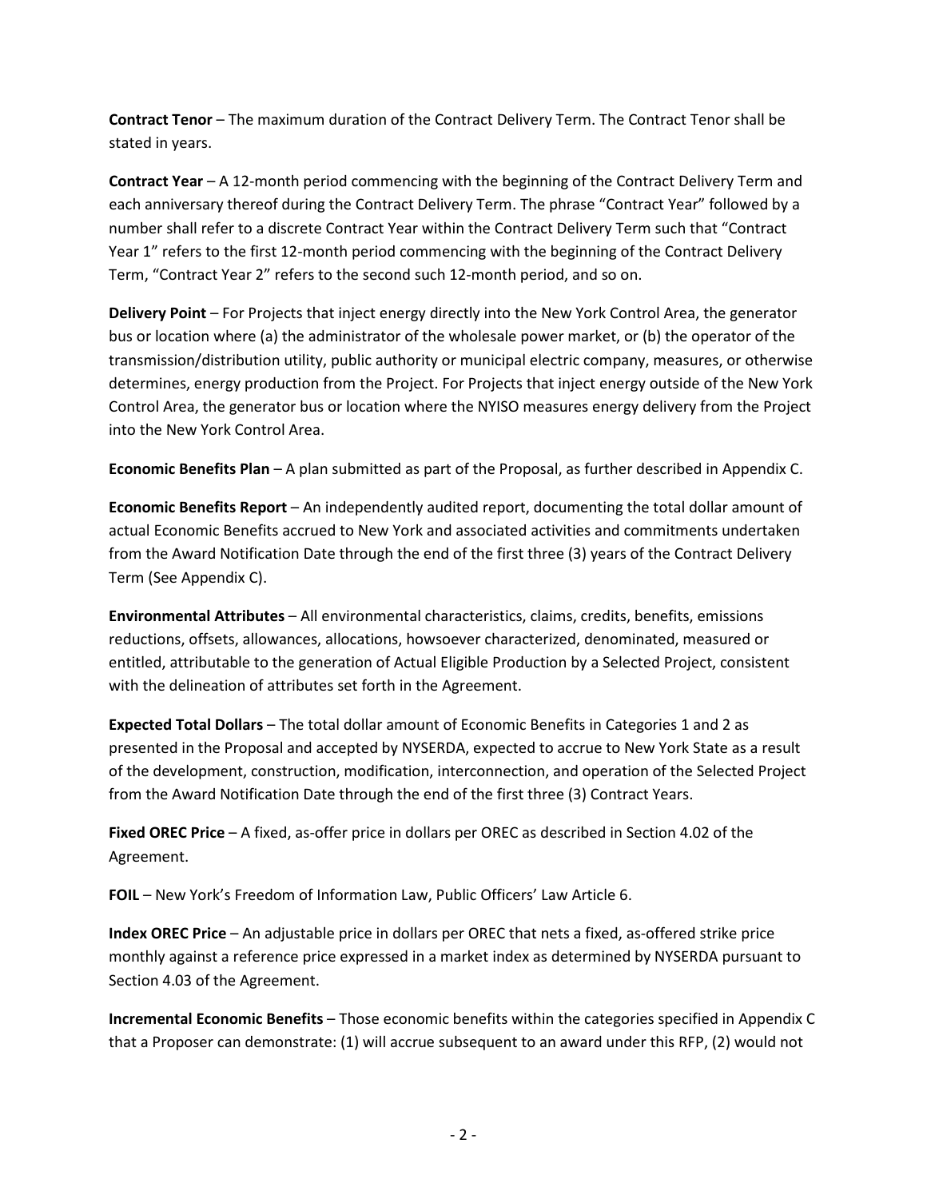**Contract Tenor** – The maximum duration of the Contract Delivery Term. The Contract Tenor shall be stated in years.

**Contract Year** – A 12-month period commencing with the beginning of the Contract Delivery Term and each anniversary thereof during the Contract Delivery Term. The phrase "Contract Year" followed by a number shall refer to a discrete Contract Year within the Contract Delivery Term such that "Contract Year 1" refers to the first 12-month period commencing with the beginning of the Contract Delivery Term, "Contract Year 2" refers to the second such 12-month period, and so on.

**Delivery Point** – For Projects that inject energy directly into the New York Control Area, the generator bus or location where (a) the administrator of the wholesale power market, or (b) the operator of the transmission/distribution utility, public authority or municipal electric company, measures, or otherwise determines, energy production from the Project. For Projects that inject energy outside of the New York Control Area, the generator bus or location where the NYISO measures energy delivery from the Project into the New York Control Area.

**Economic Benefits Plan** – A plan submitted as part of the Proposal, as further described in Appendix C.

**Economic Benefits Report** – An independently audited report, documenting the total dollar amount of actual Economic Benefits accrued to New York and associated activities and commitments undertaken from the Award Notification Date through the end of the first three (3) years of the Contract Delivery Term (See Appendix C).

**Environmental Attributes** – All environmental characteristics, claims, credits, benefits, emissions reductions, offsets, allowances, allocations, howsoever characterized, denominated, measured or entitled, attributable to the generation of Actual Eligible Production by a Selected Project, consistent with the delineation of attributes set forth in the Agreement.

**Expected Total Dollars** – The total dollar amount of Economic Benefits in Categories 1 and 2 as presented in the Proposal and accepted by NYSERDA, expected to accrue to New York State as a result of the development, construction, modification, interconnection, and operation of the Selected Project from the Award Notification Date through the end of the first three (3) Contract Years.

**Fixed OREC Price** – A fixed, as-offer price in dollars per OREC as described in Section 4.02 of the Agreement.

**FOIL** – New York's Freedom of Information Law, Public Officers' Law Article 6.

**Index OREC Price** – An adjustable price in dollars per OREC that nets a fixed, as-offered strike price monthly against a reference price expressed in a market index as determined by NYSERDA pursuant to Section 4.03 of the Agreement.

**Incremental Economic Benefits** – Those economic benefits within the categories specified in Appendix C that a Proposer can demonstrate: (1) will accrue subsequent to an award under this RFP, (2) would not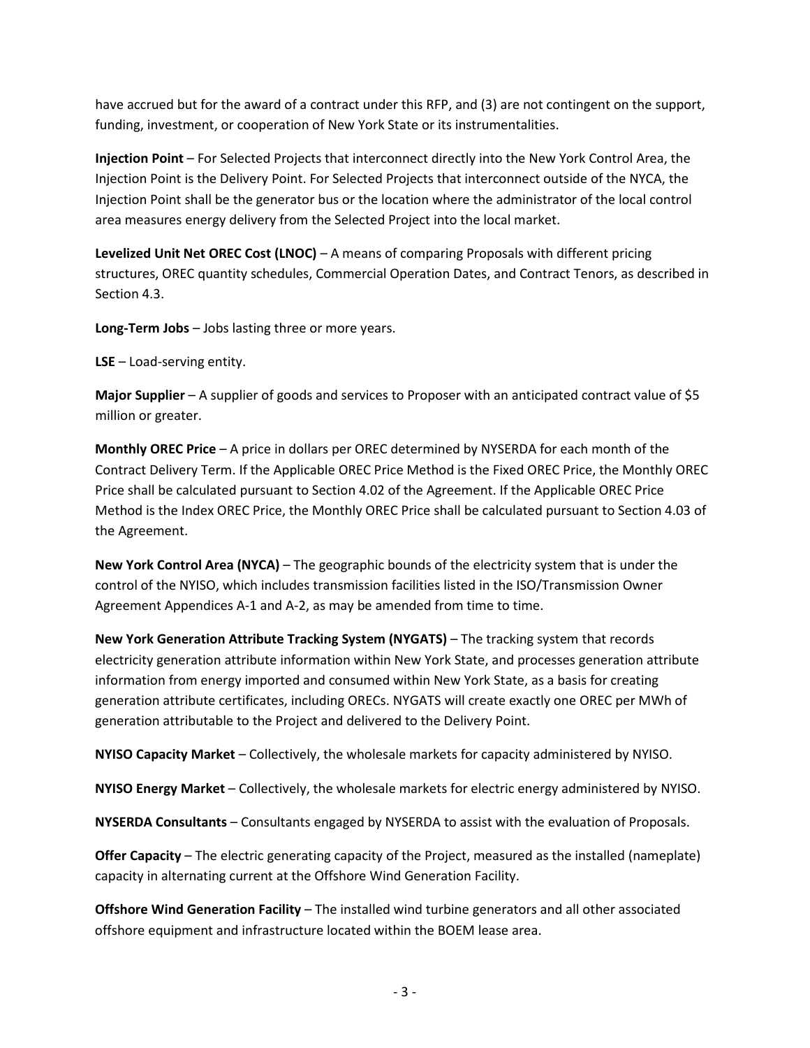have accrued but for the award of a contract under this RFP, and (3) are not contingent on the support, funding, investment, or cooperation of New York State or its instrumentalities.

**Injection Point** – For Selected Projects that interconnect directly into the New York Control Area, the Injection Point is the Delivery Point. For Selected Projects that interconnect outside of the NYCA, the Injection Point shall be the generator bus or the location where the administrator of the local control area measures energy delivery from the Selected Project into the local market.

**Levelized Unit Net OREC Cost (LNOC)** – A means of comparing Proposals with different pricing structures, OREC quantity schedules, Commercial Operation Dates, and Contract Tenors, as described in Section 4.3.

**Long-Term Jobs** – Jobs lasting three or more years.

**LSE** – Load-serving entity.

**Major Supplier** – A supplier of goods and services to Proposer with an anticipated contract value of $5 million or greater.

**Monthly OREC Price** – A price in dollars per OREC determined by NYSERDA for each month of the Contract Delivery Term. If the Applicable OREC Price Method is the Fixed OREC Price, the Monthly OREC Price shall be calculated pursuant to Section 4.02 of the Agreement. If the Applicable OREC Price Method is the Index OREC Price, the Monthly OREC Price shall be calculated pursuant to Section 4.03 of the Agreement.

**New York Control Area (NYCA)** – The geographic bounds of the electricity system that is under the control of the NYISO, which includes transmission facilities listed in the ISO/Transmission Owner Agreement Appendices A-1 and A-2, as may be amended from time to time.

**New York Generation Attribute Tracking System (NYGATS)** – The tracking system that records electricity generation attribute information within New York State, and processes generation attribute information from energy imported and consumed within New York State, as a basis for creating generation attribute certificates, including ORECs. NYGATS will create exactly one OREC per MWh of generation attributable to the Project and delivered to the Delivery Point.

**NYISO Capacity Market** – Collectively, the wholesale markets for capacity administered by NYISO.

**NYISO Energy Market** – Collectively, the wholesale markets for electric energy administered by NYISO.

**NYSERDA Consultants** – Consultants engaged by NYSERDA to assist with the evaluation of Proposals.

**Offer Capacity** – The electric generating capacity of the Project, measured as the installed (nameplate) capacity in alternating current at the Offshore Wind Generation Facility.

**Offshore Wind Generation Facility** – The installed wind turbine generators and all other associated offshore equipment and infrastructure located within the BOEM lease area.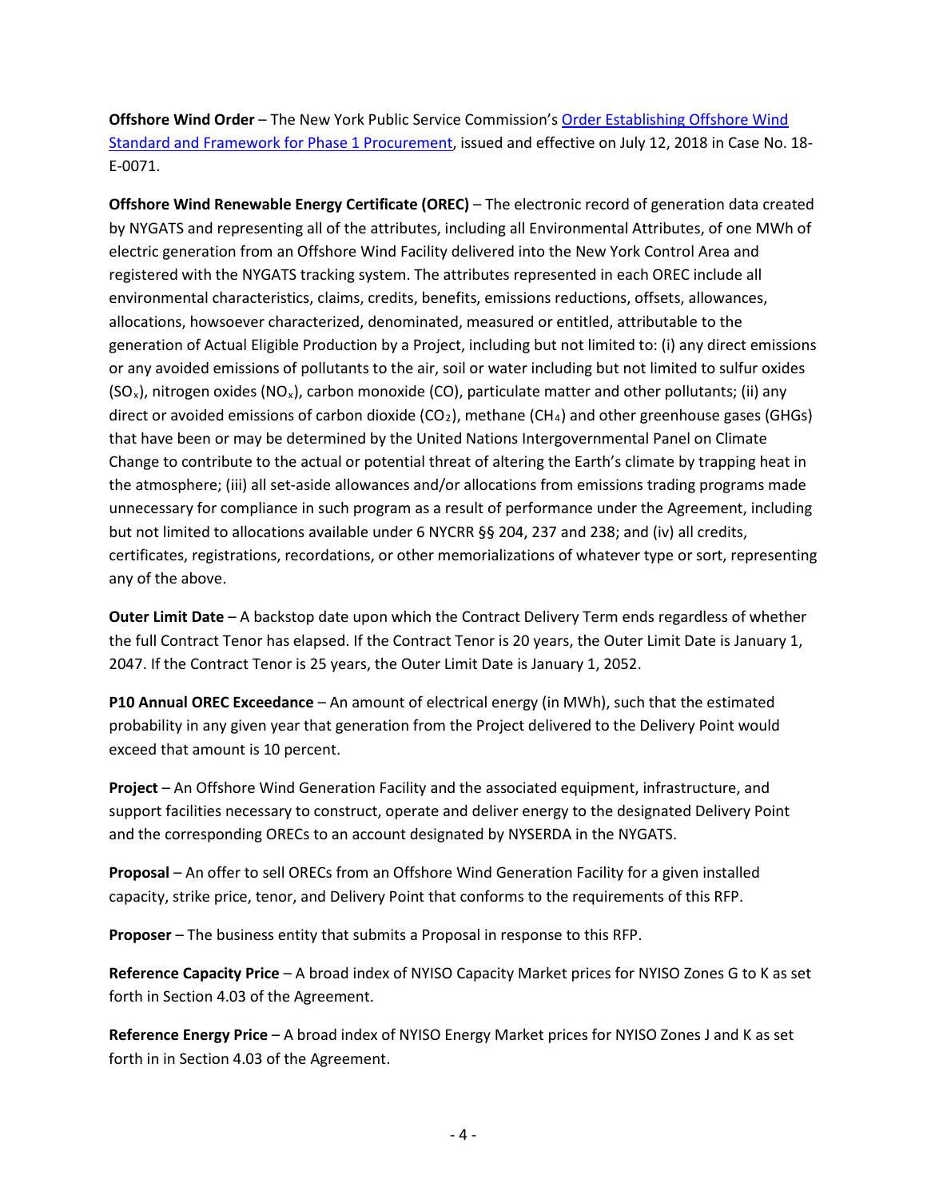**Offshore Wind Order** – The New York Public Service Commission's [Order Establishing Offshore Wind Standard and Framework for Phase 1 Procurement](), issued and effective on July 12, 2018 in Case No. 18-E-0071.

**Offshore Wind Renewable Energy Certificate (OREC)** – The electronic record of generation data created by NYGATS and representing all of the attributes, including all Environmental Attributes, of one MWh of electric generation from an Offshore Wind Facility delivered into the New York Control Area and registered with the NYGATS tracking system. The attributes represented in each OREC include all environmental characteristics, claims, credits, benefits, emissions reductions, offsets, allowances, allocations, howsoever characterized, denominated, measured or entitled, attributable to the generation of Actual Eligible Production by a Project, including but not limited to: (i) any direct emissions or any avoided emissions of pollutants to the air, soil or water including but not limited to sulfur oxides ($SO_x$), nitrogen oxides ($NO_x$), carbon monoxide (CO), particulate matter and other pollutants; (ii) any direct or avoided emissions of carbon dioxide ($CO_2$), methane ($CH_4$) and other greenhouse gases (GHGs) that have been or may be determined by the United Nations Intergovernmental Panel on Climate Change to contribute to the actual or potential threat of altering the Earth's climate by trapping heat in the atmosphere; (iii) all set-aside allowances and/or allocations from emissions trading programs made unnecessary for compliance in such program as a result of performance under the Agreement, including but not limited to allocations available under 6 NYCRR §§ 204, 237 and 238; and (iv) all credits, certificates, registrations, recordations, or other memorializations of whatever type or sort, representing any of the above.

**Outer Limit Date** – A backstop date upon which the Contract Delivery Term ends regardless of whether the full Contract Tenor has elapsed. If the Contract Tenor is 20 years, the Outer Limit Date is January 1, 2047. If the Contract Tenor is 25 years, the Outer Limit Date is January 1, 2052.

**P10 Annual OREC Exceedance** – An amount of electrical energy (in MWh), such that the estimated probability in any given year that generation from the Project delivered to the Delivery Point would exceed that amount is 10 percent.

**Project** – An Offshore Wind Generation Facility and the associated equipment, infrastructure, and support facilities necessary to construct, operate and deliver energy to the designated Delivery Point and the corresponding ORECs to an account designated by NYSERDA in the NYGATS.

**Proposal** – An offer to sell ORECs from an Offshore Wind Generation Facility for a given installed capacity, strike price, tenor, and Delivery Point that conforms to the requirements of this RFP.

**Proposer** – The business entity that submits a Proposal in response to this RFP.

**Reference Capacity Price** – A broad index of NYISO Capacity Market prices for NYISO Zones G to K as set forth in Section 4.03 of the Agreement.

**Reference Energy Price** – A broad index of NYISO Energy Market prices for NYISO Zones J and K as set forth in in Section 4.03 of the Agreement.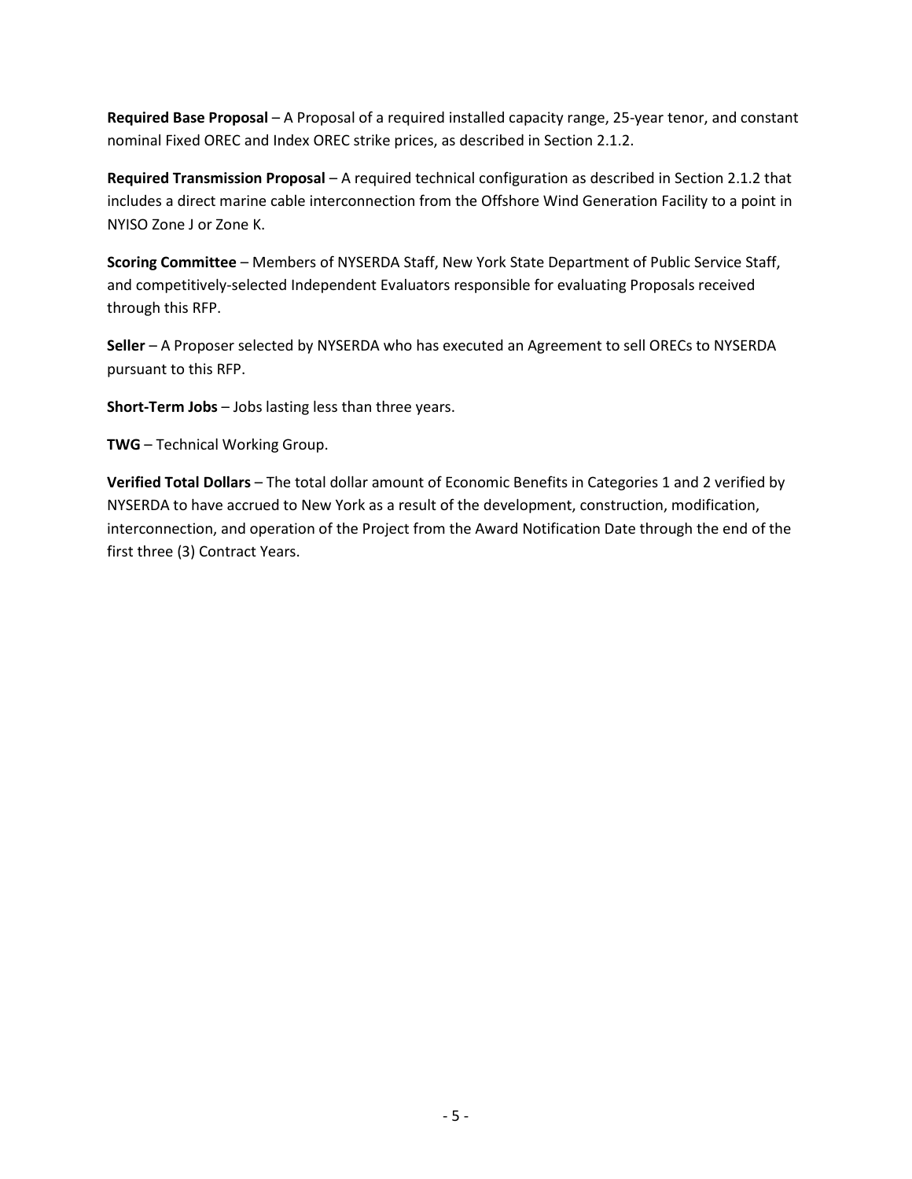**Required Base Proposal** – A Proposal of a required installed capacity range, 25-year tenor, and constant nominal Fixed OREC and Index OREC strike prices, as described in Section 2.1.2.

**Required Transmission Proposal** – A required technical configuration as described in Section 2.1.2 that includes a direct marine cable interconnection from the Offshore Wind Generation Facility to a point in NYISO Zone J or Zone K.

**Scoring Committee** – Members of NYSERDA Staff, New York State Department of Public Service Staff, and competitively-selected Independent Evaluators responsible for evaluating Proposals received through this RFP.

**Seller** – A Proposer selected by NYSERDA who has executed an Agreement to sell ORECs to NYSERDA pursuant to this RFP.

**Short-Term Jobs** – Jobs lasting less than three years.

**TWG** – Technical Working Group.

**Verified Total Dollars** – The total dollar amount of Economic Benefits in Categories 1 and 2 verified by NYSERDA to have accrued to New York as a result of the development, construction, modification, interconnection, and operation of the Project from the Award Notification Date through the end of the first three (3) Contract Years.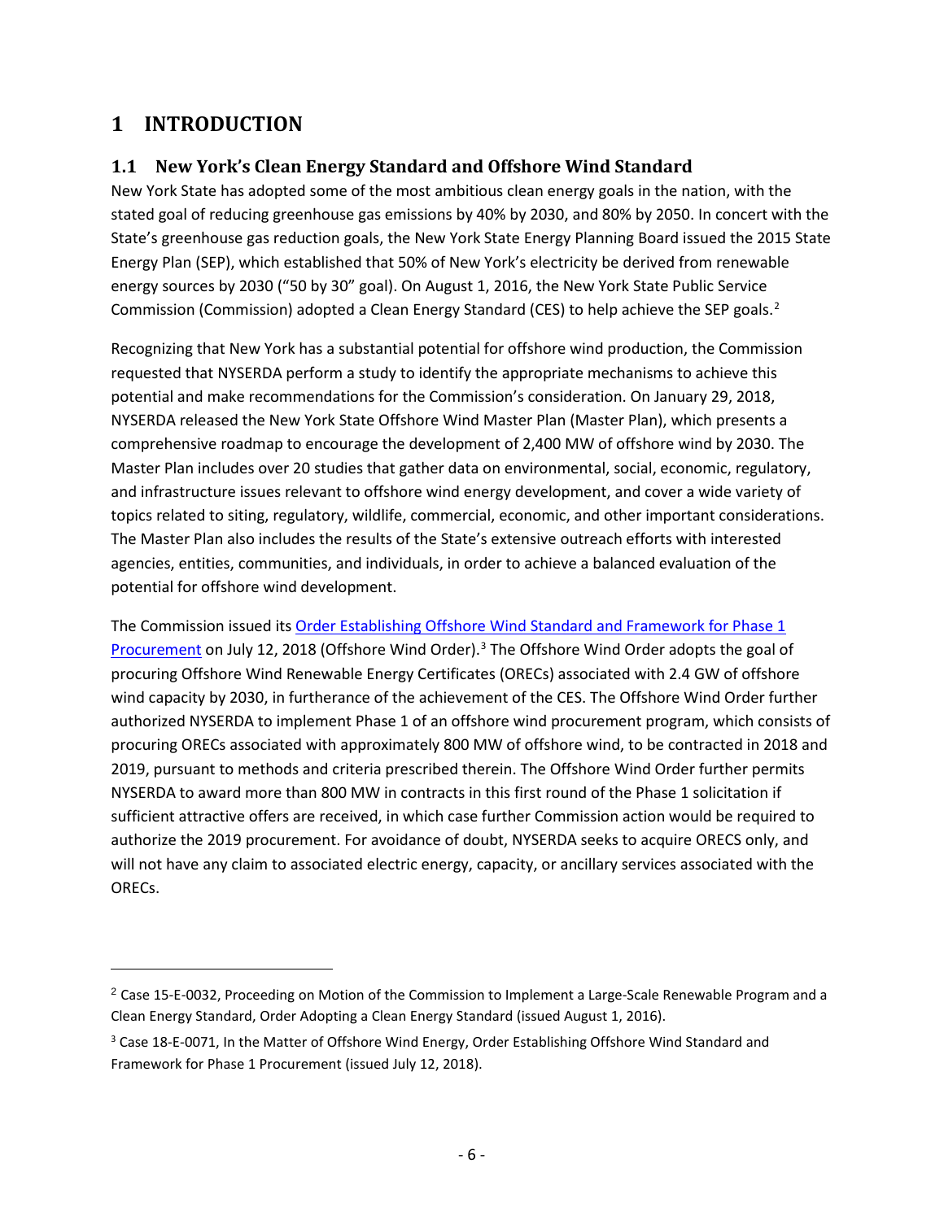# 1 INTRODUCTION

## 1.1 New York's Clean Energy Standard and Offshore Wind Standard

New York State has adopted some of the most ambitious clean energy goals in the nation, with the stated goal of reducing greenhouse gas emissions by 40% by 2030, and 80% by 2050. In concert with the State's greenhouse gas reduction goals, the New York State Energy Planning Board issued the 2015 State Energy Plan (SEP), which established that 50% of New York's electricity be derived from renewable energy sources by 2030 ("50 by 30" goal). On August 1, 2016, the New York State Public Service Commission (Commission) adopted a Clean Energy Standard (CES) to help achieve the SEP goals.[2]

Recognizing that New York has a substantial potential for offshore wind production, the Commission requested that NYSERDA perform a study to identify the appropriate mechanisms to achieve this potential and make recommendations for the Commission's consideration. On January 29, 2018, NYSERDA released the New York State Offshore Wind Master Plan (Master Plan), which presents a comprehensive roadmap to encourage the development of 2,400 MW of offshore wind by 2030. The Master Plan includes over 20 studies that gather data on environmental, social, economic, regulatory, and infrastructure issues relevant to offshore wind energy development, and cover a wide variety of topics related to siting, regulatory, wildlife, commercial, economic, and other important considerations. The Master Plan also includes the results of the State's extensive outreach efforts with interested agencies, entities, communities, and individuals, in order to achieve a balanced evaluation of the potential for offshore wind development.

The Commission issued its Order Establishing Offshore Wind Standard and Framework for Phase 1 Procurement on July 12, 2018 (Offshore Wind Order).[3] The Offshore Wind Order adopts the goal of procuring Offshore Wind Renewable Energy Certificates (ORECs) associated with 2.4 GW of offshore wind capacity by 2030, in furtherance of the achievement of the CES. The Offshore Wind Order further authorized NYSERDA to implement Phase 1 of an offshore wind procurement program, which consists of procuring ORECs associated with approximately 800 MW of offshore wind, to be contracted in 2018 and 2019, pursuant to methods and criteria prescribed therein. The Offshore Wind Order further permits NYSERDA to award more than 800 MW in contracts in this first round of the Phase 1 solicitation if sufficient attractive offers are received, in which case further Commission action would be required to authorize the 2019 procurement. For avoidance of doubt, NYSERDA seeks to acquire ORECS only, and will not have any claim to associated electric energy, capacity, or ancillary services associated with the ORECs.

---

[2] Case 15-E-0032, Proceeding on Motion of the Commission to Implement a Large-Scale Renewable Program and a Clean Energy Standard, Order Adopting a Clean Energy Standard (issued August 1, 2016).

[3] Case 18-E-0071, In the Matter of Offshore Wind Energy, Order Establishing Offshore Wind Standard and Framework for Phase 1 Procurement (issued July 12, 2018).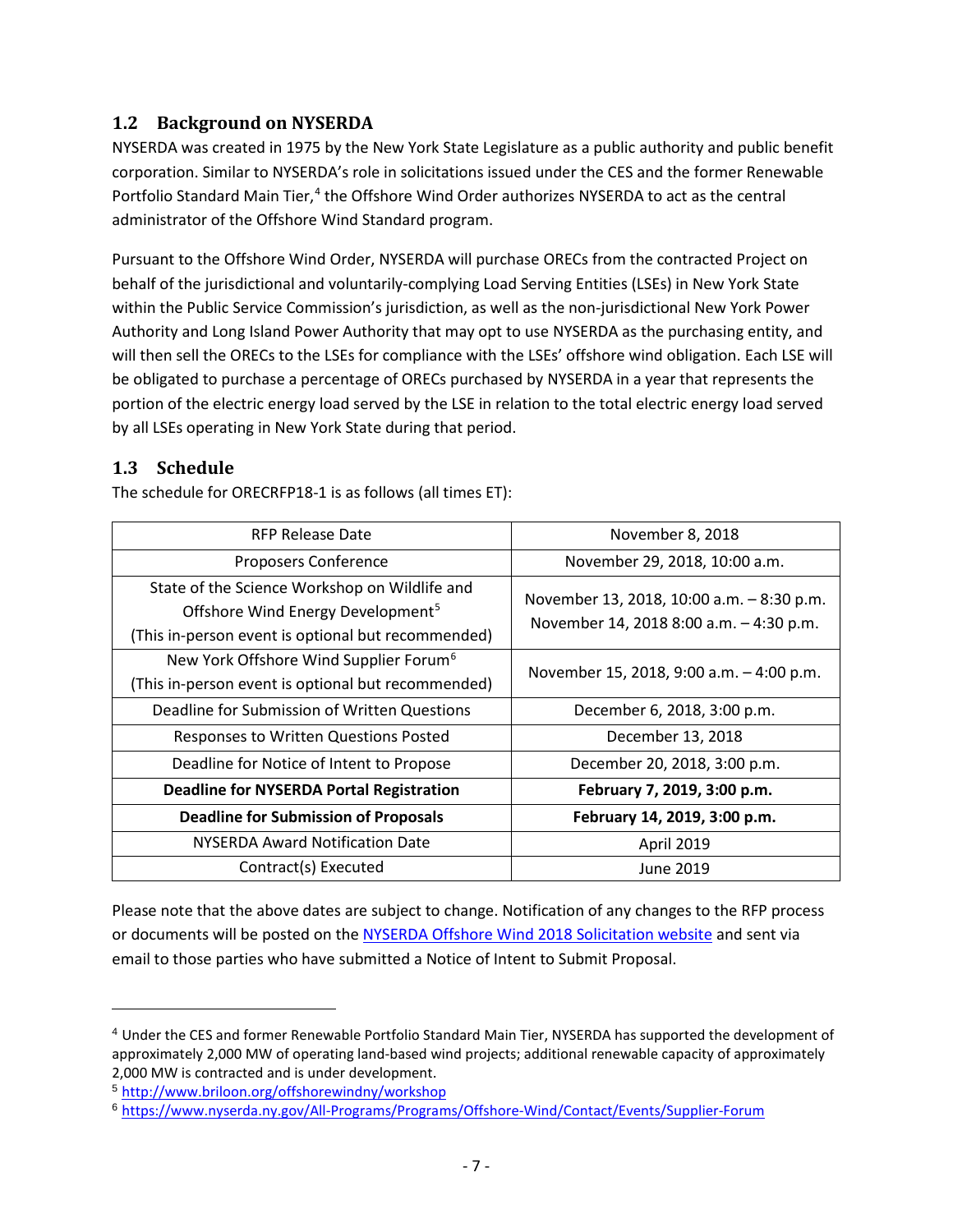## 1.2 Background on NYSERDA

NYSERDA was created in 1975 by the New York State Legislature as a public authority and public benefit corporation. Similar to NYSERDA's role in solicitations issued under the CES and the former Renewable Portfolio Standard Main Tier,[4] the Offshore Wind Order authorizes NYSERDA to act as the central administrator of the Offshore Wind Standard program.

Pursuant to the Offshore Wind Order, NYSERDA will purchase ORECs from the contracted Project on behalf of the jurisdictional and voluntarily-complying Load Serving Entities (LSEs) in New York State within the Public Service Commission's jurisdiction, as well as the non-jurisdictional New York Power Authority and Long Island Power Authority that may opt to use NYSERDA as the purchasing entity, and will then sell the ORECs to the LSEs for compliance with the LSEs' offshore wind obligation. Each LSE will be obligated to purchase a percentage of ORECs purchased by NYSERDA in a year that represents the portion of the electric energy load served by the LSE in relation to the total electric energy load served by all LSEs operating in New York State during that period.

## 1.3 Schedule

The schedule for ORECRFP18-1 is as follows (all times ET):

| Event | Date |
|---|---|
| RFP Release Date | November 8, 2018 |
| Proposers Conference | November 29, 2018, 10:00 a.m. |
| State of the Science Workshop on Wildlife and Offshore Wind Energy Development[5] (This in-person event is optional but recommended) | November 13, 2018, 10:00 a.m. – 8:30 p.m. November 14, 2018 8:00 a.m. – 4:30 p.m. |
| New York Offshore Wind Supplier Forum[6] (This in-person event is optional but recommended) | November 15, 2018, 9:00 a.m. – 4:00 p.m. |
| Deadline for Submission of Written Questions | December 6, 2018, 3:00 p.m. |
| Responses to Written Questions Posted | December 13, 2018 |
| Deadline for Notice of Intent to Propose | December 20, 2018, 3:00 p.m. |
| **Deadline for NYSERDA Portal Registration** | **February 7, 2019, 3:00 p.m.** |
| **Deadline for Submission of Proposals** | **February 14, 2019, 3:00 p.m.** |
| NYSERDA Award Notification Date | April 2019 |
| Contract(s) Executed | June 2019 |

Please note that the above dates are subject to change. Notification of any changes to the RFP process or documents will be posted on the NYSERDA Offshore Wind 2018 Solicitation website and sent via email to those parties who have submitted a Notice of Intent to Submit Proposal.

---

[4] Under the CES and former Renewable Portfolio Standard Main Tier, NYSERDA has supported the development of approximately 2,000 MW of operating land-based wind projects; additional renewable capacity of approximately 2,000 MW is contracted and is under development.

[5] http://www.briloon.org/offshorewindny/workshop

[6] https://www.nyserda.ny.gov/All-Programs/Programs/Offshore-Wind/Contact/Events/Supplier-Forum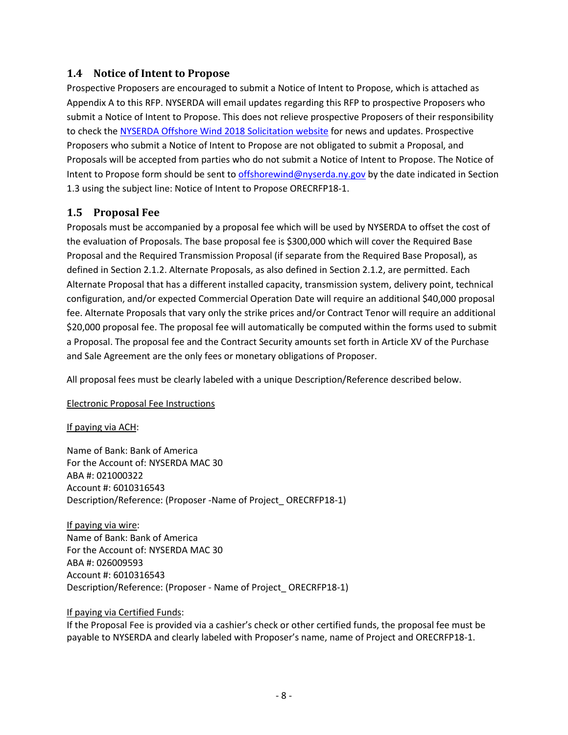## 1.4 Notice of Intent to Propose

Prospective Proposers are encouraged to submit a Notice of Intent to Propose, which is attached as Appendix A to this RFP. NYSERDA will email updates regarding this RFP to prospective Proposers who submit a Notice of Intent to Propose. This does not relieve prospective Proposers of their responsibility to check the NYSERDA Offshore Wind 2018 Solicitation website for news and updates. Prospective Proposers who submit a Notice of Intent to Propose are not obligated to submit a Proposal, and Proposals will be accepted from parties who do not submit a Notice of Intent to Propose. The Notice of Intent to Propose form should be sent to offshorewind@nyserda.ny.gov by the date indicated in Section 1.3 using the subject line: Notice of Intent to Propose ORECRFP18-1.

## 1.5 Proposal Fee

Proposals must be accompanied by a proposal fee which will be used by NYSERDA to offset the cost of the evaluation of Proposals. The base proposal fee is $300,000 which will cover the Required Base Proposal and the Required Transmission Proposal (if separate from the Required Base Proposal), as defined in Section 2.1.2. Alternate Proposals, as also defined in Section 2.1.2, are permitted. Each Alternate Proposal that has a different installed capacity, transmission system, delivery point, technical configuration, and/or expected Commercial Operation Date will require an additional $40,000 proposal fee. Alternate Proposals that vary only the strike prices and/or Contract Tenor will require an additional $20,000 proposal fee. The proposal fee will automatically be computed within the forms used to submit a Proposal. The proposal fee and the Contract Security amounts set forth in Article XV of the Purchase and Sale Agreement are the only fees or monetary obligations of Proposer.

All proposal fees must be clearly labeled with a unique Description/Reference described below.

Electronic Proposal Fee Instructions

If paying via ACH:

Name of Bank: Bank of America
For the Account of: NYSERDA MAC 30
ABA #: 021000322
Account #: 6010316543
Description/Reference: (Proposer -Name of Project_ ORECRFP18-1)

If paying via wire:
Name of Bank: Bank of America
For the Account of: NYSERDA MAC 30
ABA #: 026009593
Account #: 6010316543
Description/Reference: (Proposer - Name of Project_ ORECRFP18-1)

If paying via Certified Funds:
If the Proposal Fee is provided via a cashier's check or other certified funds, the proposal fee must be payable to NYSERDA and clearly labeled with Proposer's name, name of Project and ORECRFP18-1.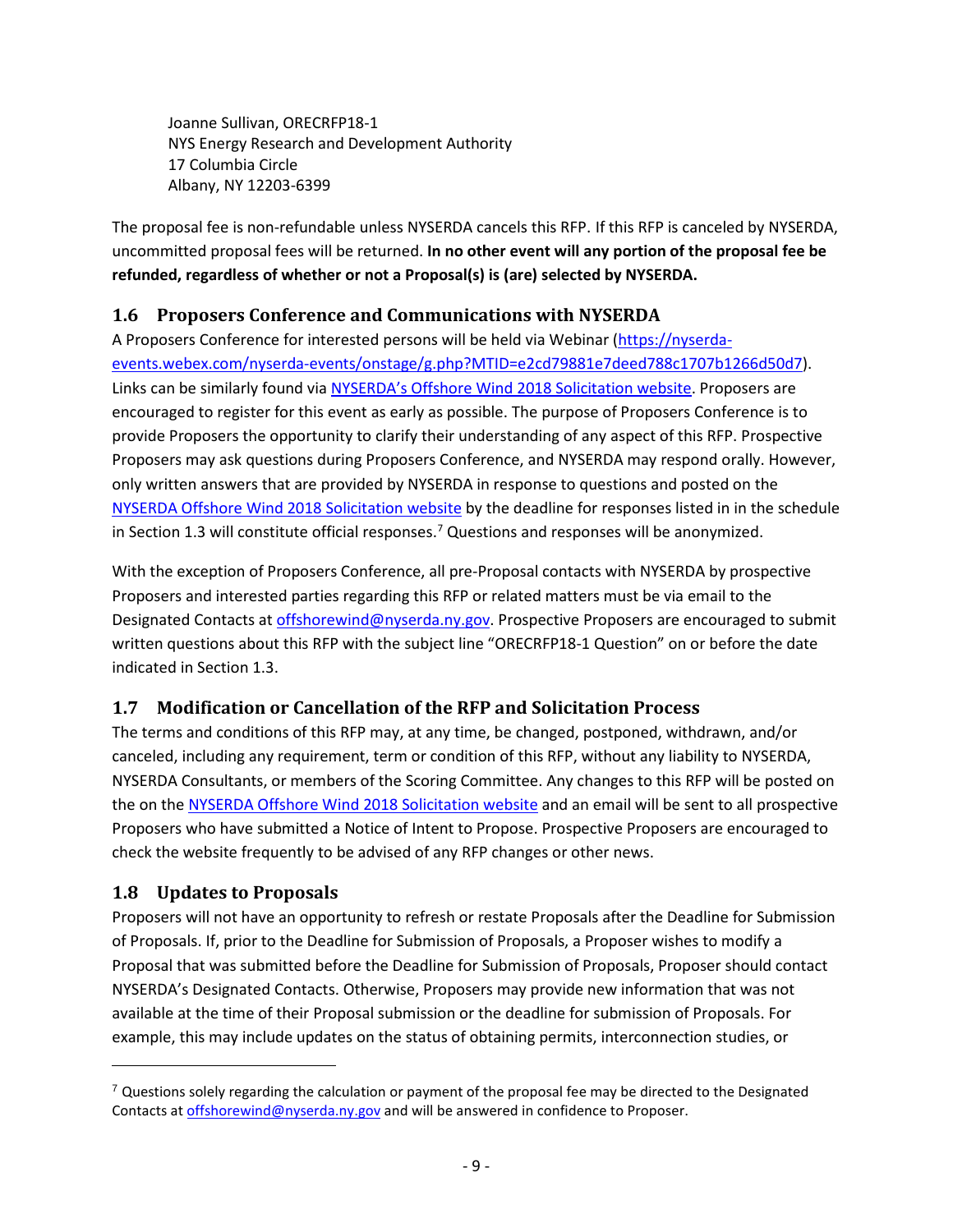Joanne Sullivan, ORECRFP18-1
NYS Energy Research and Development Authority
17 Columbia Circle
Albany, NY 12203-6399

The proposal fee is non-refundable unless NYSERDA cancels this RFP. If this RFP is canceled by NYSERDA, uncommitted proposal fees will be returned. **In no other event will any portion of the proposal fee be refunded, regardless of whether or not a Proposal(s) is (are) selected by NYSERDA.**

## 1.6 Proposers Conference and Communications with NYSERDA

A Proposers Conference for interested persons will be held via Webinar (https://nyserda-events.webex.com/nyserda-events/onstage/g.php?MTID=e2cd79881e7deed788c1707b1266d50d7). Links can be similarly found via NYSERDA's Offshore Wind 2018 Solicitation website. Proposers are encouraged to register for this event as early as possible. The purpose of Proposers Conference is to provide Proposers the opportunity to clarify their understanding of any aspect of this RFP. Prospective Proposers may ask questions during Proposers Conference, and NYSERDA may respond orally. However, only written answers that are provided by NYSERDA in response to questions and posted on the NYSERDA Offshore Wind 2018 Solicitation website by the deadline for responses listed in in the schedule in Section 1.3 will constitute official responses.[7] Questions and responses will be anonymized.

With the exception of Proposers Conference, all pre-Proposal contacts with NYSERDA by prospective Proposers and interested parties regarding this RFP or related matters must be via email to the Designated Contacts at offshorewind@nyserda.ny.gov. Prospective Proposers are encouraged to submit written questions about this RFP with the subject line "ORECRFP18-1 Question" on or before the date indicated in Section 1.3.

## 1.7 Modification or Cancellation of the RFP and Solicitation Process

The terms and conditions of this RFP may, at any time, be changed, postponed, withdrawn, and/or canceled, including any requirement, term or condition of this RFP, without any liability to NYSERDA, NYSERDA Consultants, or members of the Scoring Committee. Any changes to this RFP will be posted on the on the NYSERDA Offshore Wind 2018 Solicitation website and an email will be sent to all prospective Proposers who have submitted a Notice of Intent to Propose. Prospective Proposers are encouraged to check the website frequently to be advised of any RFP changes or other news.

## 1.8 Updates to Proposals

Proposers will not have an opportunity to refresh or restate Proposals after the Deadline for Submission of Proposals. If, prior to the Deadline for Submission of Proposals, a Proposer wishes to modify a Proposal that was submitted before the Deadline for Submission of Proposals, Proposer should contact NYSERDA's Designated Contacts. Otherwise, Proposers may provide new information that was not available at the time of their Proposal submission or the deadline for submission of Proposals. For example, this may include updates on the status of obtaining permits, interconnection studies, or

[7] Questions solely regarding the calculation or payment of the proposal fee may be directed to the Designated Contacts at offshorewind@nyserda.ny.gov and will be answered in confidence to Proposer.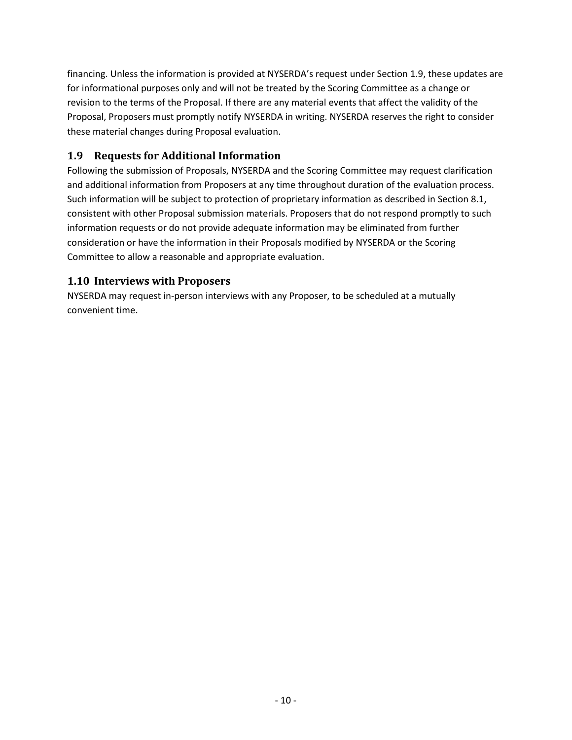financing. Unless the information is provided at NYSERDA's request under Section 1.9, these updates are for informational purposes only and will not be treated by the Scoring Committee as a change or revision to the terms of the Proposal. If there are any material events that affect the validity of the Proposal, Proposers must promptly notify NYSERDA in writing. NYSERDA reserves the right to consider these material changes during Proposal evaluation.

## 1.9 Requests for Additional Information

Following the submission of Proposals, NYSERDA and the Scoring Committee may request clarification and additional information from Proposers at any time throughout duration of the evaluation process. Such information will be subject to protection of proprietary information as described in Section 8.1, consistent with other Proposal submission materials. Proposers that do not respond promptly to such information requests or do not provide adequate information may be eliminated from further consideration or have the information in their Proposals modified by NYSERDA or the Scoring Committee to allow a reasonable and appropriate evaluation.

## 1.10 Interviews with Proposers

NYSERDA may request in-person interviews with any Proposer, to be scheduled at a mutually convenient time.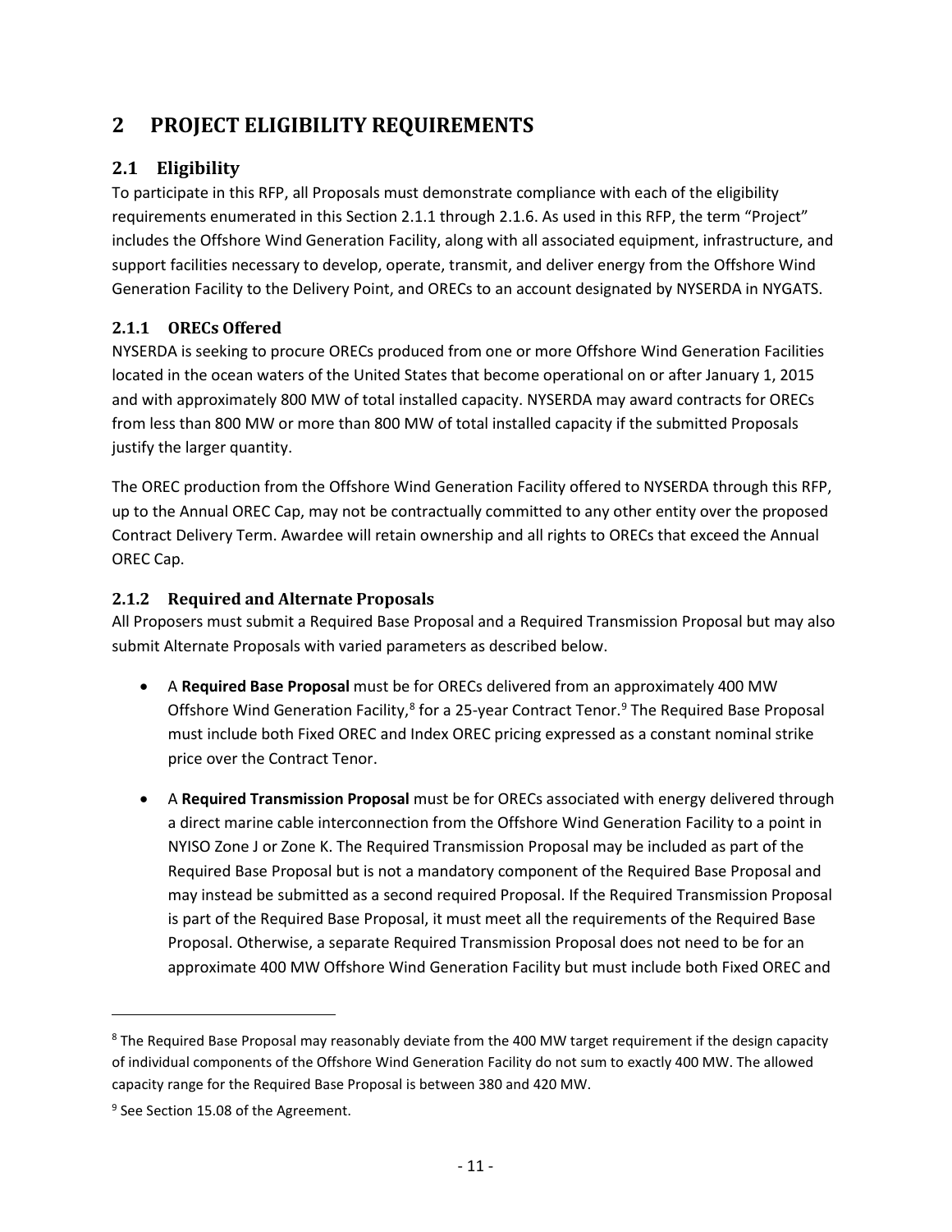# 2 PROJECT ELIGIBILITY REQUIREMENTS

## 2.1 Eligibility

To participate in this RFP, all Proposals must demonstrate compliance with each of the eligibility requirements enumerated in this Section 2.1.1 through 2.1.6. As used in this RFP, the term "Project" includes the Offshore Wind Generation Facility, along with all associated equipment, infrastructure, and support facilities necessary to develop, operate, transmit, and deliver energy from the Offshore Wind Generation Facility to the Delivery Point, and ORECs to an account designated by NYSERDA in NYGATS.

### 2.1.1 ORECs Offered

NYSERDA is seeking to procure ORECs produced from one or more Offshore Wind Generation Facilities located in the ocean waters of the United States that become operational on or after January 1, 2015 and with approximately 800 MW of total installed capacity. NYSERDA may award contracts for ORECs from less than 800 MW or more than 800 MW of total installed capacity if the submitted Proposals justify the larger quantity.

The OREC production from the Offshore Wind Generation Facility offered to NYSERDA through this RFP, up to the Annual OREC Cap, may not be contractually committed to any other entity over the proposed Contract Delivery Term. Awardee will retain ownership and all rights to ORECs that exceed the Annual OREC Cap.

### 2.1.2 Required and Alternate Proposals

All Proposers must submit a Required Base Proposal and a Required Transmission Proposal but may also submit Alternate Proposals with varied parameters as described below.

- A **Required Base Proposal** must be for ORECs delivered from an approximately 400 MW Offshore Wind Generation Facility,[8] for a 25-year Contract Tenor.[9] The Required Base Proposal must include both Fixed OREC and Index OREC pricing expressed as a constant nominal strike price over the Contract Tenor.

- A **Required Transmission Proposal** must be for ORECs associated with energy delivered through a direct marine cable interconnection from the Offshore Wind Generation Facility to a point in NYISO Zone J or Zone K. The Required Transmission Proposal may be included as part of the Required Base Proposal but is not a mandatory component of the Required Base Proposal and may instead be submitted as a second required Proposal. If the Required Transmission Proposal is part of the Required Base Proposal, it must meet all the requirements of the Required Base Proposal. Otherwise, a separate Required Transmission Proposal does not need to be for an approximate 400 MW Offshore Wind Generation Facility but must include both Fixed OREC and

[8] The Required Base Proposal may reasonably deviate from the 400 MW target requirement if the design capacity of individual components of the Offshore Wind Generation Facility do not sum to exactly 400 MW. The allowed capacity range for the Required Base Proposal is between 380 and 420 MW.

[9] See Section 15.08 of the Agreement.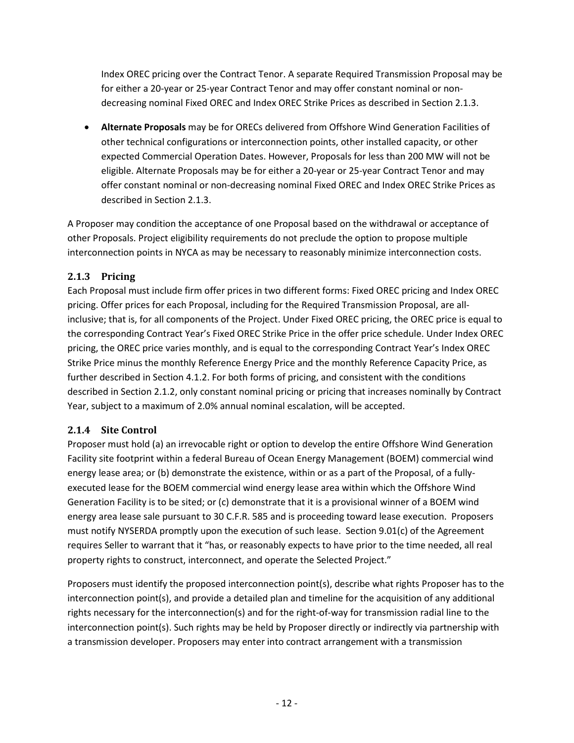Index OREC pricing over the Contract Tenor. A separate Required Transmission Proposal may be for either a 20-year or 25-year Contract Tenor and may offer constant nominal or non-decreasing nominal Fixed OREC and Index OREC Strike Prices as described in Section 2.1.3.

- **Alternate Proposals** may be for ORECs delivered from Offshore Wind Generation Facilities of other technical configurations or interconnection points, other installed capacity, or other expected Commercial Operation Dates. However, Proposals for less than 200 MW will not be eligible. Alternate Proposals may be for either a 20-year or 25-year Contract Tenor and may offer constant nominal or non-decreasing nominal Fixed OREC and Index OREC Strike Prices as described in Section 2.1.3.

A Proposer may condition the acceptance of one Proposal based on the withdrawal or acceptance of other Proposals. Project eligibility requirements do not preclude the option to propose multiple interconnection points in NYCA as may be necessary to reasonably minimize interconnection costs.

### 2.1.3 Pricing

Each Proposal must include firm offer prices in two different forms: Fixed OREC pricing and Index OREC pricing. Offer prices for each Proposal, including for the Required Transmission Proposal, are all-inclusive; that is, for all components of the Project. Under Fixed OREC pricing, the OREC price is equal to the corresponding Contract Year's Fixed OREC Strike Price in the offer price schedule. Under Index OREC pricing, the OREC price varies monthly, and is equal to the corresponding Contract Year's Index OREC Strike Price minus the monthly Reference Energy Price and the monthly Reference Capacity Price, as further described in Section 4.1.2. For both forms of pricing, and consistent with the conditions described in Section 2.1.2, only constant nominal pricing or pricing that increases nominally by Contract Year, subject to a maximum of 2.0% annual nominal escalation, will be accepted.

### 2.1.4 Site Control

Proposer must hold (a) an irrevocable right or option to develop the entire Offshore Wind Generation Facility site footprint within a federal Bureau of Ocean Energy Management (BOEM) commercial wind energy lease area; or (b) demonstrate the existence, within or as a part of the Proposal, of a fully-executed lease for the BOEM commercial wind energy lease area within which the Offshore Wind Generation Facility is to be sited; or (c) demonstrate that it is a provisional winner of a BOEM wind energy area lease sale pursuant to 30 C.F.R. 585 and is proceeding toward lease execution. Proposers must notify NYSERDA promptly upon the execution of such lease. Section 9.01(c) of the Agreement requires Seller to warrant that it "has, or reasonably expects to have prior to the time needed, all real property rights to construct, interconnect, and operate the Selected Project."

Proposers must identify the proposed interconnection point(s), describe what rights Proposer has to the interconnection point(s), and provide a detailed plan and timeline for the acquisition of any additional rights necessary for the interconnection(s) and for the right-of-way for transmission radial line to the interconnection point(s). Such rights may be held by Proposer directly or indirectly via partnership with a transmission developer. Proposers may enter into contract arrangement with a transmission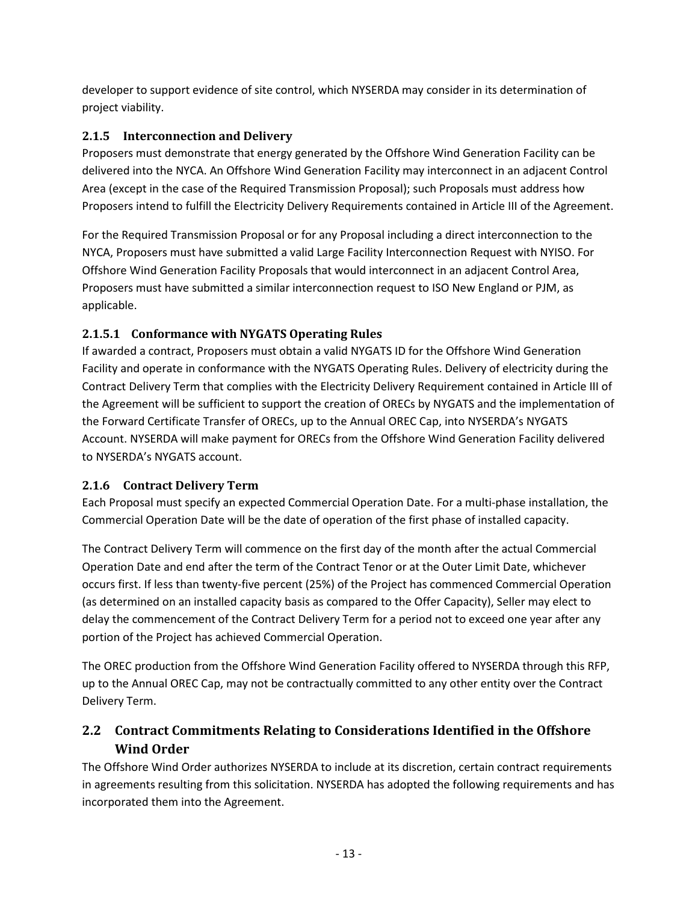developer to support evidence of site control, which NYSERDA may consider in its determination of project viability.

### 2.1.5 Interconnection and Delivery

Proposers must demonstrate that energy generated by the Offshore Wind Generation Facility can be delivered into the NYCA. An Offshore Wind Generation Facility may interconnect in an adjacent Control Area (except in the case of the Required Transmission Proposal); such Proposals must address how Proposers intend to fulfill the Electricity Delivery Requirements contained in Article III of the Agreement.

For the Required Transmission Proposal or for any Proposal including a direct interconnection to the NYCA, Proposers must have submitted a valid Large Facility Interconnection Request with NYISO. For Offshore Wind Generation Facility Proposals that would interconnect in an adjacent Control Area, Proposers must have submitted a similar interconnection request to ISO New England or PJM, as applicable.

#### 2.1.5.1 Conformance with NYGATS Operating Rules

If awarded a contract, Proposers must obtain a valid NYGATS ID for the Offshore Wind Generation Facility and operate in conformance with the NYGATS Operating Rules. Delivery of electricity during the Contract Delivery Term that complies with the Electricity Delivery Requirement contained in Article III of the Agreement will be sufficient to support the creation of ORECs by NYGATS and the implementation of the Forward Certificate Transfer of ORECs, up to the Annual OREC Cap, into NYSERDA's NYGATS Account. NYSERDA will make payment for ORECs from the Offshore Wind Generation Facility delivered to NYSERDA's NYGATS account.

### 2.1.6 Contract Delivery Term

Each Proposal must specify an expected Commercial Operation Date. For a multi-phase installation, the Commercial Operation Date will be the date of operation of the first phase of installed capacity.

The Contract Delivery Term will commence on the first day of the month after the actual Commercial Operation Date and end after the term of the Contract Tenor or at the Outer Limit Date, whichever occurs first. If less than twenty-five percent (25%) of the Project has commenced Commercial Operation (as determined on an installed capacity basis as compared to the Offer Capacity), Seller may elect to delay the commencement of the Contract Delivery Term for a period not to exceed one year after any portion of the Project has achieved Commercial Operation.

The OREC production from the Offshore Wind Generation Facility offered to NYSERDA through this RFP, up to the Annual OREC Cap, may not be contractually committed to any other entity over the Contract Delivery Term.

## 2.2 Contract Commitments Relating to Considerations Identified in the Offshore Wind Order

The Offshore Wind Order authorizes NYSERDA to include at its discretion, certain contract requirements in agreements resulting from this solicitation. NYSERDA has adopted the following requirements and has incorporated them into the Agreement.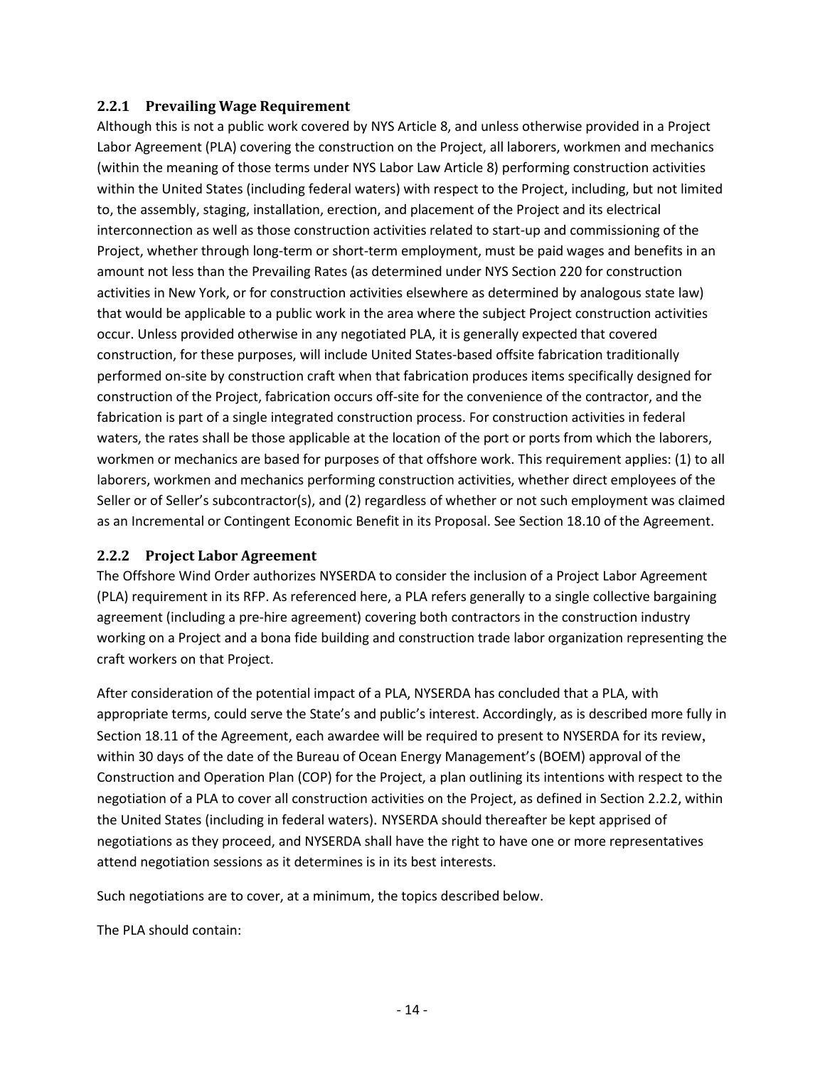### 2.2.1 Prevailing Wage Requirement

Although this is not a public work covered by NYS Article 8, and unless otherwise provided in a Project Labor Agreement (PLA) covering the construction on the Project, all laborers, workmen and mechanics (within the meaning of those terms under NYS Labor Law Article 8) performing construction activities within the United States (including federal waters) with respect to the Project, including, but not limited to, the assembly, staging, installation, erection, and placement of the Project and its electrical interconnection as well as those construction activities related to start-up and commissioning of the Project, whether through long-term or short-term employment, must be paid wages and benefits in an amount not less than the Prevailing Rates (as determined under NYS Section 220 for construction activities in New York, or for construction activities elsewhere as determined by analogous state law) that would be applicable to a public work in the area where the subject Project construction activities occur. Unless provided otherwise in any negotiated PLA, it is generally expected that covered construction, for these purposes, will include United States-based offsite fabrication traditionally performed on-site by construction craft when that fabrication produces items specifically designed for construction of the Project, fabrication occurs off-site for the convenience of the contractor, and the fabrication is part of a single integrated construction process. For construction activities in federal waters, the rates shall be those applicable at the location of the port or ports from which the laborers, workmen or mechanics are based for purposes of that offshore work. This requirement applies: (1) to all laborers, workmen and mechanics performing construction activities, whether direct employees of the Seller or of Seller's subcontractor(s), and (2) regardless of whether or not such employment was claimed as an Incremental or Contingent Economic Benefit in its Proposal. See Section 18.10 of the Agreement.

### 2.2.2 Project Labor Agreement

The Offshore Wind Order authorizes NYSERDA to consider the inclusion of a Project Labor Agreement (PLA) requirement in its RFP. As referenced here, a PLA refers generally to a single collective bargaining agreement (including a pre-hire agreement) covering both contractors in the construction industry working on a Project and a bona fide building and construction trade labor organization representing the craft workers on that Project.

After consideration of the potential impact of a PLA, NYSERDA has concluded that a PLA, with appropriate terms, could serve the State's and public's interest. Accordingly, as is described more fully in Section 18.11 of the Agreement, each awardee will be required to present to NYSERDA for its review, within 30 days of the date of the Bureau of Ocean Energy Management's (BOEM) approval of the Construction and Operation Plan (COP) for the Project, a plan outlining its intentions with respect to the negotiation of a PLA to cover all construction activities on the Project, as defined in Section 2.2.2, within the United States (including in federal waters). NYSERDA should thereafter be kept apprised of negotiations as they proceed, and NYSERDA shall have the right to have one or more representatives attend negotiation sessions as it determines is in its best interests.

Such negotiations are to cover, at a minimum, the topics described below.

The PLA should contain: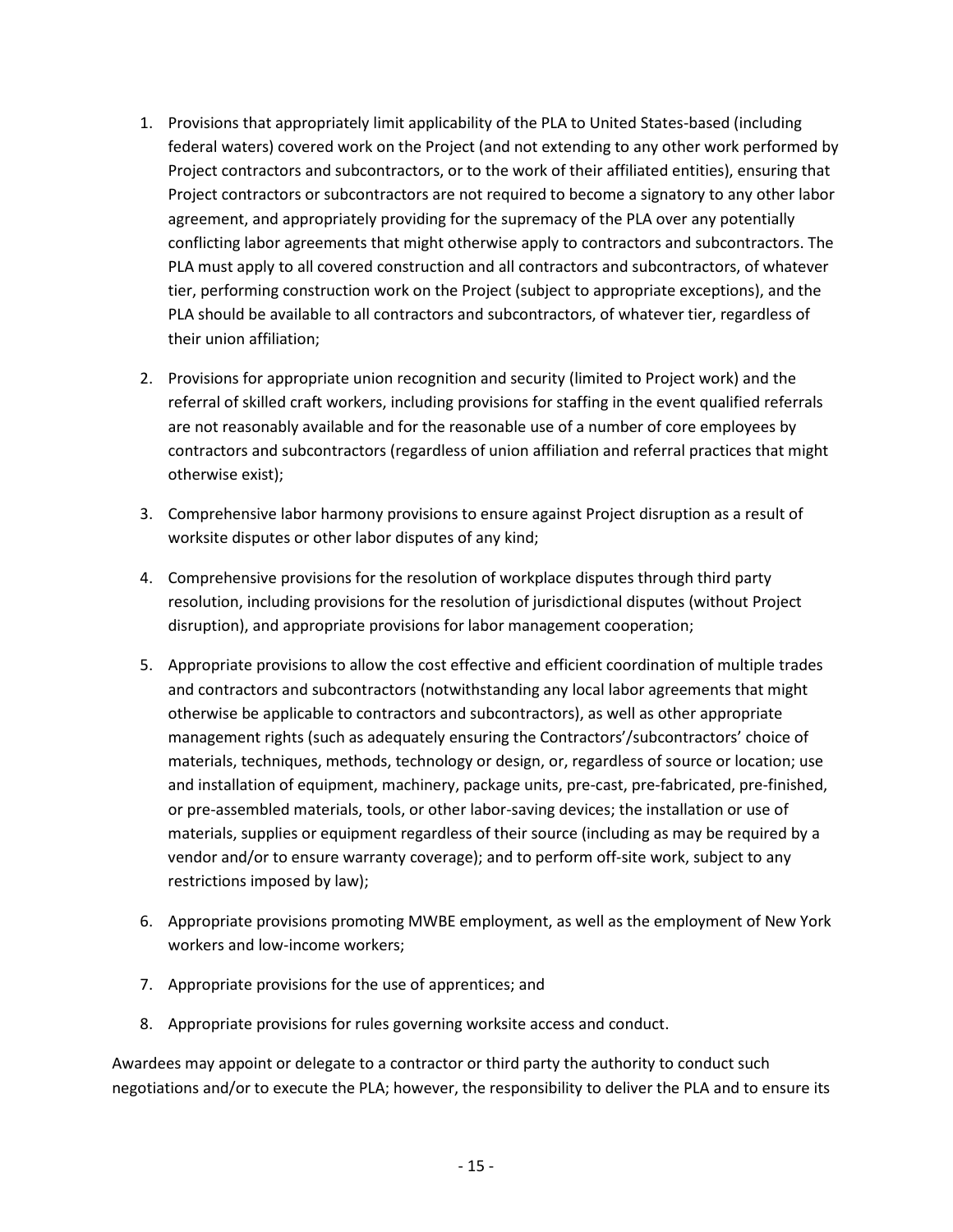1. Provisions that appropriately limit applicability of the PLA to United States-based (including federal waters) covered work on the Project (and not extending to any other work performed by Project contractors and subcontractors, or to the work of their affiliated entities), ensuring that Project contractors or subcontractors are not required to become a signatory to any other labor agreement, and appropriately providing for the supremacy of the PLA over any potentially conflicting labor agreements that might otherwise apply to contractors and subcontractors. The PLA must apply to all covered construction and all contractors and subcontractors, of whatever tier, performing construction work on the Project (subject to appropriate exceptions), and the PLA should be available to all contractors and subcontractors, of whatever tier, regardless of their union affiliation;
2. Provisions for appropriate union recognition and security (limited to Project work) and the referral of skilled craft workers, including provisions for staffing in the event qualified referrals are not reasonably available and for the reasonable use of a number of core employees by contractors and subcontractors (regardless of union affiliation and referral practices that might otherwise exist);
3. Comprehensive labor harmony provisions to ensure against Project disruption as a result of worksite disputes or other labor disputes of any kind;
4. Comprehensive provisions for the resolution of workplace disputes through third party resolution, including provisions for the resolution of jurisdictional disputes (without Project disruption), and appropriate provisions for labor management cooperation;
5. Appropriate provisions to allow the cost effective and efficient coordination of multiple trades and contractors and subcontractors (notwithstanding any local labor agreements that might otherwise be applicable to contractors and subcontractors), as well as other appropriate management rights (such as adequately ensuring the Contractors'/subcontractors' choice of materials, techniques, methods, technology or design, or, regardless of source or location; use and installation of equipment, machinery, package units, pre-cast, pre-fabricated, pre-finished, or pre-assembled materials, tools, or other labor-saving devices; the installation or use of materials, supplies or equipment regardless of their source (including as may be required by a vendor and/or to ensure warranty coverage); and to perform off-site work, subject to any restrictions imposed by law);
6. Appropriate provisions promoting MWBE employment, as well as the employment of New York workers and low-income workers;
7. Appropriate provisions for the use of apprentices; and
8. Appropriate provisions for rules governing worksite access and conduct.

Awardees may appoint or delegate to a contractor or third party the authority to conduct such negotiations and/or to execute the PLA; however, the responsibility to deliver the PLA and to ensure its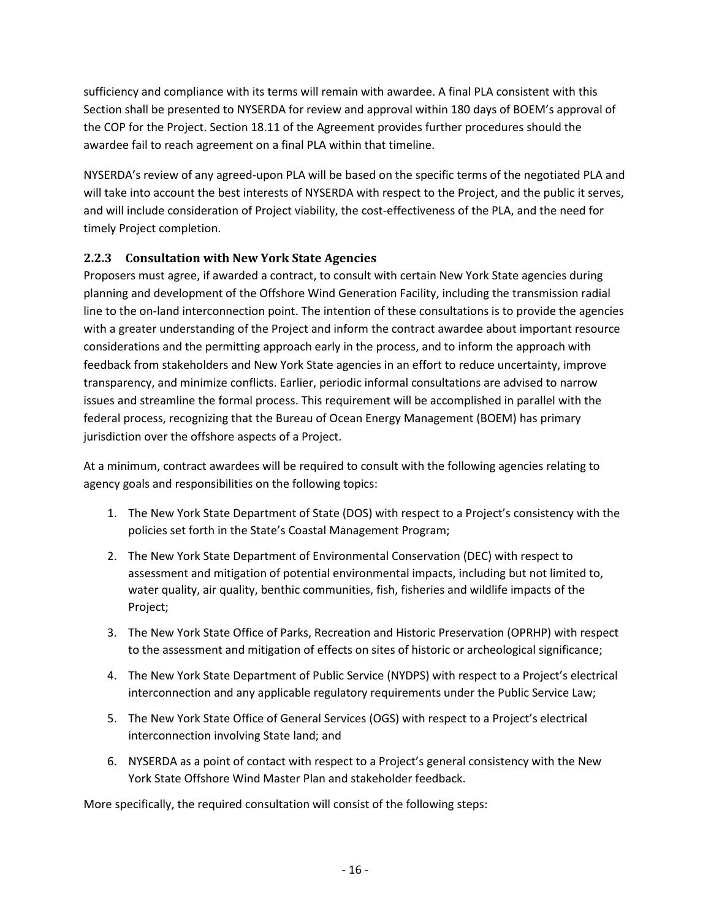sufficiency and compliance with its terms will remain with awardee. A final PLA consistent with this Section shall be presented to NYSERDA for review and approval within 180 days of BOEM's approval of the COP for the Project. Section 18.11 of the Agreement provides further procedures should the awardee fail to reach agreement on a final PLA within that timeline.

NYSERDA's review of any agreed-upon PLA will be based on the specific terms of the negotiated PLA and will take into account the best interests of NYSERDA with respect to the Project, and the public it serves, and will include consideration of Project viability, the cost-effectiveness of the PLA, and the need for timely Project completion.

### 2.2.3 Consultation with New York State Agencies

Proposers must agree, if awarded a contract, to consult with certain New York State agencies during planning and development of the Offshore Wind Generation Facility, including the transmission radial line to the on-land interconnection point. The intention of these consultations is to provide the agencies with a greater understanding of the Project and inform the contract awardee about important resource considerations and the permitting approach early in the process, and to inform the approach with feedback from stakeholders and New York State agencies in an effort to reduce uncertainty, improve transparency, and minimize conflicts. Earlier, periodic informal consultations are advised to narrow issues and streamline the formal process. This requirement will be accomplished in parallel with the federal process, recognizing that the Bureau of Ocean Energy Management (BOEM) has primary jurisdiction over the offshore aspects of a Project.

At a minimum, contract awardees will be required to consult with the following agencies relating to agency goals and responsibilities on the following topics:

1. The New York State Department of State (DOS) with respect to a Project's consistency with the policies set forth in the State's Coastal Management Program;
2. The New York State Department of Environmental Conservation (DEC) with respect to assessment and mitigation of potential environmental impacts, including but not limited to, water quality, air quality, benthic communities, fish, fisheries and wildlife impacts of the Project;
3. The New York State Office of Parks, Recreation and Historic Preservation (OPRHP) with respect to the assessment and mitigation of effects on sites of historic or archeological significance;
4. The New York State Department of Public Service (NYDPS) with respect to a Project's electrical interconnection and any applicable regulatory requirements under the Public Service Law;
5. The New York State Office of General Services (OGS) with respect to a Project's electrical interconnection involving State land; and
6. NYSERDA as a point of contact with respect to a Project's general consistency with the New York State Offshore Wind Master Plan and stakeholder feedback.

More specifically, the required consultation will consist of the following steps: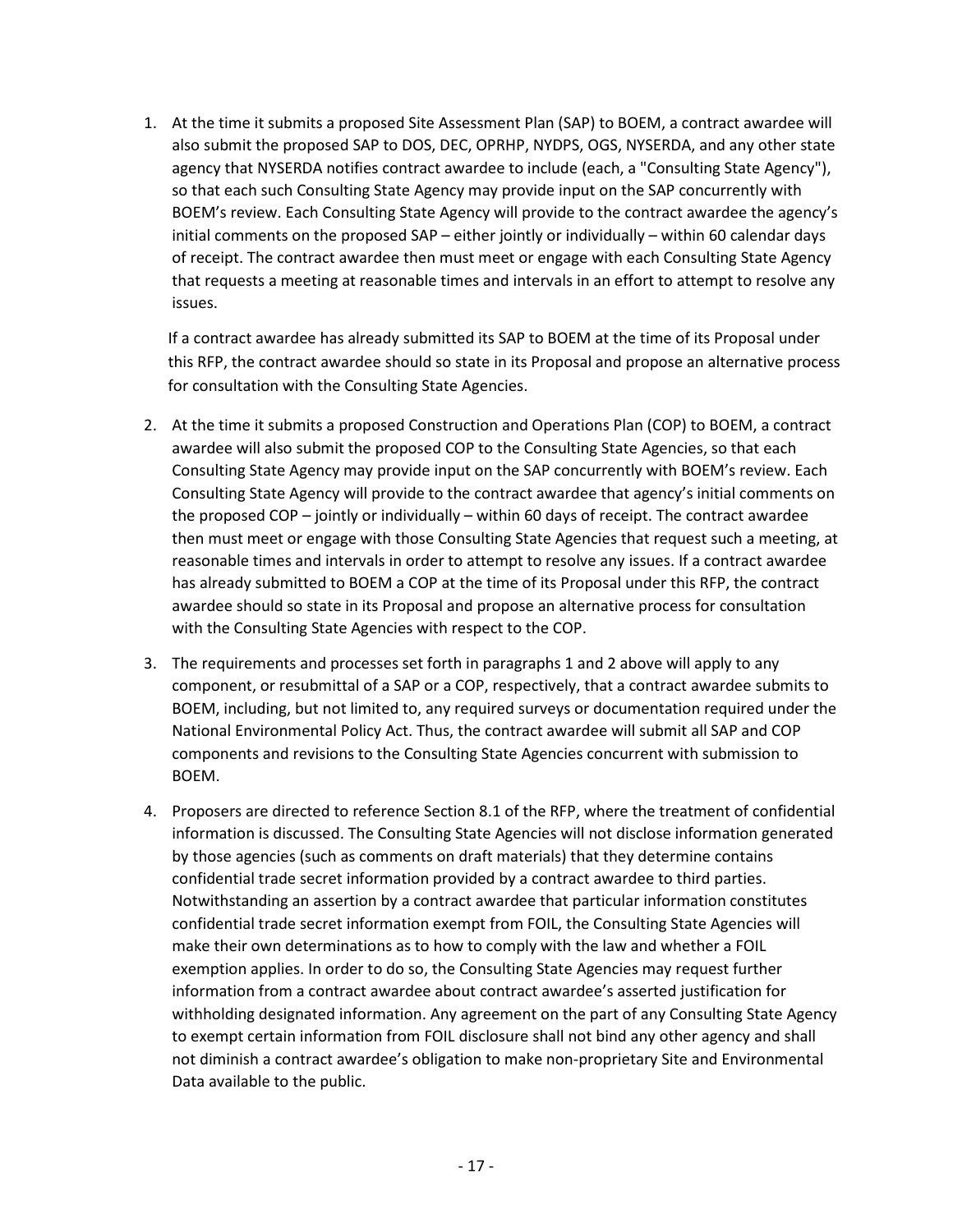1. At the time it submits a proposed Site Assessment Plan (SAP) to BOEM, a contract awardee will also submit the proposed SAP to DOS, DEC, OPRHP, NYDPS, OGS, NYSERDA, and any other state agency that NYSERDA notifies contract awardee to include (each, a "Consulting State Agency"), so that each such Consulting State Agency may provide input on the SAP concurrently with BOEM's review. Each Consulting State Agency will provide to the contract awardee the agency's initial comments on the proposed SAP – either jointly or individually – within 60 calendar days of receipt. The contract awardee then must meet or engage with each Consulting State Agency that requests a meeting at reasonable times and intervals in an effort to attempt to resolve any issues.

   If a contract awardee has already submitted its SAP to BOEM at the time of its Proposal under this RFP, the contract awardee should so state in its Proposal and propose an alternative process for consultation with the Consulting State Agencies.

2. At the time it submits a proposed Construction and Operations Plan (COP) to BOEM, a contract awardee will also submit the proposed COP to the Consulting State Agencies, so that each Consulting State Agency may provide input on the SAP concurrently with BOEM's review. Each Consulting State Agency will provide to the contract awardee that agency's initial comments on the proposed COP – jointly or individually – within 60 days of receipt. The contract awardee then must meet or engage with those Consulting State Agencies that request such a meeting, at reasonable times and intervals in order to attempt to resolve any issues. If a contract awardee has already submitted to BOEM a COP at the time of its Proposal under this RFP, the contract awardee should so state in its Proposal and propose an alternative process for consultation with the Consulting State Agencies with respect to the COP.

3. The requirements and processes set forth in paragraphs 1 and 2 above will apply to any component, or resubmittal of a SAP or a COP, respectively, that a contract awardee submits to BOEM, including, but not limited to, any required surveys or documentation required under the National Environmental Policy Act. Thus, the contract awardee will submit all SAP and COP components and revisions to the Consulting State Agencies concurrent with submission to BOEM.

4. Proposers are directed to reference Section 8.1 of the RFP, where the treatment of confidential information is discussed. The Consulting State Agencies will not disclose information generated by those agencies (such as comments on draft materials) that they determine contains confidential trade secret information provided by a contract awardee to third parties. Notwithstanding an assertion by a contract awardee that particular information constitutes confidential trade secret information exempt from FOIL, the Consulting State Agencies will make their own determinations as to how to comply with the law and whether a FOIL exemption applies. In order to do so, the Consulting State Agencies may request further information from a contract awardee about contract awardee's asserted justification for withholding designated information. Any agreement on the part of any Consulting State Agency to exempt certain information from FOIL disclosure shall not bind any other agency and shall not diminish a contract awardee's obligation to make non-proprietary Site and Environmental Data available to the public.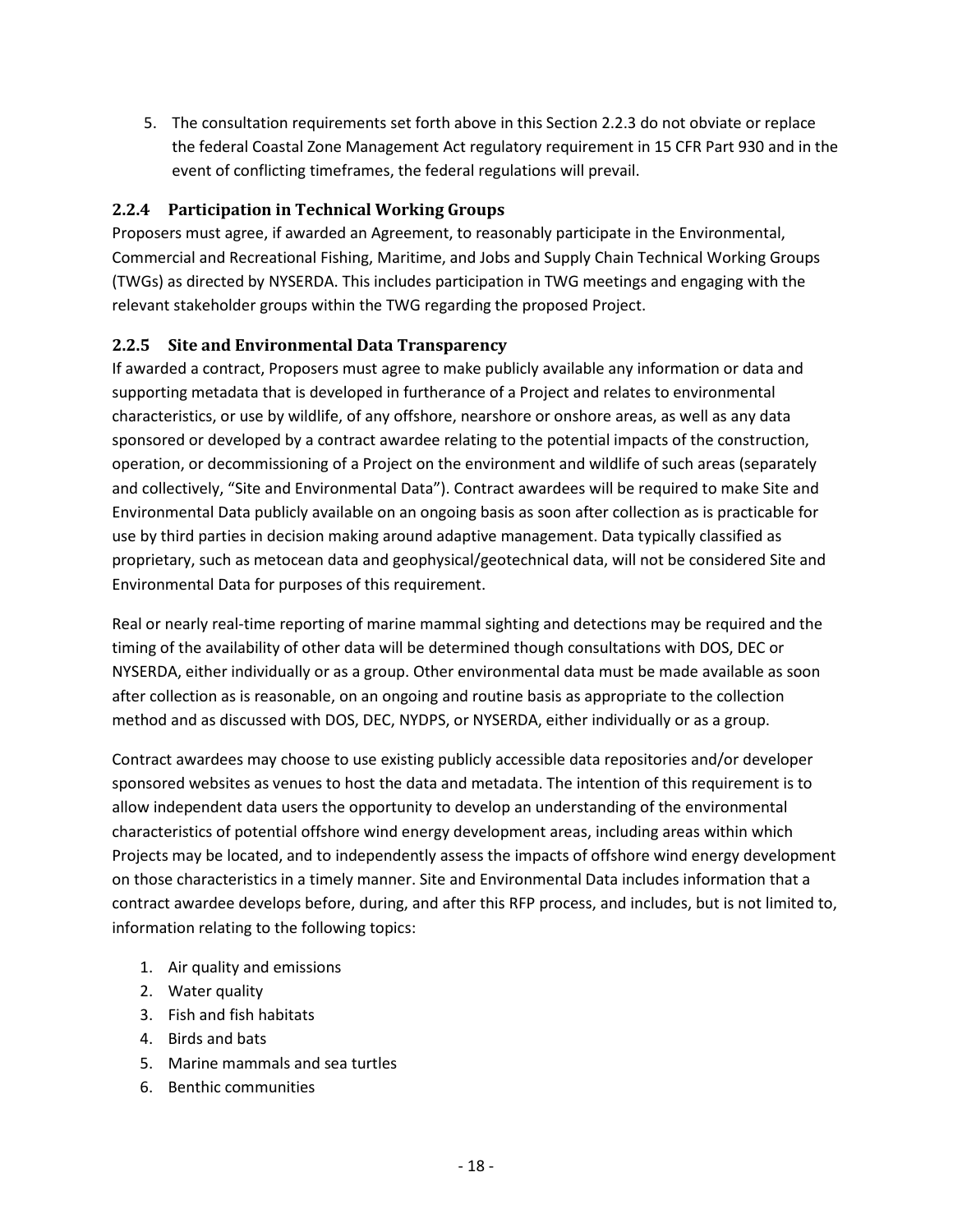5. The consultation requirements set forth above in this Section 2.2.3 do not obviate or replace the federal Coastal Zone Management Act regulatory requirement in 15 CFR Part 930 and in the event of conflicting timeframes, the federal regulations will prevail.

### 2.2.4 Participation in Technical Working Groups

Proposers must agree, if awarded an Agreement, to reasonably participate in the Environmental, Commercial and Recreational Fishing, Maritime, and Jobs and Supply Chain Technical Working Groups (TWGs) as directed by NYSERDA. This includes participation in TWG meetings and engaging with the relevant stakeholder groups within the TWG regarding the proposed Project.

### 2.2.5 Site and Environmental Data Transparency

If awarded a contract, Proposers must agree to make publicly available any information or data and supporting metadata that is developed in furtherance of a Project and relates to environmental characteristics, or use by wildlife, of any offshore, nearshore or onshore areas, as well as any data sponsored or developed by a contract awardee relating to the potential impacts of the construction, operation, or decommissioning of a Project on the environment and wildlife of such areas (separately and collectively, "Site and Environmental Data"). Contract awardees will be required to make Site and Environmental Data publicly available on an ongoing basis as soon after collection as is practicable for use by third parties in decision making around adaptive management. Data typically classified as proprietary, such as metocean data and geophysical/geotechnical data, will not be considered Site and Environmental Data for purposes of this requirement.

Real or nearly real-time reporting of marine mammal sighting and detections may be required and the timing of the availability of other data will be determined though consultations with DOS, DEC or NYSERDA, either individually or as a group. Other environmental data must be made available as soon after collection as is reasonable, on an ongoing and routine basis as appropriate to the collection method and as discussed with DOS, DEC, NYDPS, or NYSERDA, either individually or as a group.

Contract awardees may choose to use existing publicly accessible data repositories and/or developer sponsored websites as venues to host the data and metadata. The intention of this requirement is to allow independent data users the opportunity to develop an understanding of the environmental characteristics of potential offshore wind energy development areas, including areas within which Projects may be located, and to independently assess the impacts of offshore wind energy development on those characteristics in a timely manner. Site and Environmental Data includes information that a contract awardee develops before, during, and after this RFP process, and includes, but is not limited to, information relating to the following topics:

1. Air quality and emissions
2. Water quality
3. Fish and fish habitats
4. Birds and bats
5. Marine mammals and sea turtles
6. Benthic communities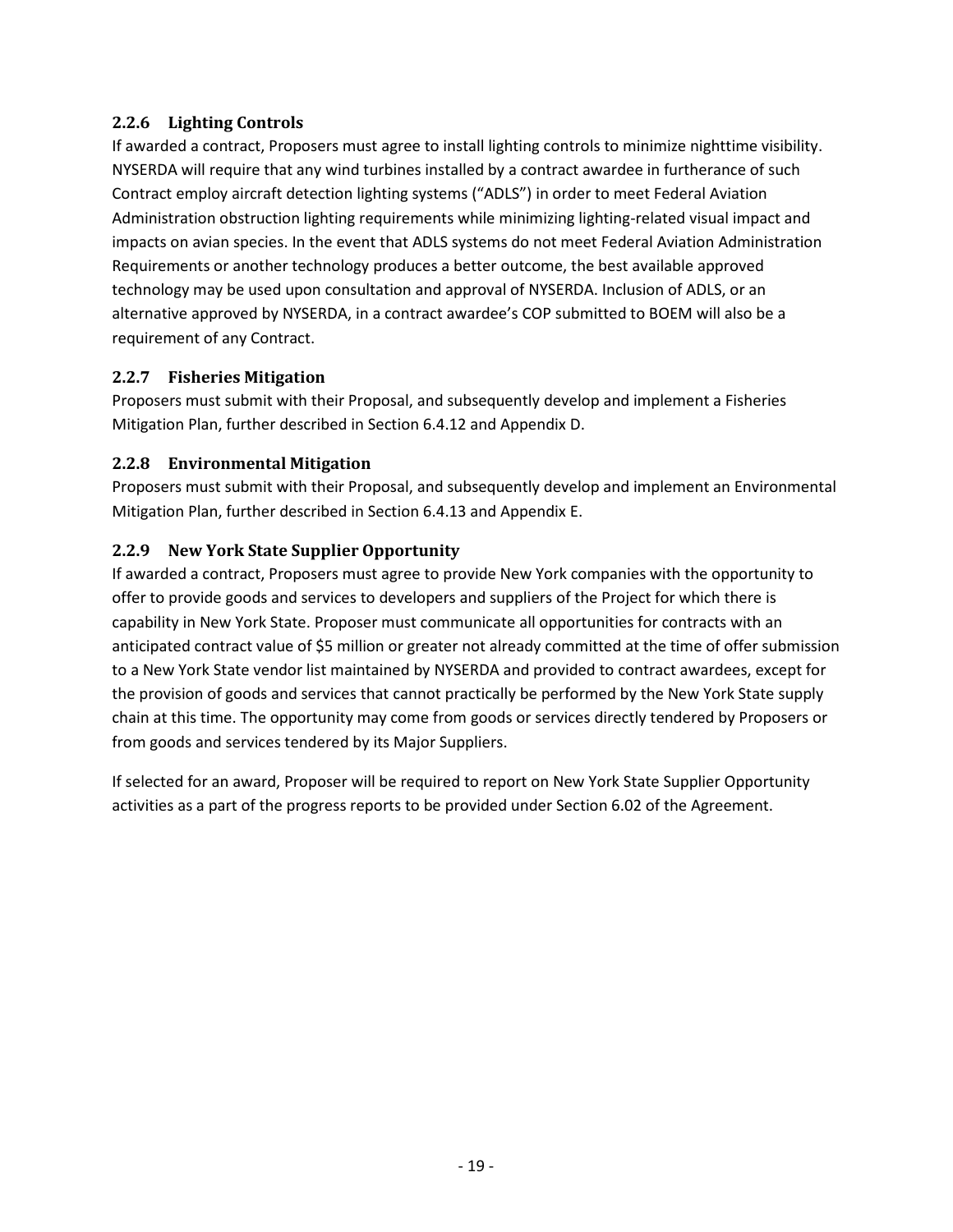### 2.2.6 Lighting Controls

If awarded a contract, Proposers must agree to install lighting controls to minimize nighttime visibility. NYSERDA will require that any wind turbines installed by a contract awardee in furtherance of such Contract employ aircraft detection lighting systems ("ADLS") in order to meet Federal Aviation Administration obstruction lighting requirements while minimizing lighting-related visual impact and impacts on avian species. In the event that ADLS systems do not meet Federal Aviation Administration Requirements or another technology produces a better outcome, the best available approved technology may be used upon consultation and approval of NYSERDA. Inclusion of ADLS, or an alternative approved by NYSERDA, in a contract awardee's COP submitted to BOEM will also be a requirement of any Contract.

### 2.2.7 Fisheries Mitigation

Proposers must submit with their Proposal, and subsequently develop and implement a Fisheries Mitigation Plan, further described in Section 6.4.12 and Appendix D.

### 2.2.8 Environmental Mitigation

Proposers must submit with their Proposal, and subsequently develop and implement an Environmental Mitigation Plan, further described in Section 6.4.13 and Appendix E.

### 2.2.9 New York State Supplier Opportunity

If awarded a contract, Proposers must agree to provide New York companies with the opportunity to offer to provide goods and services to developers and suppliers of the Project for which there is capability in New York State. Proposer must communicate all opportunities for contracts with an anticipated contract value of $5 million or greater not already committed at the time of offer submission to a New York State vendor list maintained by NYSERDA and provided to contract awardees, except for the provision of goods and services that cannot practically be performed by the New York State supply chain at this time. The opportunity may come from goods or services directly tendered by Proposers or from goods and services tendered by its Major Suppliers.

If selected for an award, Proposer will be required to report on New York State Supplier Opportunity activities as a part of the progress reports to be provided under Section 6.02 of the Agreement.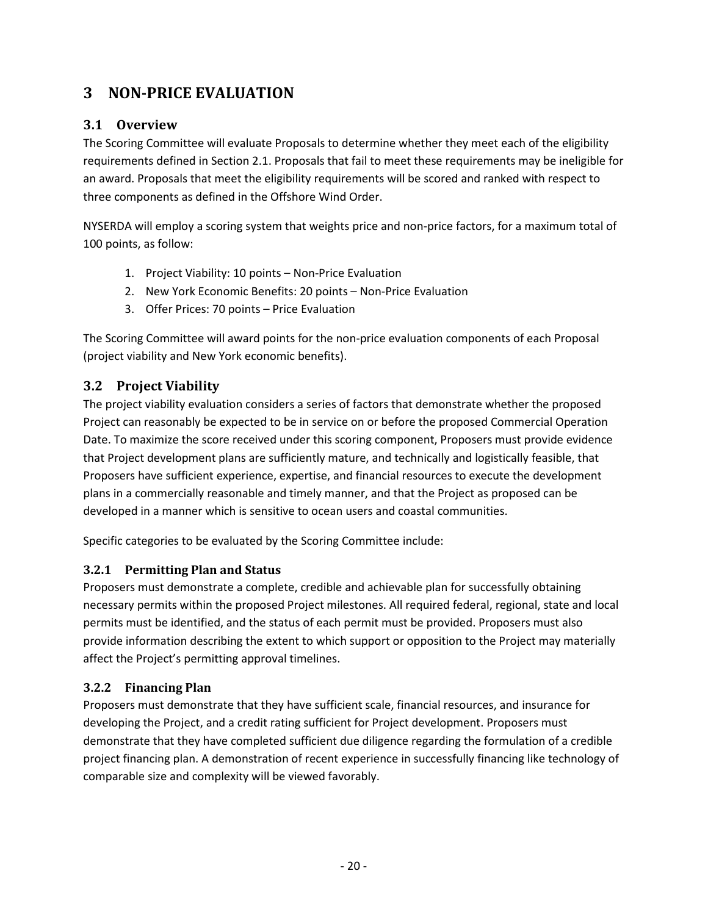# 3 NON-PRICE EVALUATION

## 3.1 Overview

The Scoring Committee will evaluate Proposals to determine whether they meet each of the eligibility requirements defined in Section 2.1. Proposals that fail to meet these requirements may be ineligible for an award. Proposals that meet the eligibility requirements will be scored and ranked with respect to three components as defined in the Offshore Wind Order.

NYSERDA will employ a scoring system that weights price and non-price factors, for a maximum total of 100 points, as follow:

1. Project Viability: 10 points – Non-Price Evaluation
2. New York Economic Benefits: 20 points – Non-Price Evaluation
3. Offer Prices: 70 points – Price Evaluation

The Scoring Committee will award points for the non-price evaluation components of each Proposal (project viability and New York economic benefits).

## 3.2 Project Viability

The project viability evaluation considers a series of factors that demonstrate whether the proposed Project can reasonably be expected to be in service on or before the proposed Commercial Operation Date. To maximize the score received under this scoring component, Proposers must provide evidence that Project development plans are sufficiently mature, and technically and logistically feasible, that Proposers have sufficient experience, expertise, and financial resources to execute the development plans in a commercially reasonable and timely manner, and that the Project as proposed can be developed in a manner which is sensitive to ocean users and coastal communities.

Specific categories to be evaluated by the Scoring Committee include:

### 3.2.1 Permitting Plan and Status

Proposers must demonstrate a complete, credible and achievable plan for successfully obtaining necessary permits within the proposed Project milestones. All required federal, regional, state and local permits must be identified, and the status of each permit must be provided. Proposers must also provide information describing the extent to which support or opposition to the Project may materially affect the Project's permitting approval timelines.

### 3.2.2 Financing Plan

Proposers must demonstrate that they have sufficient scale, financial resources, and insurance for developing the Project, and a credit rating sufficient for Project development. Proposers must demonstrate that they have completed sufficient due diligence regarding the formulation of a credible project financing plan. A demonstration of recent experience in successfully financing like technology of comparable size and complexity will be viewed favorably.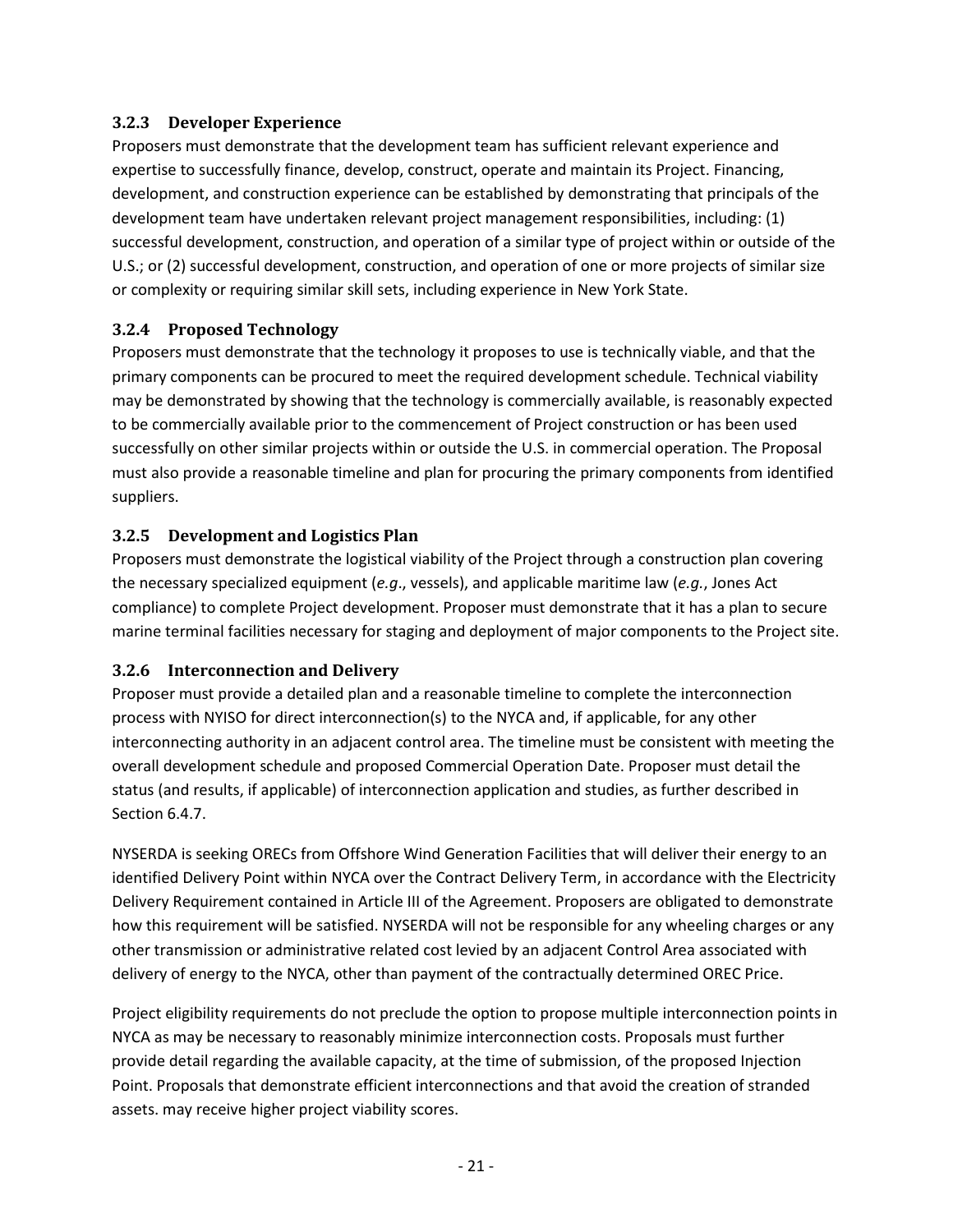### 3.2.3 Developer Experience

Proposers must demonstrate that the development team has sufficient relevant experience and expertise to successfully finance, develop, construct, operate and maintain its Project. Financing, development, and construction experience can be established by demonstrating that principals of the development team have undertaken relevant project management responsibilities, including: (1) successful development, construction, and operation of a similar type of project within or outside of the U.S.; or (2) successful development, construction, and operation of one or more projects of similar size or complexity or requiring similar skill sets, including experience in New York State.

### 3.2.4 Proposed Technology

Proposers must demonstrate that the technology it proposes to use is technically viable, and that the primary components can be procured to meet the required development schedule. Technical viability may be demonstrated by showing that the technology is commercially available, is reasonably expected to be commercially available prior to the commencement of Project construction or has been used successfully on other similar projects within or outside the U.S. in commercial operation. The Proposal must also provide a reasonable timeline and plan for procuring the primary components from identified suppliers.

### 3.2.5 Development and Logistics Plan

Proposers must demonstrate the logistical viability of the Project through a construction plan covering the necessary specialized equipment (*e.g*., vessels), and applicable maritime law (*e.g.*, Jones Act compliance) to complete Project development. Proposer must demonstrate that it has a plan to secure marine terminal facilities necessary for staging and deployment of major components to the Project site.

### 3.2.6 Interconnection and Delivery

Proposer must provide a detailed plan and a reasonable timeline to complete the interconnection process with NYISO for direct interconnection(s) to the NYCA and, if applicable, for any other interconnecting authority in an adjacent control area. The timeline must be consistent with meeting the overall development schedule and proposed Commercial Operation Date. Proposer must detail the status (and results, if applicable) of interconnection application and studies, as further described in Section 6.4.7.

NYSERDA is seeking ORECs from Offshore Wind Generation Facilities that will deliver their energy to an identified Delivery Point within NYCA over the Contract Delivery Term, in accordance with the Electricity Delivery Requirement contained in Article III of the Agreement. Proposers are obligated to demonstrate how this requirement will be satisfied. NYSERDA will not be responsible for any wheeling charges or any other transmission or administrative related cost levied by an adjacent Control Area associated with delivery of energy to the NYCA, other than payment of the contractually determined OREC Price.

Project eligibility requirements do not preclude the option to propose multiple interconnection points in NYCA as may be necessary to reasonably minimize interconnection costs. Proposals must further provide detail regarding the available capacity, at the time of submission, of the proposed Injection Point. Proposals that demonstrate efficient interconnections and that avoid the creation of stranded assets. may receive higher project viability scores.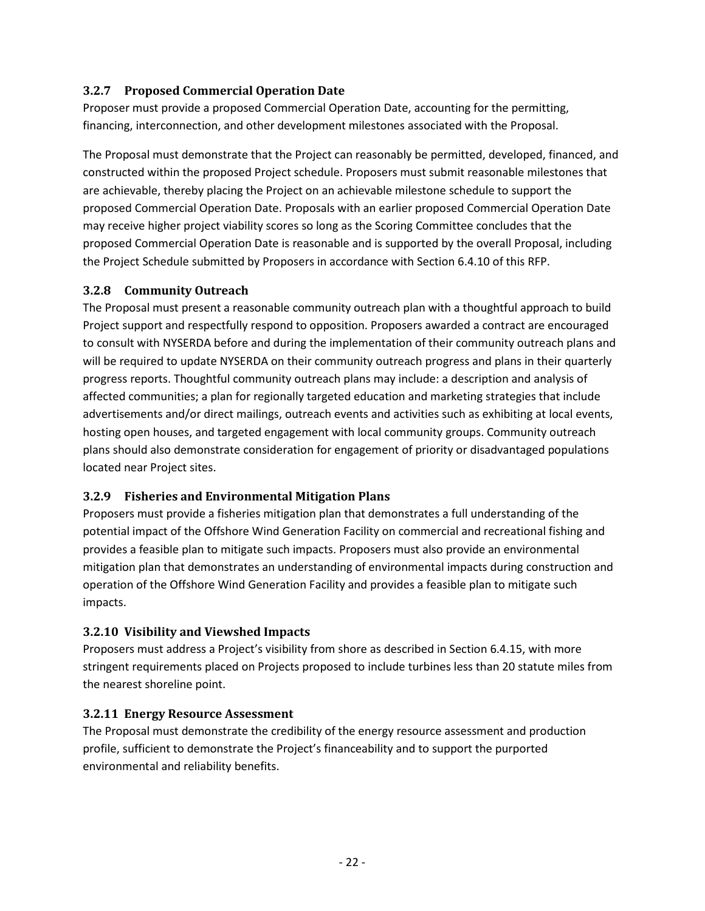### 3.2.7 Proposed Commercial Operation Date

Proposer must provide a proposed Commercial Operation Date, accounting for the permitting, financing, interconnection, and other development milestones associated with the Proposal.

The Proposal must demonstrate that the Project can reasonably be permitted, developed, financed, and constructed within the proposed Project schedule. Proposers must submit reasonable milestones that are achievable, thereby placing the Project on an achievable milestone schedule to support the proposed Commercial Operation Date. Proposals with an earlier proposed Commercial Operation Date may receive higher project viability scores so long as the Scoring Committee concludes that the proposed Commercial Operation Date is reasonable and is supported by the overall Proposal, including the Project Schedule submitted by Proposers in accordance with Section 6.4.10 of this RFP.

### 3.2.8 Community Outreach

The Proposal must present a reasonable community outreach plan with a thoughtful approach to build Project support and respectfully respond to opposition. Proposers awarded a contract are encouraged to consult with NYSERDA before and during the implementation of their community outreach plans and will be required to update NYSERDA on their community outreach progress and plans in their quarterly progress reports. Thoughtful community outreach plans may include: a description and analysis of affected communities; a plan for regionally targeted education and marketing strategies that include advertisements and/or direct mailings, outreach events and activities such as exhibiting at local events, hosting open houses, and targeted engagement with local community groups. Community outreach plans should also demonstrate consideration for engagement of priority or disadvantaged populations located near Project sites.

### 3.2.9 Fisheries and Environmental Mitigation Plans

Proposers must provide a fisheries mitigation plan that demonstrates a full understanding of the potential impact of the Offshore Wind Generation Facility on commercial and recreational fishing and provides a feasible plan to mitigate such impacts. Proposers must also provide an environmental mitigation plan that demonstrates an understanding of environmental impacts during construction and operation of the Offshore Wind Generation Facility and provides a feasible plan to mitigate such impacts.

### 3.2.10 Visibility and Viewshed Impacts

Proposers must address a Project's visibility from shore as described in Section 6.4.15, with more stringent requirements placed on Projects proposed to include turbines less than 20 statute miles from the nearest shoreline point.

### 3.2.11 Energy Resource Assessment

The Proposal must demonstrate the credibility of the energy resource assessment and production profile, sufficient to demonstrate the Project's financeability and to support the purported environmental and reliability benefits.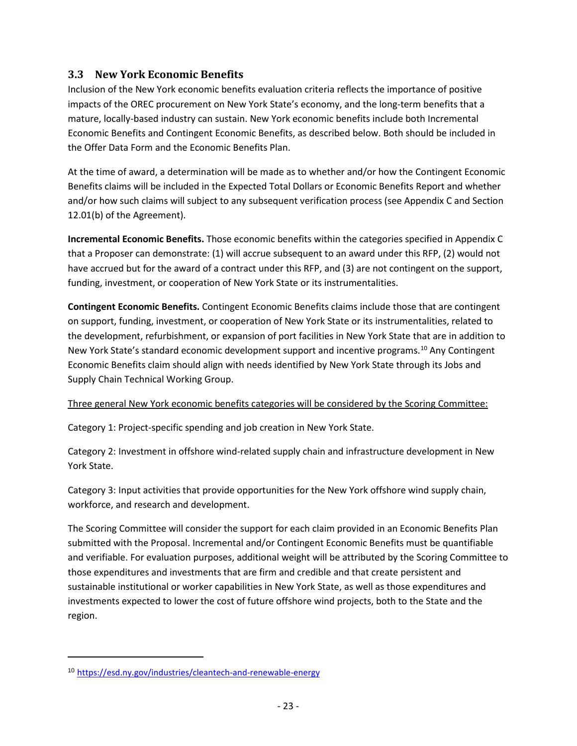## 3.3 New York Economic Benefits

Inclusion of the New York economic benefits evaluation criteria reflects the importance of positive impacts of the OREC procurement on New York State's economy, and the long-term benefits that a mature, locally-based industry can sustain. New York economic benefits include both Incremental Economic Benefits and Contingent Economic Benefits, as described below. Both should be included in the Offer Data Form and the Economic Benefits Plan.

At the time of award, a determination will be made as to whether and/or how the Contingent Economic Benefits claims will be included in the Expected Total Dollars or Economic Benefits Report and whether and/or how such claims will subject to any subsequent verification process (see Appendix C and Section 12.01(b) of the Agreement).

**Incremental Economic Benefits.** Those economic benefits within the categories specified in Appendix C that a Proposer can demonstrate: (1) will accrue subsequent to an award under this RFP, (2) would not have accrued but for the award of a contract under this RFP, and (3) are not contingent on the support, funding, investment, or cooperation of New York State or its instrumentalities.

**Contingent Economic Benefits.** Contingent Economic Benefits claims include those that are contingent on support, funding, investment, or cooperation of New York State or its instrumentalities, related to the development, refurbishment, or expansion of port facilities in New York State that are in addition to New York State's standard economic development support and incentive programs.[10] Any Contingent Economic Benefits claim should align with needs identified by New York State through its Jobs and Supply Chain Technical Working Group.

Three general New York economic benefits categories will be considered by the Scoring Committee:

Category 1: Project-specific spending and job creation in New York State.

Category 2: Investment in offshore wind-related supply chain and infrastructure development in New York State.

Category 3: Input activities that provide opportunities for the New York offshore wind supply chain, workforce, and research and development.

The Scoring Committee will consider the support for each claim provided in an Economic Benefits Plan submitted with the Proposal. Incremental and/or Contingent Economic Benefits must be quantifiable and verifiable. For evaluation purposes, additional weight will be attributed by the Scoring Committee to those expenditures and investments that are firm and credible and that create persistent and sustainable institutional or worker capabilities in New York State, as well as those expenditures and investments expected to lower the cost of future offshore wind projects, both to the State and the region.

---

[10] https://esd.ny.gov/industries/cleantech-and-renewable-energy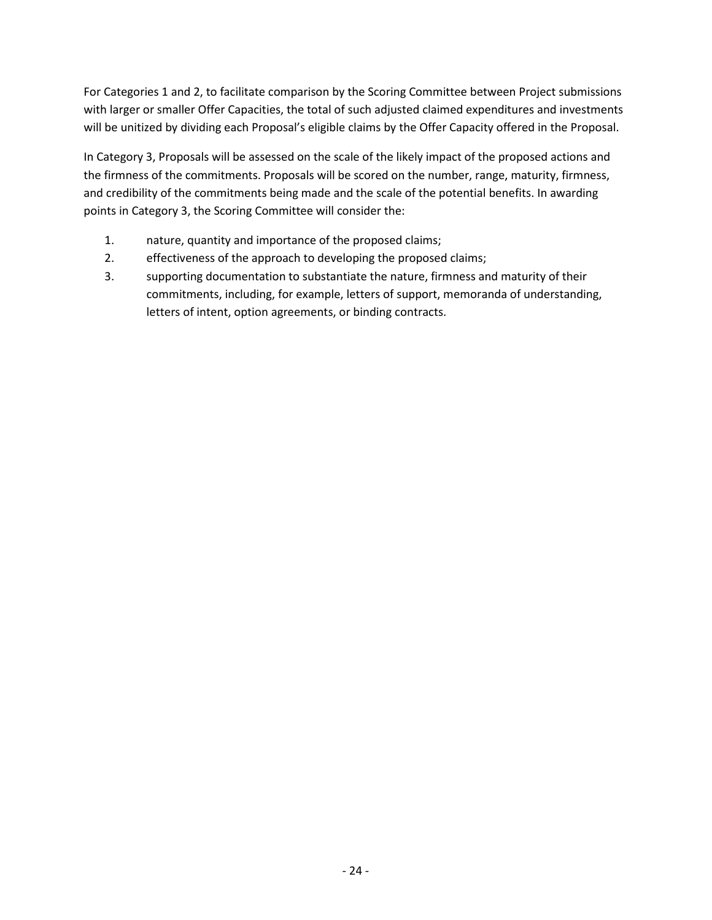For Categories 1 and 2, to facilitate comparison by the Scoring Committee between Project submissions with larger or smaller Offer Capacities, the total of such adjusted claimed expenditures and investments will be unitized by dividing each Proposal's eligible claims by the Offer Capacity offered in the Proposal.

In Category 3, Proposals will be assessed on the scale of the likely impact of the proposed actions and the firmness of the commitments. Proposals will be scored on the number, range, maturity, firmness, and credibility of the commitments being made and the scale of the potential benefits. In awarding points in Category 3, the Scoring Committee will consider the:

1. nature, quantity and importance of the proposed claims;
2. effectiveness of the approach to developing the proposed claims;
3. supporting documentation to substantiate the nature, firmness and maturity of their commitments, including, for example, letters of support, memoranda of understanding, letters of intent, option agreements, or binding contracts.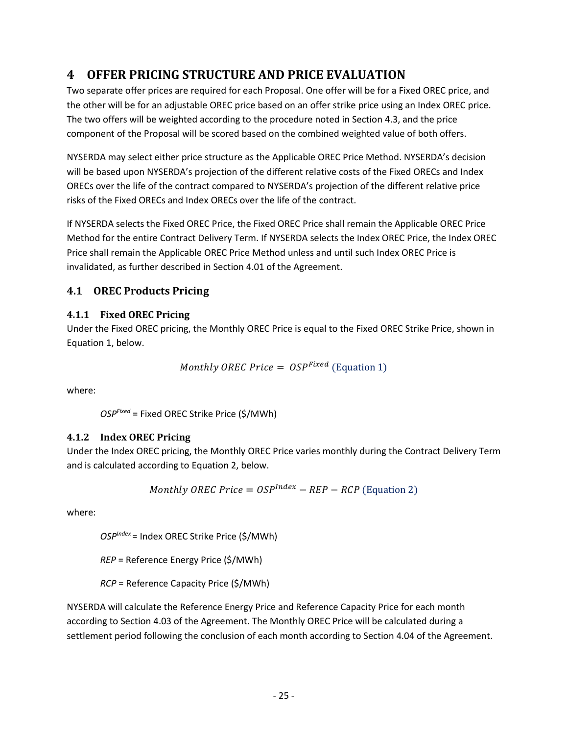# 4 OFFER PRICING STRUCTURE AND PRICE EVALUATION

Two separate offer prices are required for each Proposal. One offer will be for a Fixed OREC price, and the other will be for an adjustable OREC price based on an offer strike price using an Index OREC price. The two offers will be weighted according to the procedure noted in Section 4.3, and the price component of the Proposal will be scored based on the combined weighted value of both offers.

NYSERDA may select either price structure as the Applicable OREC Price Method. NYSERDA's decision will be based upon NYSERDA's projection of the different relative costs of the Fixed ORECs and Index ORECs over the life of the contract compared to NYSERDA's projection of the different relative price risks of the Fixed ORECs and Index ORECs over the life of the contract.

If NYSERDA selects the Fixed OREC Price, the Fixed OREC Price shall remain the Applicable OREC Price Method for the entire Contract Delivery Term. If NYSERDA selects the Index OREC Price, the Index OREC Price shall remain the Applicable OREC Price Method unless and until such Index OREC Price is invalidated, as further described in Section 4.01 of the Agreement.

## 4.1 OREC Products Pricing

### 4.1.1 Fixed OREC Pricing

Under the Fixed OREC pricing, the Monthly OREC Price is equal to the Fixed OREC Strike Price, shown in Equation 1, below.

$$Monthly\ OREC\ Price = OSP^{Fixed} \text{ (Equation 1)}$$

where:

$OSP^{Fixed}$ = Fixed OREC Strike Price ($/MWh)

### 4.1.2 Index OREC Pricing

Under the Index OREC pricing, the Monthly OREC Price varies monthly during the Contract Delivery Term and is calculated according to Equation 2, below.

$$Monthly\ OREC\ Price = OSP^{Index} - REP - RCP \text{ (Equation 2)}$$

where:

$OSP^{Index}$ = Index OREC Strike Price ($/MWh)

*REP* = Reference Energy Price ($/MWh)

*RCP* = Reference Capacity Price ($/MWh)

NYSERDA will calculate the Reference Energy Price and Reference Capacity Price for each month according to Section 4.03 of the Agreement. The Monthly OREC Price will be calculated during a settlement period following the conclusion of each month according to Section 4.04 of the Agreement.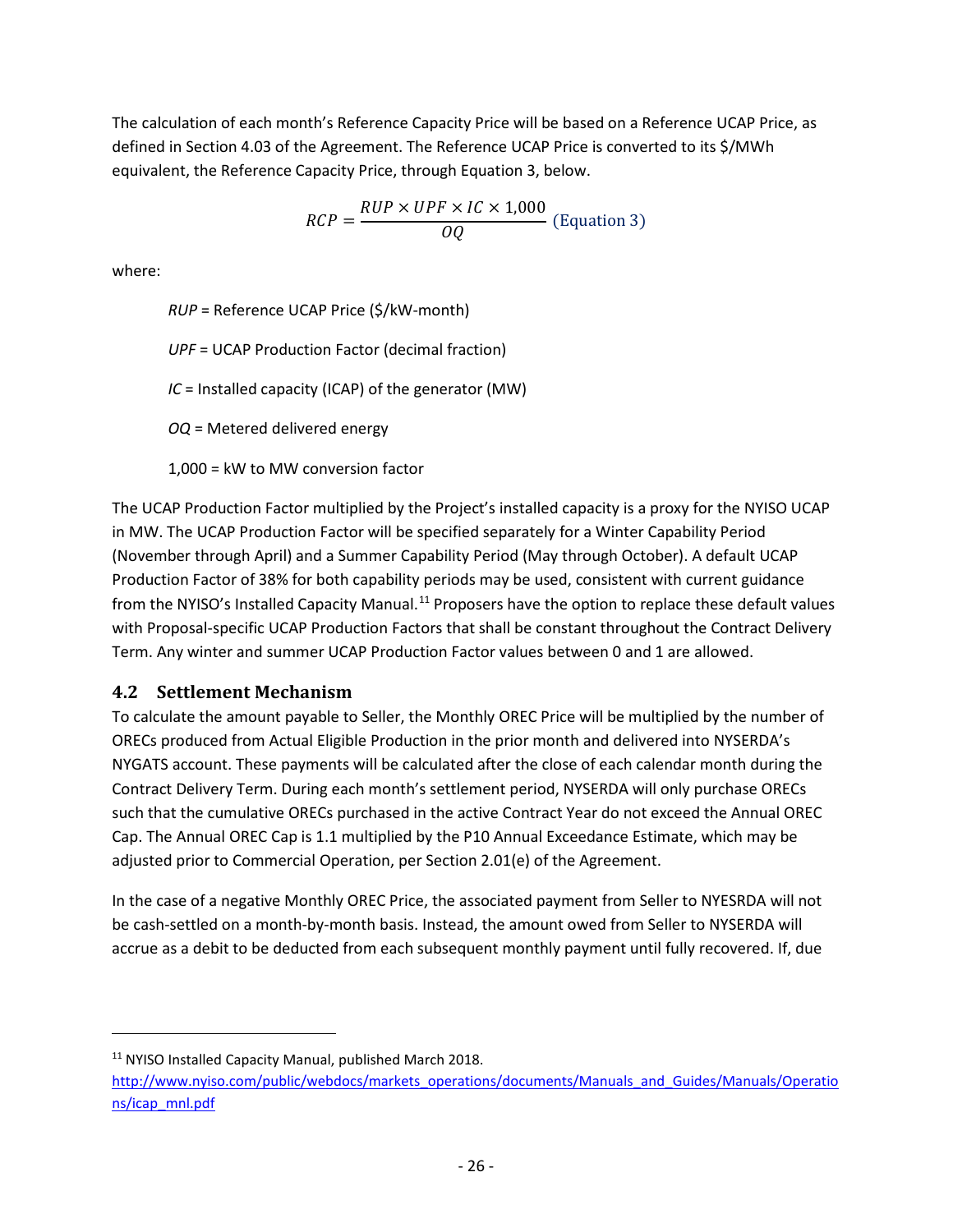The calculation of each month's Reference Capacity Price will be based on a Reference UCAP Price, as defined in Section 4.03 of the Agreement. The Reference UCAP Price is converted to its \$/MWh equivalent, the Reference Capacity Price, through Equation 3, below.

$$RCP = \frac{RUP \times UPF \times IC \times 1{,}000}{OQ} \text{ (Equation 3)}$$

where:

> $RUP$ = Reference UCAP Price (\$/kW-month)
>
> $UPF$ = UCAP Production Factor (decimal fraction)
>
> $IC$ = Installed capacity (ICAP) of the generator (MW)
>
> $OQ$ = Metered delivered energy
>
> 1,000 = kW to MW conversion factor

The UCAP Production Factor multiplied by the Project's installed capacity is a proxy for the NYISO UCAP in MW. The UCAP Production Factor will be specified separately for a Winter Capability Period (November through April) and a Summer Capability Period (May through October). A default UCAP Production Factor of 38% for both capability periods may be used, consistent with current guidance from the NYISO's Installed Capacity Manual.[11] Proposers have the option to replace these default values with Proposal-specific UCAP Production Factors that shall be constant throughout the Contract Delivery Term. Any winter and summer UCAP Production Factor values between 0 and 1 are allowed.

### 4.2 Settlement Mechanism

To calculate the amount payable to Seller, the Monthly OREC Price will be multiplied by the number of ORECs produced from Actual Eligible Production in the prior month and delivered into NYSERDA's NYGATS account. These payments will be calculated after the close of each calendar month during the Contract Delivery Term. During each month's settlement period, NYSERDA will only purchase ORECs such that the cumulative ORECs purchased in the active Contract Year do not exceed the Annual OREC Cap. The Annual OREC Cap is 1.1 multiplied by the P10 Annual Exceedance Estimate, which may be adjusted prior to Commercial Operation, per Section 2.01(e) of the Agreement.

In the case of a negative Monthly OREC Price, the associated payment from Seller to NYESRDA will not be cash-settled on a month-by-month basis. Instead, the amount owed from Seller to NYSERDA will accrue as a debit to be deducted from each subsequent monthly payment until fully recovered. If, due

---

[11] NYISO Installed Capacity Manual, published March 2018. http://www.nyiso.com/public/webdocs/markets_operations/documents/Manuals_and_Guides/Manuals/Operations/icap_mnl.pdf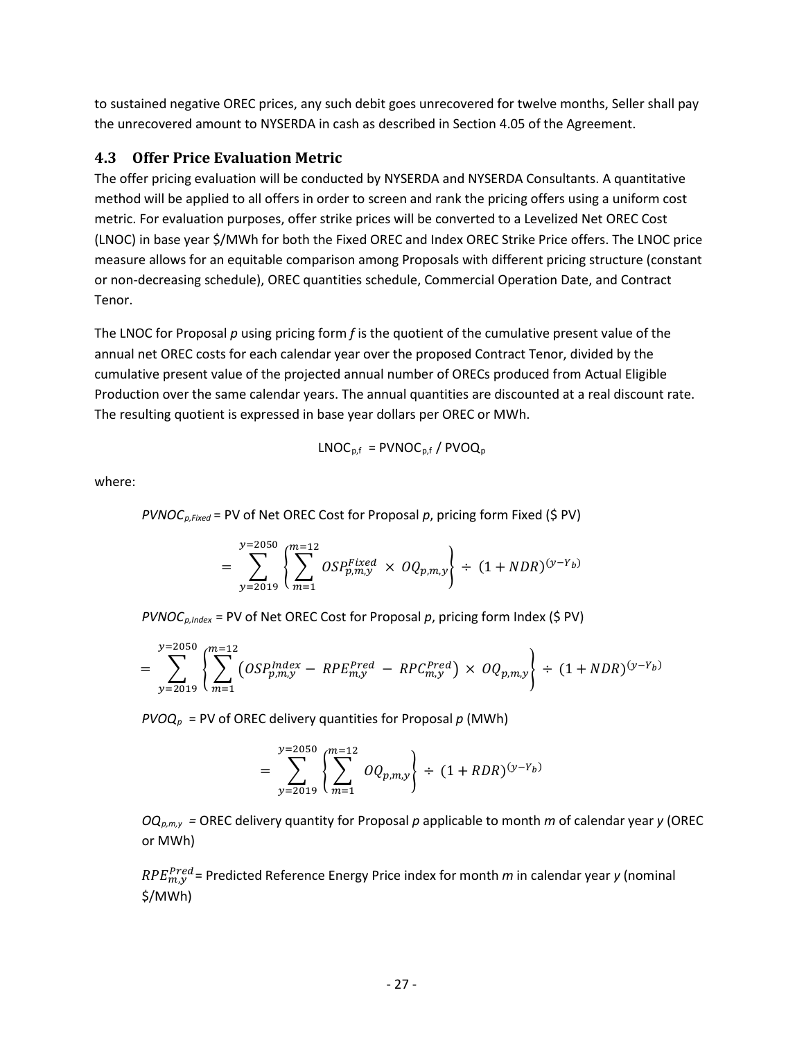to sustained negative OREC prices, any such debit goes unrecovered for twelve months, Seller shall pay the unrecovered amount to NYSERDA in cash as described in Section 4.05 of the Agreement.

### 4.3 Offer Price Evaluation Metric

The offer pricing evaluation will be conducted by NYSERDA and NYSERDA Consultants. A quantitative method will be applied to all offers in order to screen and rank the pricing offers using a uniform cost metric. For evaluation purposes, offer strike prices will be converted to a Levelized Net OREC Cost (LNOC) in base year $/MWh for both the Fixed OREC and Index OREC Strike Price offers. The LNOC price measure allows for an equitable comparison among Proposals with different pricing structure (constant or non-decreasing schedule), OREC quantities schedule, Commercial Operation Date, and Contract Tenor.

The LNOC for Proposal *p* using pricing form *f* is the quotient of the cumulative present value of the annual net OREC costs for each calendar year over the proposed Contract Tenor, divided by the cumulative present value of the projected annual number of ORECs produced from Actual Eligible Production over the same calendar years. The annual quantities are discounted at a real discount rate. The resulting quotient is expressed in base year dollars per OREC or MWh.

$$LNOC_{p,f} = PVNOC_{p,f} / PVOQ_p$$

where:

$PVNOC_{p,Fixed}$ = PV of Net OREC Cost for Proposal *p*, pricing form Fixed ($ PV)

$$= \sum_{y=2019}^{y=2050} \left\{ \sum_{m=1}^{m=12} OSP_{p,m,y}^{Fixed} \times OQ_{p,m,y} \right\} \div (1 + NDR)^{(y-Y_b)}$$

$PVNOC_{p,Index}$ = PV of Net OREC Cost for Proposal *p*, pricing form Index ($ PV)

$$= \sum_{y=2019}^{y=2050} \left\{ \sum_{m=1}^{m=12} \left( OSP_{p,m,y}^{Index} - RPE_{m,y}^{Pred} - RPC_{m,y}^{Pred} \right) \times OQ_{p,m,y} \right\} \div (1 + NDR)^{(y-Y_b)}$$

$PVOQ_p$ = PV of OREC delivery quantities for Proposal *p* (MWh)

$$= \sum_{y=2019}^{y=2050} \left\{ \sum_{m=1}^{m=12} OQ_{p,m,y} \right\} \div (1 + RDR)^{(y-Y_b)}$$

$OQ_{p,m,y}$ = OREC delivery quantity for Proposal *p* applicable to month *m* of calendar year *y* (OREC or MWh)

$RPE_{m,y}^{Pred}$ = Predicted Reference Energy Price index for month *m* in calendar year *y* (nominal $/MWh)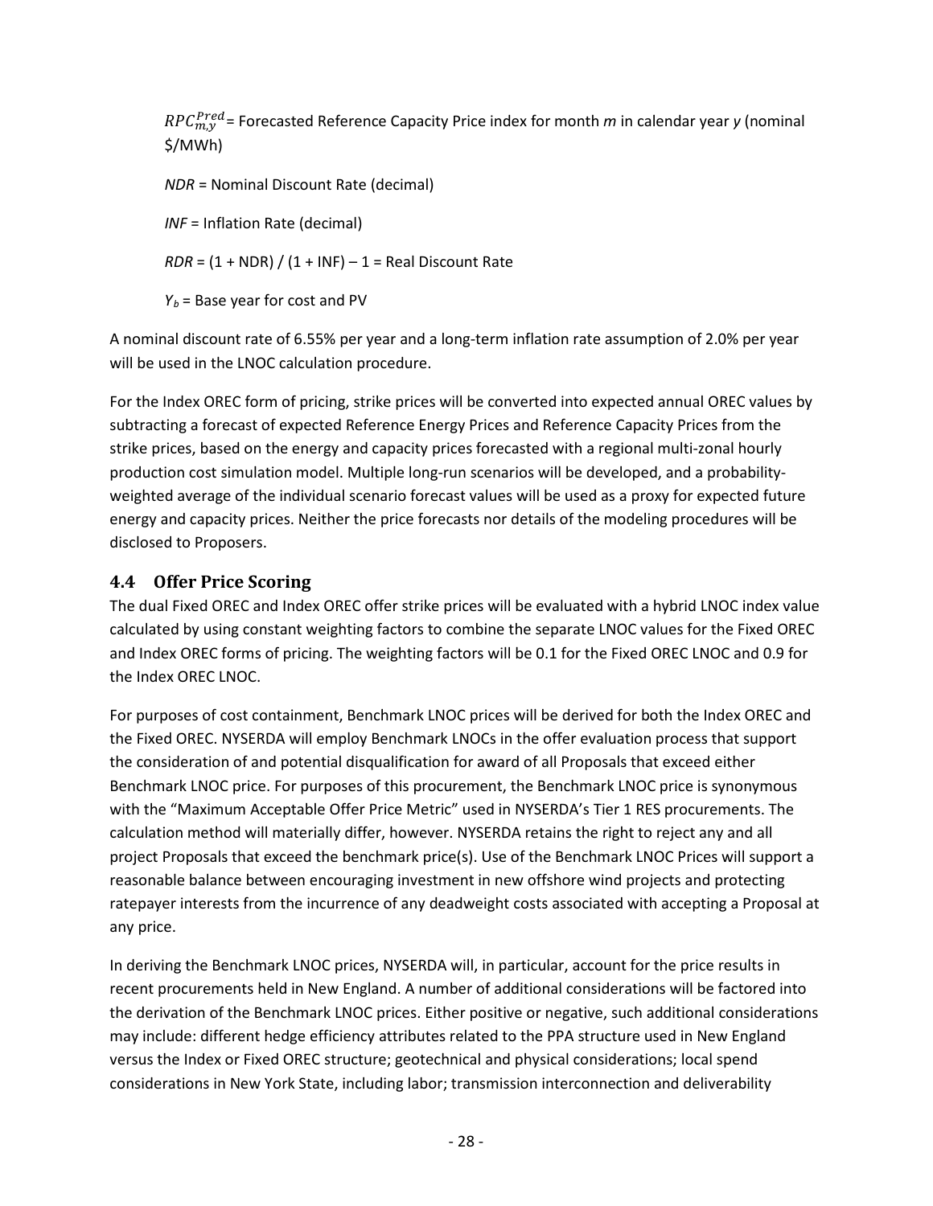$RPC_{m,y}^{Pred}$ = Forecasted Reference Capacity Price index for month *m* in calendar year *y* (nominal $/MWh)

*NDR* = Nominal Discount Rate (decimal)

*INF* = Inflation Rate (decimal)

*RDR* = (1 + NDR) / (1 + INF) – 1 = Real Discount Rate

$Y_b$ = Base year for cost and PV

A nominal discount rate of 6.55% per year and a long-term inflation rate assumption of 2.0% per year will be used in the LNOC calculation procedure.

For the Index OREC form of pricing, strike prices will be converted into expected annual OREC values by subtracting a forecast of expected Reference Energy Prices and Reference Capacity Prices from the strike prices, based on the energy and capacity prices forecasted with a regional multi-zonal hourly production cost simulation model. Multiple long-run scenarios will be developed, and a probability-weighted average of the individual scenario forecast values will be used as a proxy for expected future energy and capacity prices. Neither the price forecasts nor details of the modeling procedures will be disclosed to Proposers.

## 4.4 Offer Price Scoring

The dual Fixed OREC and Index OREC offer strike prices will be evaluated with a hybrid LNOC index value calculated by using constant weighting factors to combine the separate LNOC values for the Fixed OREC and Index OREC forms of pricing. The weighting factors will be 0.1 for the Fixed OREC LNOC and 0.9 for the Index OREC LNOC.

For purposes of cost containment, Benchmark LNOC prices will be derived for both the Index OREC and the Fixed OREC. NYSERDA will employ Benchmark LNOCs in the offer evaluation process that support the consideration of and potential disqualification for award of all Proposals that exceed either Benchmark LNOC price. For purposes of this procurement, the Benchmark LNOC price is synonymous with the "Maximum Acceptable Offer Price Metric" used in NYSERDA's Tier 1 RES procurements. The calculation method will materially differ, however. NYSERDA retains the right to reject any and all project Proposals that exceed the benchmark price(s). Use of the Benchmark LNOC Prices will support a reasonable balance between encouraging investment in new offshore wind projects and protecting ratepayer interests from the incurrence of any deadweight costs associated with accepting a Proposal at any price.

In deriving the Benchmark LNOC prices, NYSERDA will, in particular, account for the price results in recent procurements held in New England. A number of additional considerations will be factored into the derivation of the Benchmark LNOC prices. Either positive or negative, such additional considerations may include: different hedge efficiency attributes related to the PPA structure used in New England versus the Index or Fixed OREC structure; geotechnical and physical considerations; local spend considerations in New York State, including labor; transmission interconnection and deliverability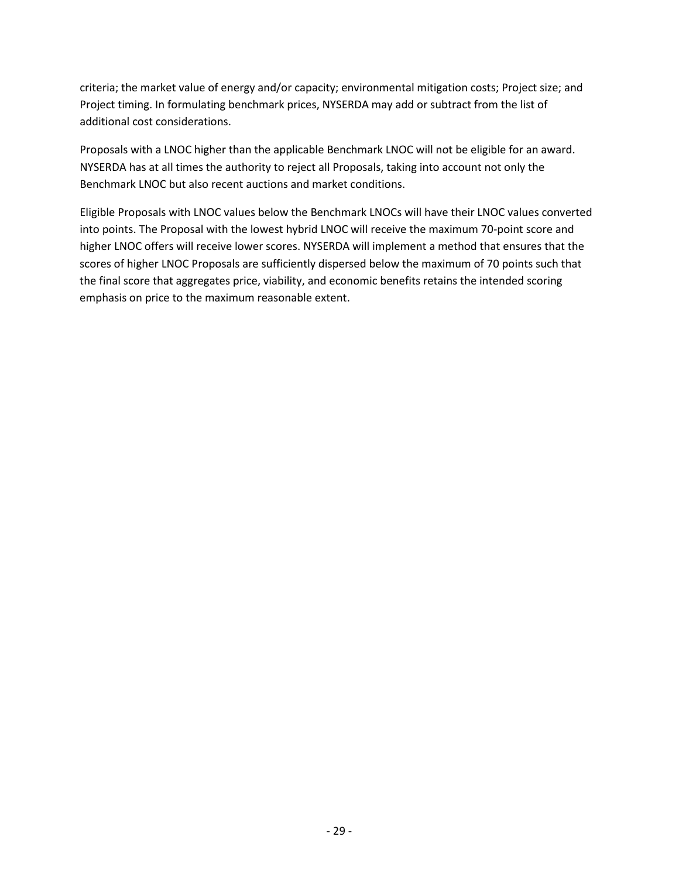criteria; the market value of energy and/or capacity; environmental mitigation costs; Project size; and Project timing. In formulating benchmark prices, NYSERDA may add or subtract from the list of additional cost considerations.

Proposals with a LNOC higher than the applicable Benchmark LNOC will not be eligible for an award. NYSERDA has at all times the authority to reject all Proposals, taking into account not only the Benchmark LNOC but also recent auctions and market conditions.

Eligible Proposals with LNOC values below the Benchmark LNOCs will have their LNOC values converted into points. The Proposal with the lowest hybrid LNOC will receive the maximum 70-point score and higher LNOC offers will receive lower scores. NYSERDA will implement a method that ensures that the scores of higher LNOC Proposals are sufficiently dispersed below the maximum of 70 points such that the final score that aggregates price, viability, and economic benefits retains the intended scoring emphasis on price to the maximum reasonable extent.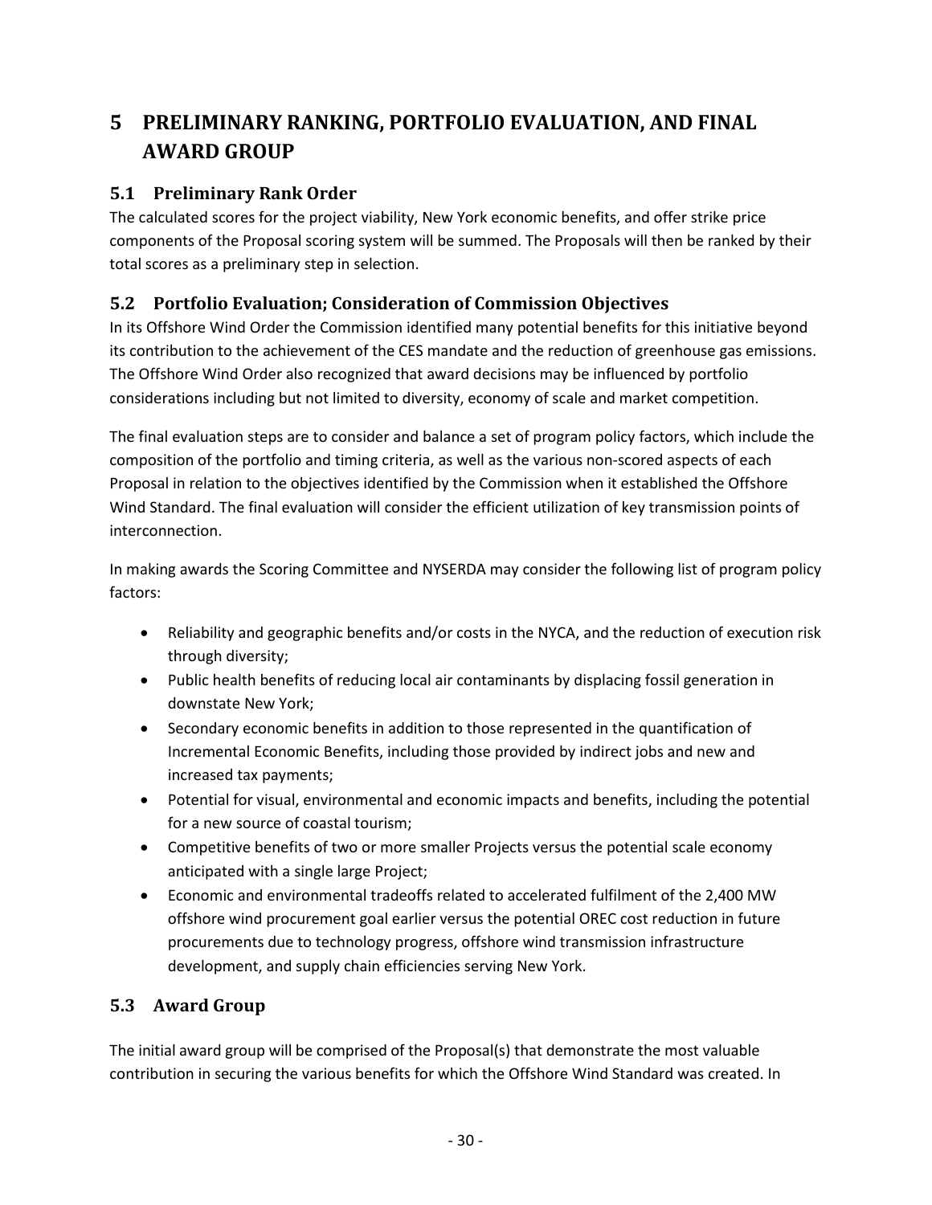# 5 PRELIMINARY RANKING, PORTFOLIO EVALUATION, AND FINAL AWARD GROUP

## 5.1 Preliminary Rank Order

The calculated scores for the project viability, New York economic benefits, and offer strike price components of the Proposal scoring system will be summed. The Proposals will then be ranked by their total scores as a preliminary step in selection.

## 5.2 Portfolio Evaluation; Consideration of Commission Objectives

In its Offshore Wind Order the Commission identified many potential benefits for this initiative beyond its contribution to the achievement of the CES mandate and the reduction of greenhouse gas emissions. The Offshore Wind Order also recognized that award decisions may be influenced by portfolio considerations including but not limited to diversity, economy of scale and market competition.

The final evaluation steps are to consider and balance a set of program policy factors, which include the composition of the portfolio and timing criteria, as well as the various non-scored aspects of each Proposal in relation to the objectives identified by the Commission when it established the Offshore Wind Standard. The final evaluation will consider the efficient utilization of key transmission points of interconnection.

In making awards the Scoring Committee and NYSERDA may consider the following list of program policy factors:

- Reliability and geographic benefits and/or costs in the NYCA, and the reduction of execution risk through diversity;
- Public health benefits of reducing local air contaminants by displacing fossil generation in downstate New York;
- Secondary economic benefits in addition to those represented in the quantification of Incremental Economic Benefits, including those provided by indirect jobs and new and increased tax payments;
- Potential for visual, environmental and economic impacts and benefits, including the potential for a new source of coastal tourism;
- Competitive benefits of two or more smaller Projects versus the potential scale economy anticipated with a single large Project;
- Economic and environmental tradeoffs related to accelerated fulfilment of the 2,400 MW offshore wind procurement goal earlier versus the potential OREC cost reduction in future procurements due to technology progress, offshore wind transmission infrastructure development, and supply chain efficiencies serving New York.

## 5.3 Award Group

The initial award group will be comprised of the Proposal(s) that demonstrate the most valuable contribution in securing the various benefits for which the Offshore Wind Standard was created. In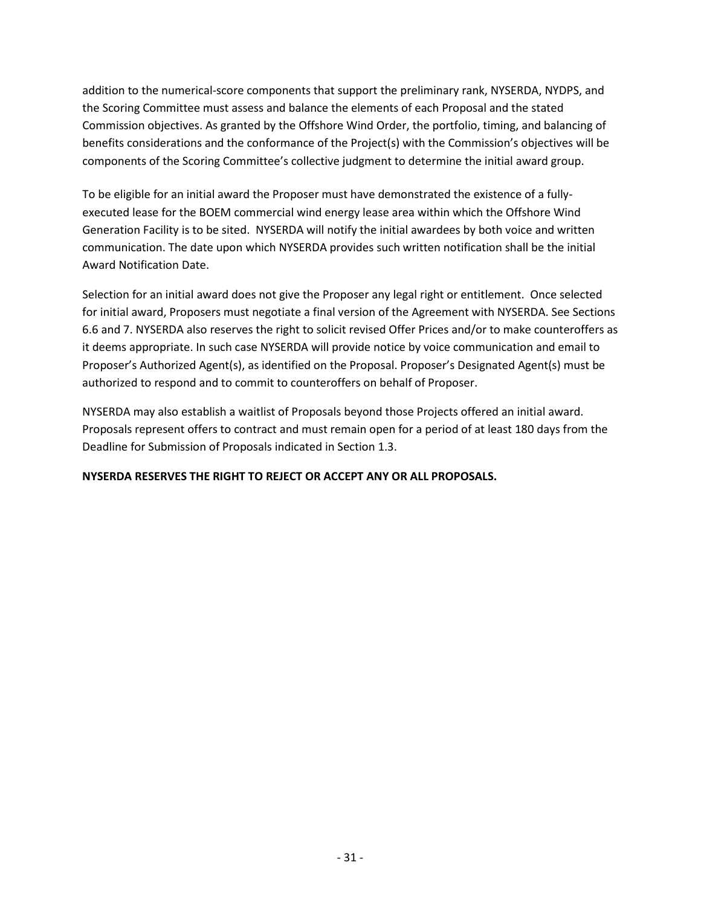addition to the numerical-score components that support the preliminary rank, NYSERDA, NYDPS, and the Scoring Committee must assess and balance the elements of each Proposal and the stated Commission objectives. As granted by the Offshore Wind Order, the portfolio, timing, and balancing of benefits considerations and the conformance of the Project(s) with the Commission's objectives will be components of the Scoring Committee's collective judgment to determine the initial award group.

To be eligible for an initial award the Proposer must have demonstrated the existence of a fully-executed lease for the BOEM commercial wind energy lease area within which the Offshore Wind Generation Facility is to be sited. NYSERDA will notify the initial awardees by both voice and written communication. The date upon which NYSERDA provides such written notification shall be the initial Award Notification Date.

Selection for an initial award does not give the Proposer any legal right or entitlement. Once selected for initial award, Proposers must negotiate a final version of the Agreement with NYSERDA. See Sections 6.6 and 7. NYSERDA also reserves the right to solicit revised Offer Prices and/or to make counteroffers as it deems appropriate. In such case NYSERDA will provide notice by voice communication and email to Proposer's Authorized Agent(s), as identified on the Proposal. Proposer's Designated Agent(s) must be authorized to respond and to commit to counteroffers on behalf of Proposer.

NYSERDA may also establish a waitlist of Proposals beyond those Projects offered an initial award. Proposals represent offers to contract and must remain open for a period of at least 180 days from the Deadline for Submission of Proposals indicated in Section 1.3.

**NYSERDA RESERVES THE RIGHT TO REJECT OR ACCEPT ANY OR ALL PROPOSALS.**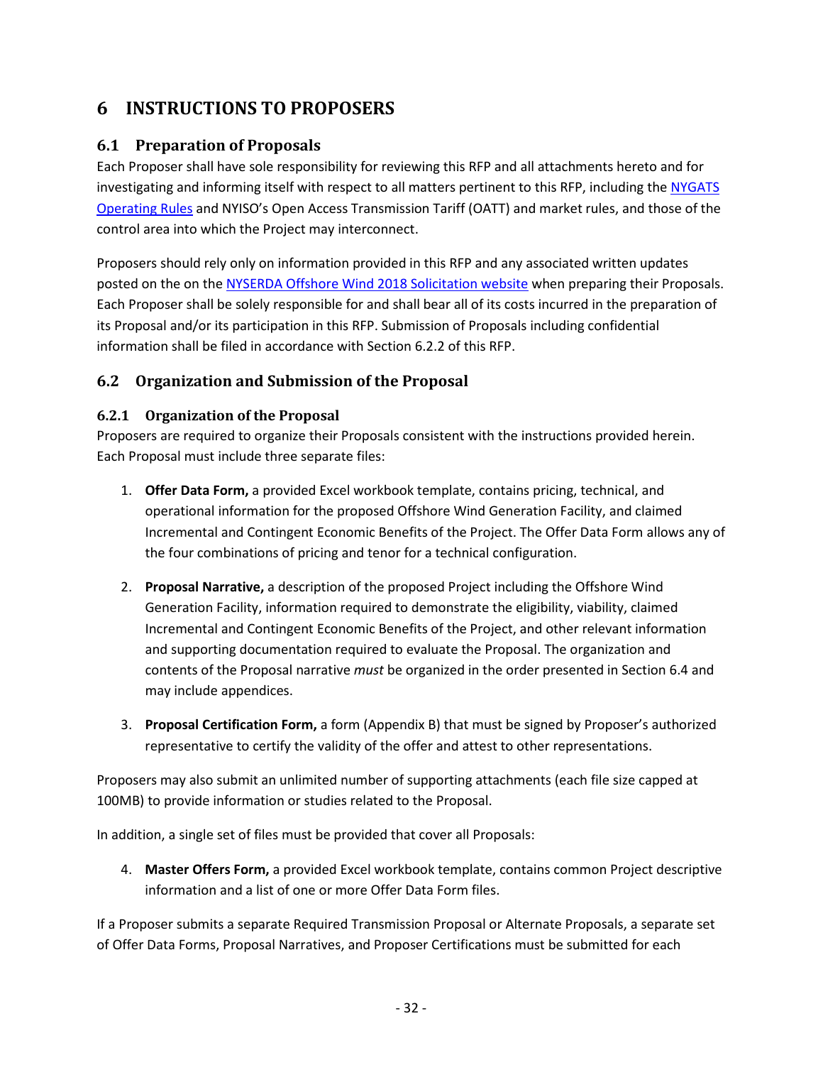# 6 INSTRUCTIONS TO PROPOSERS

## 6.1 Preparation of Proposals

Each Proposer shall have sole responsibility for reviewing this RFP and all attachments hereto and for investigating and informing itself with respect to all matters pertinent to this RFP, including the NYGATS Operating Rules and NYISO's Open Access Transmission Tariff (OATT) and market rules, and those of the control area into which the Project may interconnect.

Proposers should rely only on information provided in this RFP and any associated written updates posted on the on the NYSERDA Offshore Wind 2018 Solicitation website when preparing their Proposals. Each Proposer shall be solely responsible for and shall bear all of its costs incurred in the preparation of its Proposal and/or its participation in this RFP. Submission of Proposals including confidential information shall be filed in accordance with Section 6.2.2 of this RFP.

## 6.2 Organization and Submission of the Proposal

### 6.2.1 Organization of the Proposal

Proposers are required to organize their Proposals consistent with the instructions provided herein. Each Proposal must include three separate files:

1. **Offer Data Form,** a provided Excel workbook template, contains pricing, technical, and operational information for the proposed Offshore Wind Generation Facility, and claimed Incremental and Contingent Economic Benefits of the Project. The Offer Data Form allows any of the four combinations of pricing and tenor for a technical configuration.

2. **Proposal Narrative,** a description of the proposed Project including the Offshore Wind Generation Facility, information required to demonstrate the eligibility, viability, claimed Incremental and Contingent Economic Benefits of the Project, and other relevant information and supporting documentation required to evaluate the Proposal. The organization and contents of the Proposal narrative *must* be organized in the order presented in Section 6.4 and may include appendices.

3. **Proposal Certification Form,** a form (Appendix B) that must be signed by Proposer's authorized representative to certify the validity of the offer and attest to other representations.

Proposers may also submit an unlimited number of supporting attachments (each file size capped at 100MB) to provide information or studies related to the Proposal.

In addition, a single set of files must be provided that cover all Proposals:

4. **Master Offers Form,** a provided Excel workbook template, contains common Project descriptive information and a list of one or more Offer Data Form files.

If a Proposer submits a separate Required Transmission Proposal or Alternate Proposals, a separate set of Offer Data Forms, Proposal Narratives, and Proposer Certifications must be submitted for each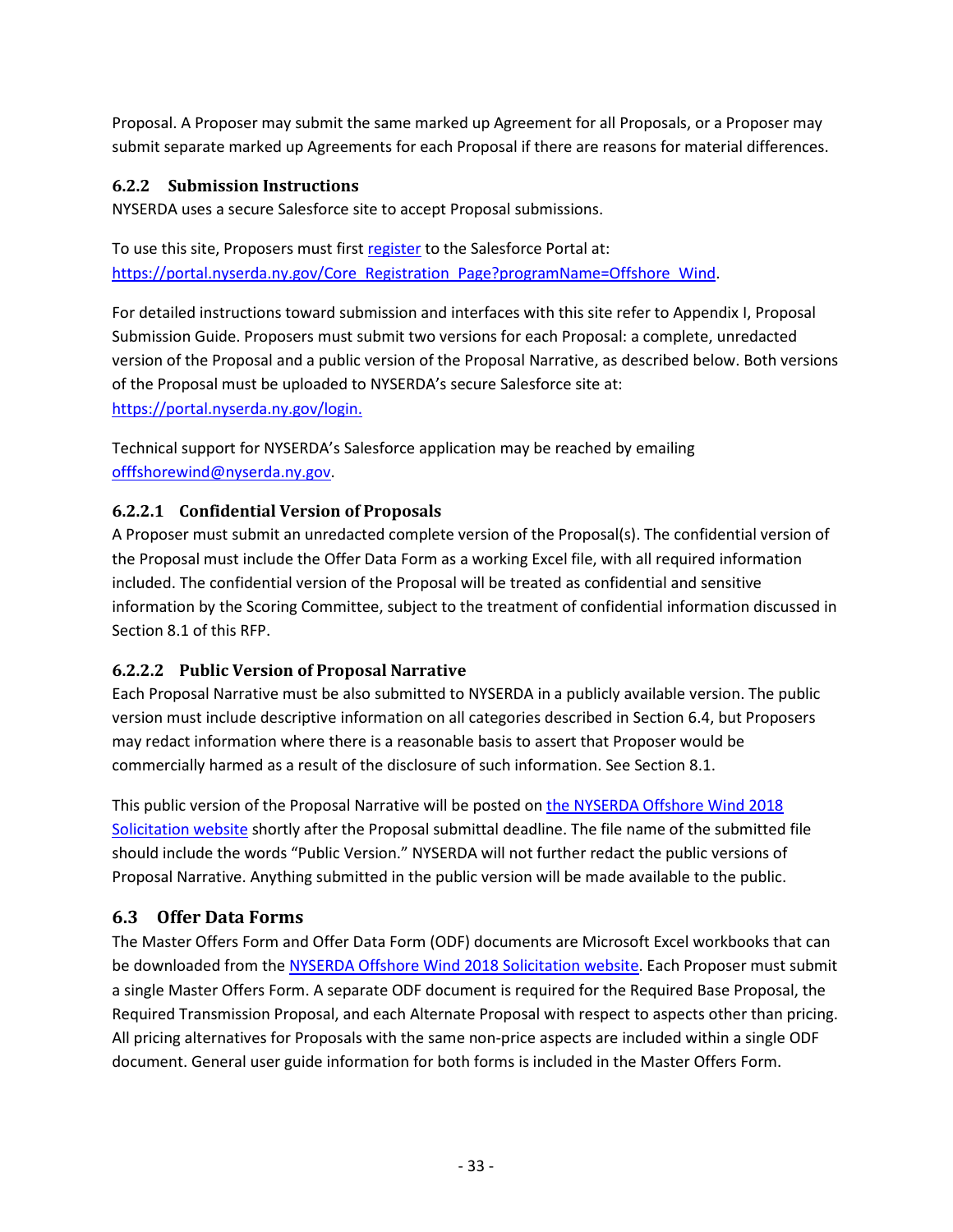Proposal. A Proposer may submit the same marked up Agreement for all Proposals, or a Proposer may submit separate marked up Agreements for each Proposal if there are reasons for material differences.

### 6.2.2 Submission Instructions

NYSERDA uses a secure Salesforce site to accept Proposal submissions.

To use this site, Proposers must first [register](https://portal.nyserda.ny.gov/Core_Registration_Page?programName=Offshore_Wind) to the Salesforce Portal at: [https://portal.nyserda.ny.gov/Core_Registration_Page?programName=Offshore_Wind](https://portal.nyserda.ny.gov/Core_Registration_Page?programName=Offshore_Wind).

For detailed instructions toward submission and interfaces with this site refer to Appendix I, Proposal Submission Guide. Proposers must submit two versions for each Proposal: a complete, unredacted version of the Proposal and a public version of the Proposal Narrative, as described below. Both versions of the Proposal must be uploaded to NYSERDA's secure Salesforce site at: [https://portal.nyserda.ny.gov/login.](https://portal.nyserda.ny.gov/login)

Technical support for NYSERDA's Salesforce application may be reached by emailing [offfshorewind@nyserda.ny.gov](mailto:offfshorewind@nyserda.ny.gov).

#### 6.2.2.1 Confidential Version of Proposals

A Proposer must submit an unredacted complete version of the Proposal(s). The confidential version of the Proposal must include the Offer Data Form as a working Excel file, with all required information included. The confidential version of the Proposal will be treated as confidential and sensitive information by the Scoring Committee, subject to the treatment of confidential information discussed in Section 8.1 of this RFP.

#### 6.2.2.2 Public Version of Proposal Narrative

Each Proposal Narrative must be also submitted to NYSERDA in a publicly available version. The public version must include descriptive information on all categories described in Section 6.4, but Proposers may redact information where there is a reasonable basis to assert that Proposer would be commercially harmed as a result of the disclosure of such information. See Section 8.1.

This public version of the Proposal Narrative will be posted on the NYSERDA Offshore Wind 2018 Solicitation website shortly after the Proposal submittal deadline. The file name of the submitted file should include the words "Public Version." NYSERDA will not further redact the public versions of Proposal Narrative. Anything submitted in the public version will be made available to the public.

## 6.3 Offer Data Forms

The Master Offers Form and Offer Data Form (ODF) documents are Microsoft Excel workbooks that can be downloaded from the NYSERDA Offshore Wind 2018 Solicitation website. Each Proposer must submit a single Master Offers Form. A separate ODF document is required for the Required Base Proposal, the Required Transmission Proposal, and each Alternate Proposal with respect to aspects other than pricing. All pricing alternatives for Proposals with the same non-price aspects are included within a single ODF document. General user guide information for both forms is included in the Master Offers Form.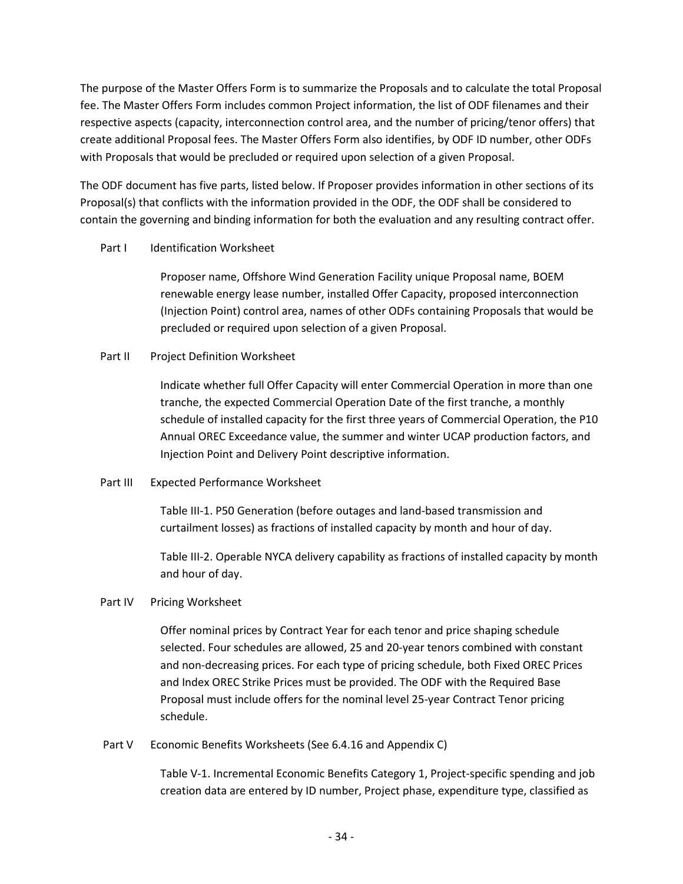The purpose of the Master Offers Form is to summarize the Proposals and to calculate the total Proposal fee. The Master Offers Form includes common Project information, the list of ODF filenames and their respective aspects (capacity, interconnection control area, and the number of pricing/tenor offers) that create additional Proposal fees. The Master Offers Form also identifies, by ODF ID number, other ODFs with Proposals that would be precluded or required upon selection of a given Proposal.

The ODF document has five parts, listed below. If Proposer provides information in other sections of its Proposal(s) that conflicts with the information provided in the ODF, the ODF shall be considered to contain the governing and binding information for both the evaluation and any resulting contract offer.

Part I Identification Worksheet

> Proposer name, Offshore Wind Generation Facility unique Proposal name, BOEM renewable energy lease number, installed Offer Capacity, proposed interconnection (Injection Point) control area, names of other ODFs containing Proposals that would be precluded or required upon selection of a given Proposal.

Part II Project Definition Worksheet

> Indicate whether full Offer Capacity will enter Commercial Operation in more than one tranche, the expected Commercial Operation Date of the first tranche, a monthly schedule of installed capacity for the first three years of Commercial Operation, the P10 Annual OREC Exceedance value, the summer and winter UCAP production factors, and Injection Point and Delivery Point descriptive information.

Part III Expected Performance Worksheet

> Table III-1. P50 Generation (before outages and land-based transmission and curtailment losses) as fractions of installed capacity by month and hour of day.
>
> Table III-2. Operable NYCA delivery capability as fractions of installed capacity by month and hour of day.

Part IV Pricing Worksheet

> Offer nominal prices by Contract Year for each tenor and price shaping schedule selected. Four schedules are allowed, 25 and 20-year tenors combined with constant and non-decreasing prices. For each type of pricing schedule, both Fixed OREC Prices and Index OREC Strike Prices must be provided. The ODF with the Required Base Proposal must include offers for the nominal level 25-year Contract Tenor pricing schedule.

Part V Economic Benefits Worksheets (See 6.4.16 and Appendix C)

> Table V-1. Incremental Economic Benefits Category 1, Project-specific spending and job creation data are entered by ID number, Project phase, expenditure type, classified as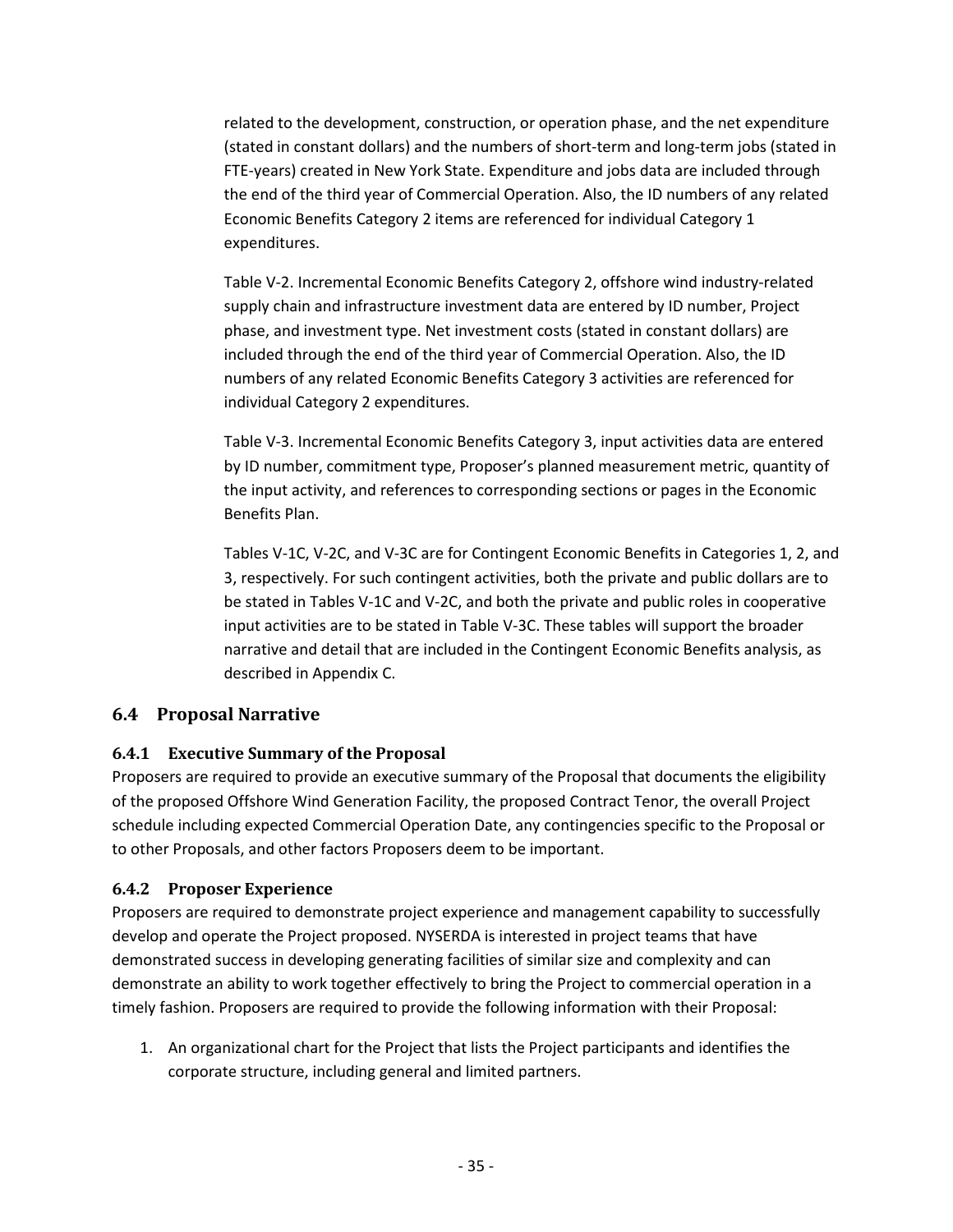related to the development, construction, or operation phase, and the net expenditure (stated in constant dollars) and the numbers of short-term and long-term jobs (stated in FTE-years) created in New York State. Expenditure and jobs data are included through the end of the third year of Commercial Operation. Also, the ID numbers of any related Economic Benefits Category 2 items are referenced for individual Category 1 expenditures.

Table V-2. Incremental Economic Benefits Category 2, offshore wind industry-related supply chain and infrastructure investment data are entered by ID number, Project phase, and investment type. Net investment costs (stated in constant dollars) are included through the end of the third year of Commercial Operation. Also, the ID numbers of any related Economic Benefits Category 3 activities are referenced for individual Category 2 expenditures.

Table V-3. Incremental Economic Benefits Category 3, input activities data are entered by ID number, commitment type, Proposer's planned measurement metric, quantity of the input activity, and references to corresponding sections or pages in the Economic Benefits Plan.

Tables V-1C, V-2C, and V-3C are for Contingent Economic Benefits in Categories 1, 2, and 3, respectively. For such contingent activities, both the private and public dollars are to be stated in Tables V-1C and V-2C, and both the private and public roles in cooperative input activities are to be stated in Table V-3C. These tables will support the broader narrative and detail that are included in the Contingent Economic Benefits analysis, as described in Appendix C.

## 6.4 Proposal Narrative

### 6.4.1 Executive Summary of the Proposal

Proposers are required to provide an executive summary of the Proposal that documents the eligibility of the proposed Offshore Wind Generation Facility, the proposed Contract Tenor, the overall Project schedule including expected Commercial Operation Date, any contingencies specific to the Proposal or to other Proposals, and other factors Proposers deem to be important.

### 6.4.2 Proposer Experience

Proposers are required to demonstrate project experience and management capability to successfully develop and operate the Project proposed. NYSERDA is interested in project teams that have demonstrated success in developing generating facilities of similar size and complexity and can demonstrate an ability to work together effectively to bring the Project to commercial operation in a timely fashion. Proposers are required to provide the following information with their Proposal:

1. An organizational chart for the Project that lists the Project participants and identifies the corporate structure, including general and limited partners.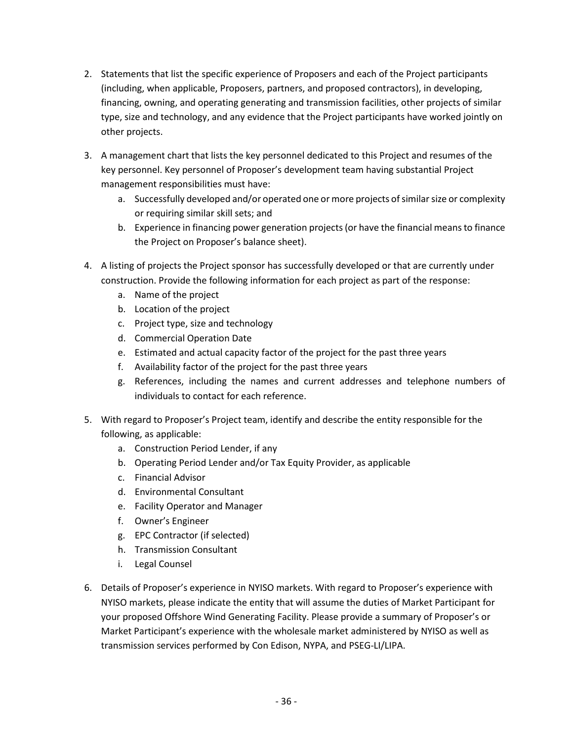2. Statements that list the specific experience of Proposers and each of the Project participants (including, when applicable, Proposers, partners, and proposed contractors), in developing, financing, owning, and operating generating and transmission facilities, other projects of similar type, size and technology, and any evidence that the Project participants have worked jointly on other projects.

3. A management chart that lists the key personnel dedicated to this Project and resumes of the key personnel. Key personnel of Proposer's development team having substantial Project management responsibilities must have:
   a. Successfully developed and/or operated one or more projects of similar size or complexity or requiring similar skill sets; and
   b. Experience in financing power generation projects (or have the financial means to finance the Project on Proposer's balance sheet).

4. A listing of projects the Project sponsor has successfully developed or that are currently under construction. Provide the following information for each project as part of the response:
   a. Name of the project
   b. Location of the project
   c. Project type, size and technology
   d. Commercial Operation Date
   e. Estimated and actual capacity factor of the project for the past three years
   f. Availability factor of the project for the past three years
   g. References, including the names and current addresses and telephone numbers of individuals to contact for each reference.

5. With regard to Proposer's Project team, identify and describe the entity responsible for the following, as applicable:
   a. Construction Period Lender, if any
   b. Operating Period Lender and/or Tax Equity Provider, as applicable
   c. Financial Advisor
   d. Environmental Consultant
   e. Facility Operator and Manager
   f. Owner's Engineer
   g. EPC Contractor (if selected)
   h. Transmission Consultant
   i. Legal Counsel

6. Details of Proposer's experience in NYISO markets. With regard to Proposer's experience with NYISO markets, please indicate the entity that will assume the duties of Market Participant for your proposed Offshore Wind Generating Facility. Please provide a summary of Proposer's or Market Participant's experience with the wholesale market administered by NYISO as well as transmission services performed by Con Edison, NYPA, and PSEG-LI/LIPA.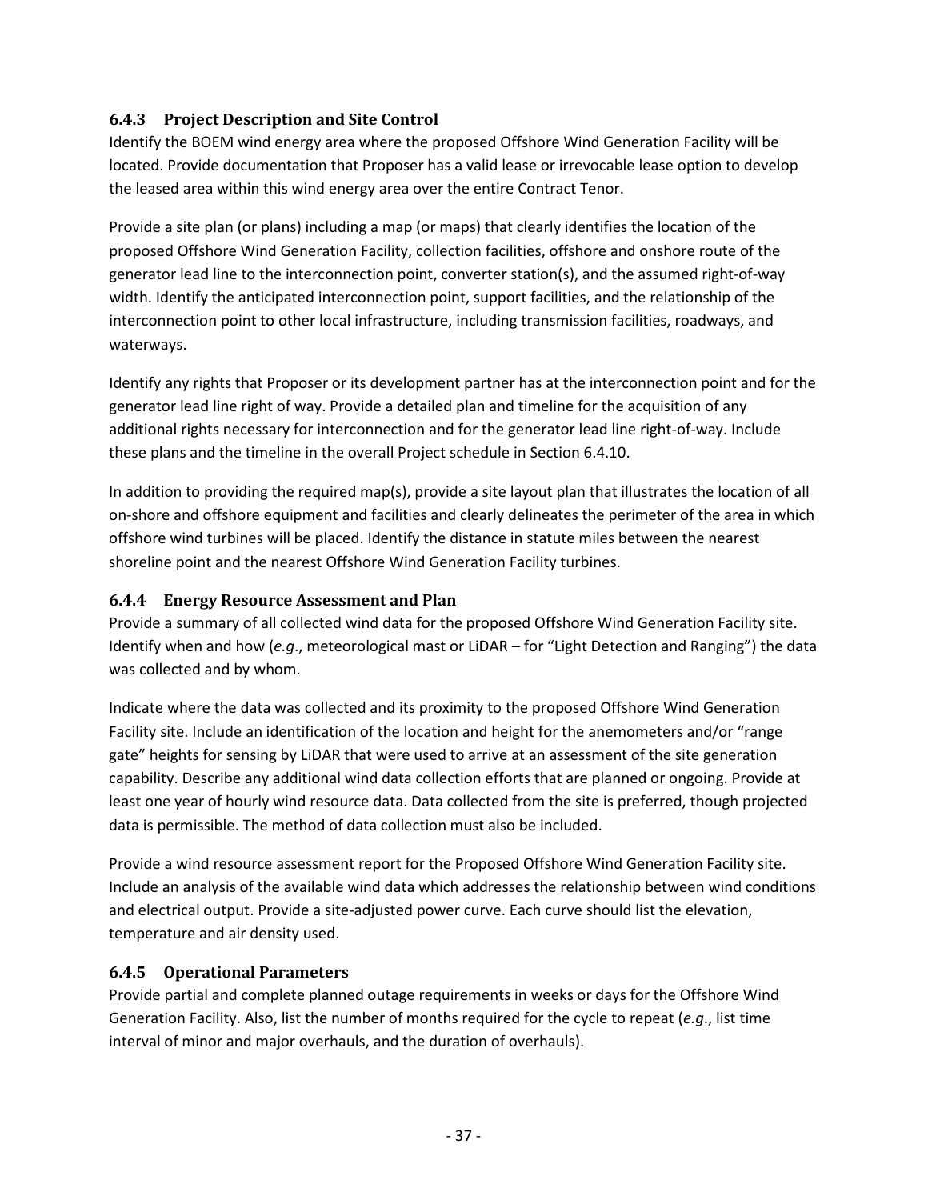### 6.4.3 Project Description and Site Control

Identify the BOEM wind energy area where the proposed Offshore Wind Generation Facility will be located. Provide documentation that Proposer has a valid lease or irrevocable lease option to develop the leased area within this wind energy area over the entire Contract Tenor.

Provide a site plan (or plans) including a map (or maps) that clearly identifies the location of the proposed Offshore Wind Generation Facility, collection facilities, offshore and onshore route of the generator lead line to the interconnection point, converter station(s), and the assumed right-of-way width. Identify the anticipated interconnection point, support facilities, and the relationship of the interconnection point to other local infrastructure, including transmission facilities, roadways, and waterways.

Identify any rights that Proposer or its development partner has at the interconnection point and for the generator lead line right of way. Provide a detailed plan and timeline for the acquisition of any additional rights necessary for interconnection and for the generator lead line right-of-way. Include these plans and the timeline in the overall Project schedule in Section 6.4.10.

In addition to providing the required map(s), provide a site layout plan that illustrates the location of all on-shore and offshore equipment and facilities and clearly delineates the perimeter of the area in which offshore wind turbines will be placed. Identify the distance in statute miles between the nearest shoreline point and the nearest Offshore Wind Generation Facility turbines.

### 6.4.4 Energy Resource Assessment and Plan

Provide a summary of all collected wind data for the proposed Offshore Wind Generation Facility site. Identify when and how (*e.g.*, meteorological mast or LiDAR – for "Light Detection and Ranging") the data was collected and by whom.

Indicate where the data was collected and its proximity to the proposed Offshore Wind Generation Facility site. Include an identification of the location and height for the anemometers and/or "range gate" heights for sensing by LiDAR that were used to arrive at an assessment of the site generation capability. Describe any additional wind data collection efforts that are planned or ongoing. Provide at least one year of hourly wind resource data. Data collected from the site is preferred, though projected data is permissible. The method of data collection must also be included.

Provide a wind resource assessment report for the Proposed Offshore Wind Generation Facility site. Include an analysis of the available wind data which addresses the relationship between wind conditions and electrical output. Provide a site-adjusted power curve. Each curve should list the elevation, temperature and air density used.

### 6.4.5 Operational Parameters

Provide partial and complete planned outage requirements in weeks or days for the Offshore Wind Generation Facility. Also, list the number of months required for the cycle to repeat (*e.g.*, list time interval of minor and major overhauls, and the duration of overhauls).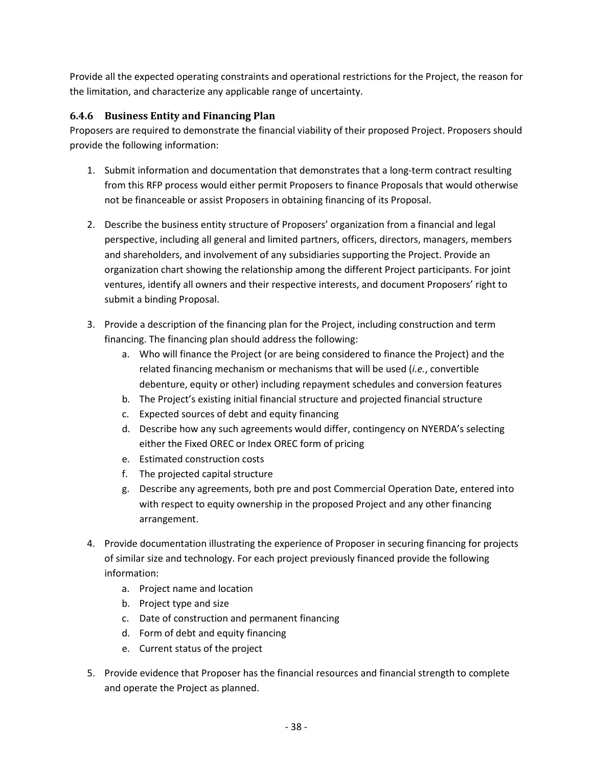Provide all the expected operating constraints and operational restrictions for the Project, the reason for the limitation, and characterize any applicable range of uncertainty.

### 6.4.6 Business Entity and Financing Plan

Proposers are required to demonstrate the financial viability of their proposed Project. Proposers should provide the following information:

1. Submit information and documentation that demonstrates that a long-term contract resulting from this RFP process would either permit Proposers to finance Proposals that would otherwise not be financeable or assist Proposers in obtaining financing of its Proposal.

2. Describe the business entity structure of Proposers' organization from a financial and legal perspective, including all general and limited partners, officers, directors, managers, members and shareholders, and involvement of any subsidiaries supporting the Project. Provide an organization chart showing the relationship among the different Project participants. For joint ventures, identify all owners and their respective interests, and document Proposers' right to submit a binding Proposal.

3. Provide a description of the financing plan for the Project, including construction and term financing. The financing plan should address the following:
   a. Who will finance the Project (or are being considered to finance the Project) and the related financing mechanism or mechanisms that will be used (*i.e.*, convertible debenture, equity or other) including repayment schedules and conversion features
   b. The Project's existing initial financial structure and projected financial structure
   c. Expected sources of debt and equity financing
   d. Describe how any such agreements would differ, contingency on NYERDA's selecting either the Fixed OREC or Index OREC form of pricing
   e. Estimated construction costs
   f. The projected capital structure
   g. Describe any agreements, both pre and post Commercial Operation Date, entered into with respect to equity ownership in the proposed Project and any other financing arrangement.

4. Provide documentation illustrating the experience of Proposer in securing financing for projects of similar size and technology. For each project previously financed provide the following information:
   a. Project name and location
   b. Project type and size
   c. Date of construction and permanent financing
   d. Form of debt and equity financing
   e. Current status of the project

5. Provide evidence that Proposer has the financial resources and financial strength to complete and operate the Project as planned.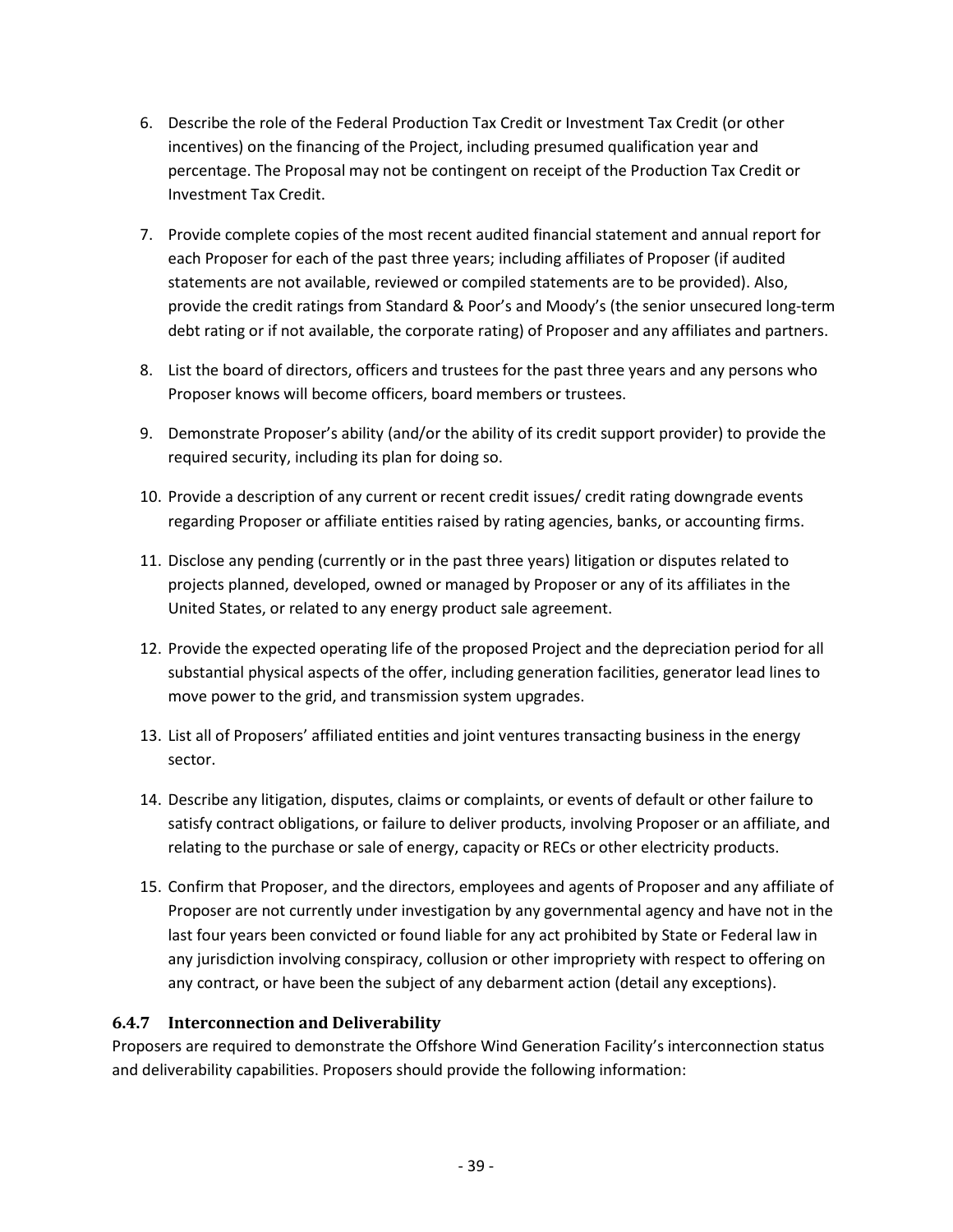6. Describe the role of the Federal Production Tax Credit or Investment Tax Credit (or other incentives) on the financing of the Project, including presumed qualification year and percentage. The Proposal may not be contingent on receipt of the Production Tax Credit or Investment Tax Credit.

7. Provide complete copies of the most recent audited financial statement and annual report for each Proposer for each of the past three years; including affiliates of Proposer (if audited statements are not available, reviewed or compiled statements are to be provided). Also, provide the credit ratings from Standard & Poor's and Moody's (the senior unsecured long-term debt rating or if not available, the corporate rating) of Proposer and any affiliates and partners.

8. List the board of directors, officers and trustees for the past three years and any persons who Proposer knows will become officers, board members or trustees.

9. Demonstrate Proposer's ability (and/or the ability of its credit support provider) to provide the required security, including its plan for doing so.

10. Provide a description of any current or recent credit issues/ credit rating downgrade events regarding Proposer or affiliate entities raised by rating agencies, banks, or accounting firms.

11. Disclose any pending (currently or in the past three years) litigation or disputes related to projects planned, developed, owned or managed by Proposer or any of its affiliates in the United States, or related to any energy product sale agreement.

12. Provide the expected operating life of the proposed Project and the depreciation period for all substantial physical aspects of the offer, including generation facilities, generator lead lines to move power to the grid, and transmission system upgrades.

13. List all of Proposers' affiliated entities and joint ventures transacting business in the energy sector.

14. Describe any litigation, disputes, claims or complaints, or events of default or other failure to satisfy contract obligations, or failure to deliver products, involving Proposer or an affiliate, and relating to the purchase or sale of energy, capacity or RECs or other electricity products.

15. Confirm that Proposer, and the directors, employees and agents of Proposer and any affiliate of Proposer are not currently under investigation by any governmental agency and have not in the last four years been convicted or found liable for any act prohibited by State or Federal law in any jurisdiction involving conspiracy, collusion or other impropriety with respect to offering on any contract, or have been the subject of any debarment action (detail any exceptions).

### 6.4.7 Interconnection and Deliverability

Proposers are required to demonstrate the Offshore Wind Generation Facility's interconnection status and deliverability capabilities. Proposers should provide the following information: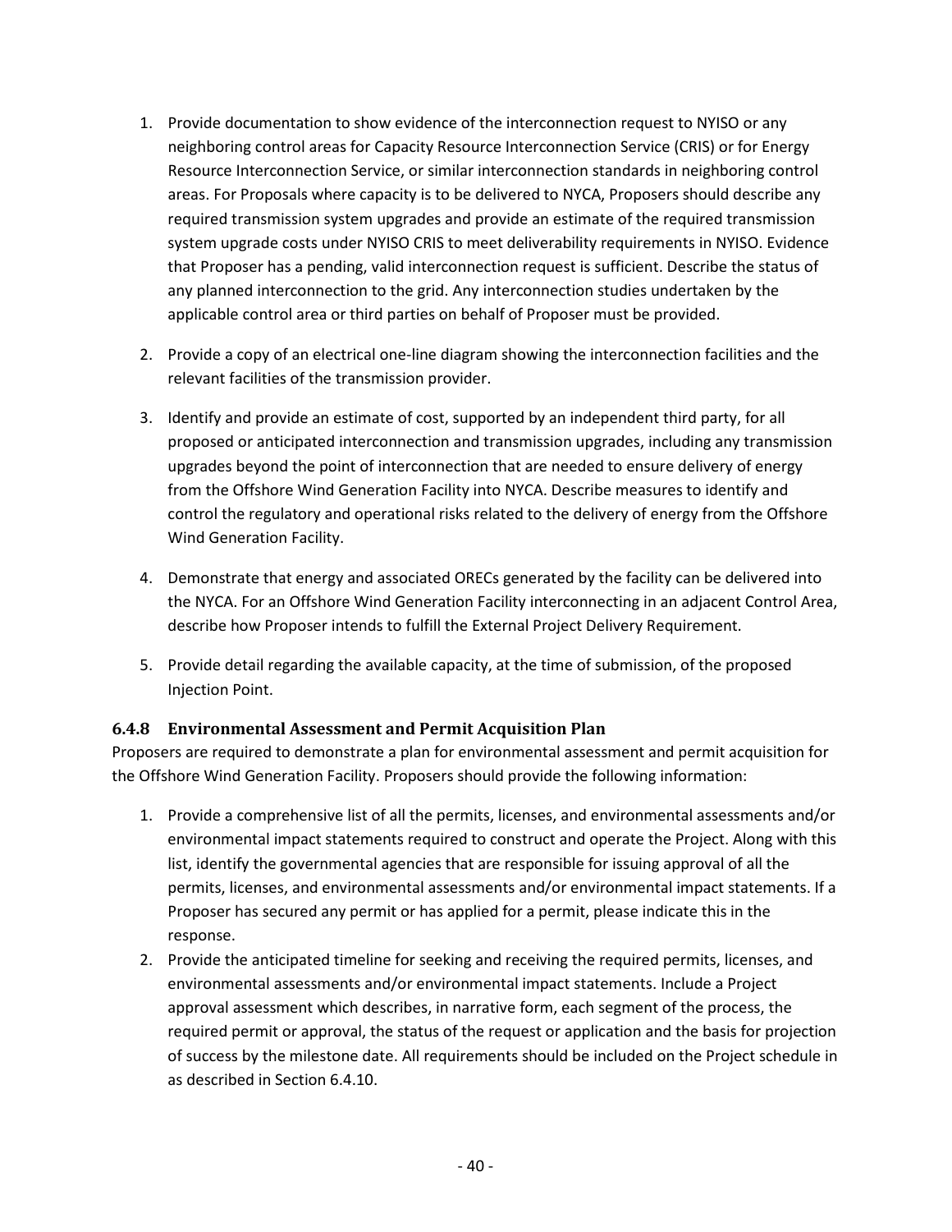1. Provide documentation to show evidence of the interconnection request to NYISO or any neighboring control areas for Capacity Resource Interconnection Service (CRIS) or for Energy Resource Interconnection Service, or similar interconnection standards in neighboring control areas. For Proposals where capacity is to be delivered to NYCA, Proposers should describe any required transmission system upgrades and provide an estimate of the required transmission system upgrade costs under NYISO CRIS to meet deliverability requirements in NYISO. Evidence that Proposer has a pending, valid interconnection request is sufficient. Describe the status of any planned interconnection to the grid. Any interconnection studies undertaken by the applicable control area or third parties on behalf of Proposer must be provided.

2. Provide a copy of an electrical one-line diagram showing the interconnection facilities and the relevant facilities of the transmission provider.

3. Identify and provide an estimate of cost, supported by an independent third party, for all proposed or anticipated interconnection and transmission upgrades, including any transmission upgrades beyond the point of interconnection that are needed to ensure delivery of energy from the Offshore Wind Generation Facility into NYCA. Describe measures to identify and control the regulatory and operational risks related to the delivery of energy from the Offshore Wind Generation Facility.

4. Demonstrate that energy and associated ORECs generated by the facility can be delivered into the NYCA. For an Offshore Wind Generation Facility interconnecting in an adjacent Control Area, describe how Proposer intends to fulfill the External Project Delivery Requirement.

5. Provide detail regarding the available capacity, at the time of submission, of the proposed Injection Point.

### 6.4.8 Environmental Assessment and Permit Acquisition Plan

Proposers are required to demonstrate a plan for environmental assessment and permit acquisition for the Offshore Wind Generation Facility. Proposers should provide the following information:

1. Provide a comprehensive list of all the permits, licenses, and environmental assessments and/or environmental impact statements required to construct and operate the Project. Along with this list, identify the governmental agencies that are responsible for issuing approval of all the permits, licenses, and environmental assessments and/or environmental impact statements. If a Proposer has secured any permit or has applied for a permit, please indicate this in the response.
2. Provide the anticipated timeline for seeking and receiving the required permits, licenses, and environmental assessments and/or environmental impact statements. Include a Project approval assessment which describes, in narrative form, each segment of the process, the required permit or approval, the status of the request or application and the basis for projection of success by the milestone date. All requirements should be included on the Project schedule in as described in Section 6.4.10.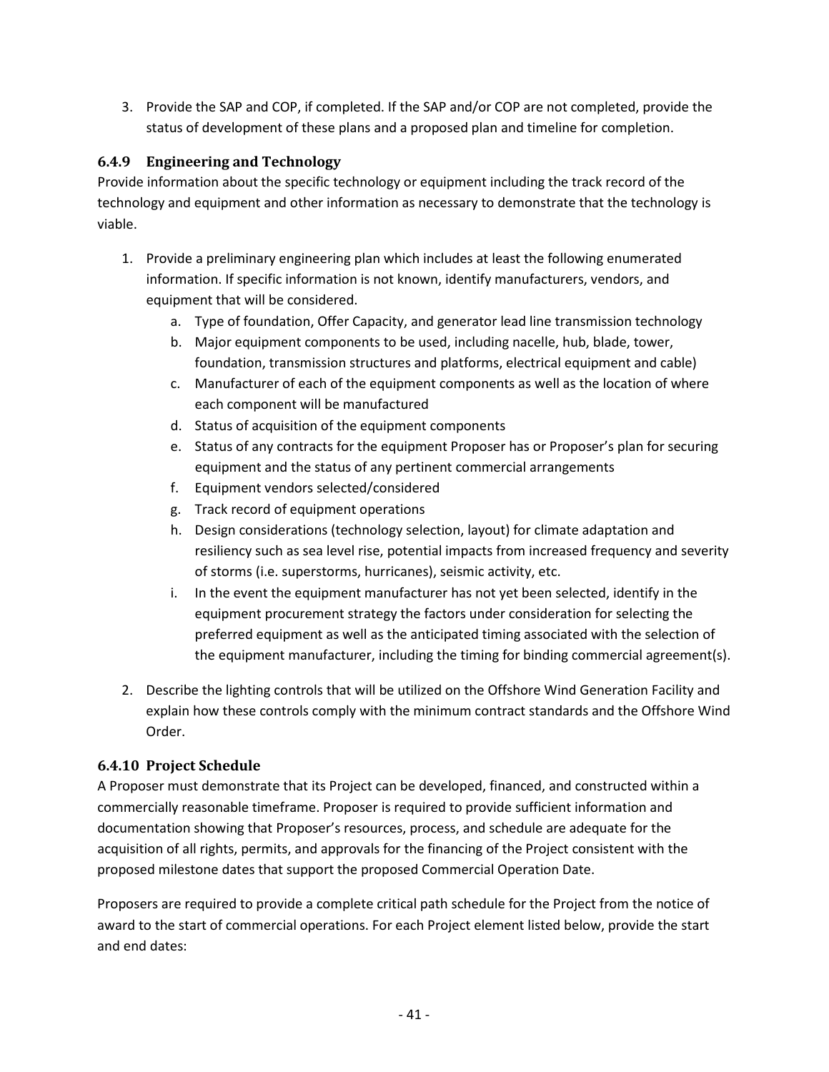3. Provide the SAP and COP, if completed. If the SAP and/or COP are not completed, provide the status of development of these plans and a proposed plan and timeline for completion.

### 6.4.9 Engineering and Technology

Provide information about the specific technology or equipment including the track record of the technology and equipment and other information as necessary to demonstrate that the technology is viable.

1. Provide a preliminary engineering plan which includes at least the following enumerated information. If specific information is not known, identify manufacturers, vendors, and equipment that will be considered.
   a. Type of foundation, Offer Capacity, and generator lead line transmission technology
   b. Major equipment components to be used, including nacelle, hub, blade, tower, foundation, transmission structures and platforms, electrical equipment and cable)
   c. Manufacturer of each of the equipment components as well as the location of where each component will be manufactured
   d. Status of acquisition of the equipment components
   e. Status of any contracts for the equipment Proposer has or Proposer's plan for securing equipment and the status of any pertinent commercial arrangements
   f. Equipment vendors selected/considered
   g. Track record of equipment operations
   h. Design considerations (technology selection, layout) for climate adaptation and resiliency such as sea level rise, potential impacts from increased frequency and severity of storms (i.e. superstorms, hurricanes), seismic activity, etc.
   i. In the event the equipment manufacturer has not yet been selected, identify in the equipment procurement strategy the factors under consideration for selecting the preferred equipment as well as the anticipated timing associated with the selection of the equipment manufacturer, including the timing for binding commercial agreement(s).
2. Describe the lighting controls that will be utilized on the Offshore Wind Generation Facility and explain how these controls comply with the minimum contract standards and the Offshore Wind Order.

### 6.4.10 Project Schedule

A Proposer must demonstrate that its Project can be developed, financed, and constructed within a commercially reasonable timeframe. Proposer is required to provide sufficient information and documentation showing that Proposer's resources, process, and schedule are adequate for the acquisition of all rights, permits, and approvals for the financing of the Project consistent with the proposed milestone dates that support the proposed Commercial Operation Date.

Proposers are required to provide a complete critical path schedule for the Project from the notice of award to the start of commercial operations. For each Project element listed below, provide the start and end dates: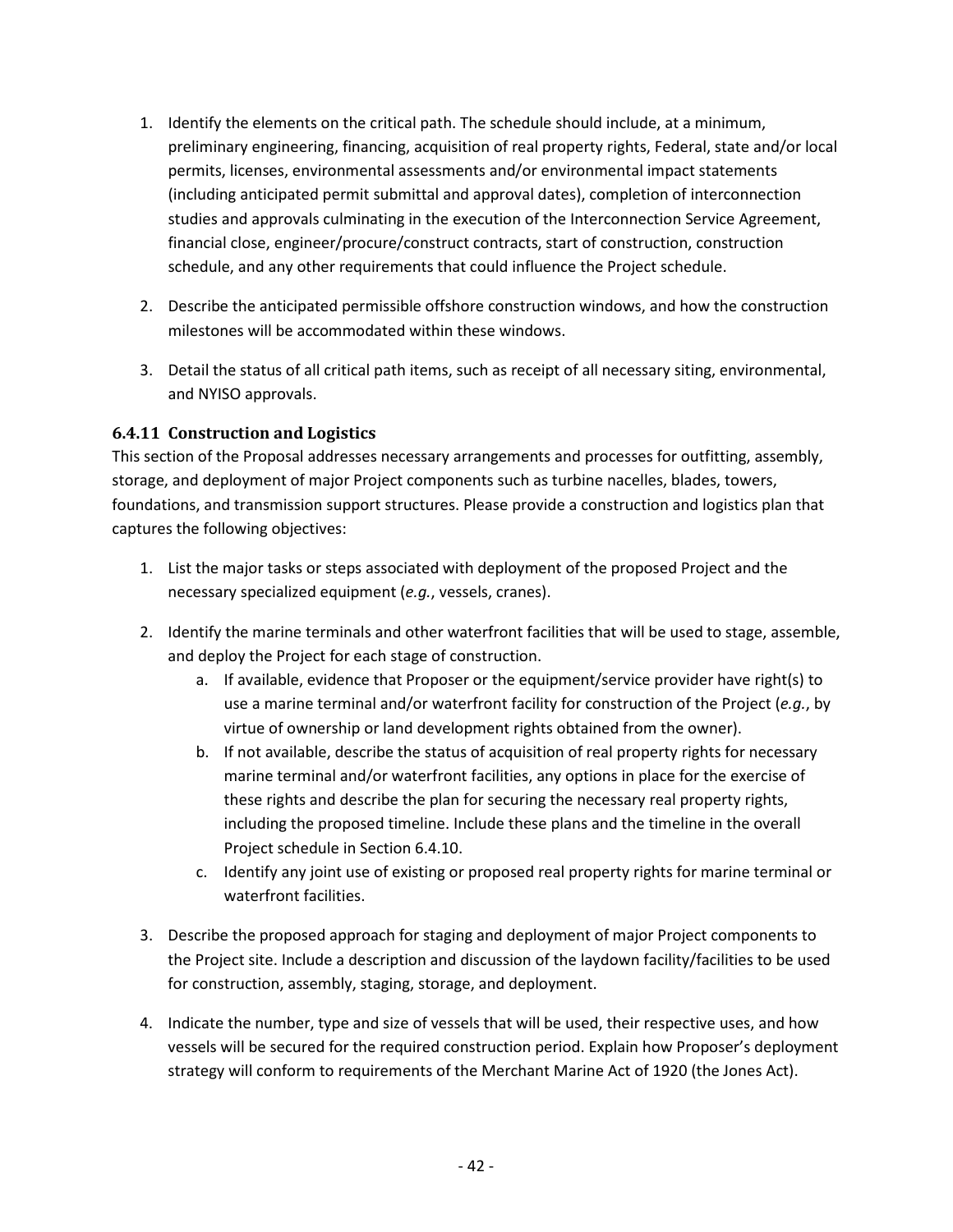1. Identify the elements on the critical path. The schedule should include, at a minimum, preliminary engineering, financing, acquisition of real property rights, Federal, state and/or local permits, licenses, environmental assessments and/or environmental impact statements (including anticipated permit submittal and approval dates), completion of interconnection studies and approvals culminating in the execution of the Interconnection Service Agreement, financial close, engineer/procure/construct contracts, start of construction, construction schedule, and any other requirements that could influence the Project schedule.

2. Describe the anticipated permissible offshore construction windows, and how the construction milestones will be accommodated within these windows.

3. Detail the status of all critical path items, such as receipt of all necessary siting, environmental, and NYISO approvals.

### 6.4.11 Construction and Logistics

This section of the Proposal addresses necessary arrangements and processes for outfitting, assembly, storage, and deployment of major Project components such as turbine nacelles, blades, towers, foundations, and transmission support structures. Please provide a construction and logistics plan that captures the following objectives:

1. List the major tasks or steps associated with deployment of the proposed Project and the necessary specialized equipment (*e.g.*, vessels, cranes).

2. Identify the marine terminals and other waterfront facilities that will be used to stage, assemble, and deploy the Project for each stage of construction.
   a. If available, evidence that Proposer or the equipment/service provider have right(s) to use a marine terminal and/or waterfront facility for construction of the Project (*e.g.*, by virtue of ownership or land development rights obtained from the owner).
   b. If not available, describe the status of acquisition of real property rights for necessary marine terminal and/or waterfront facilities, any options in place for the exercise of these rights and describe the plan for securing the necessary real property rights, including the proposed timeline. Include these plans and the timeline in the overall Project schedule in Section 6.4.10.
   c. Identify any joint use of existing or proposed real property rights for marine terminal or waterfront facilities.

3. Describe the proposed approach for staging and deployment of major Project components to the Project site. Include a description and discussion of the laydown facility/facilities to be used for construction, assembly, staging, storage, and deployment.

4. Indicate the number, type and size of vessels that will be used, their respective uses, and how vessels will be secured for the required construction period. Explain how Proposer's deployment strategy will conform to requirements of the Merchant Marine Act of 1920 (the Jones Act).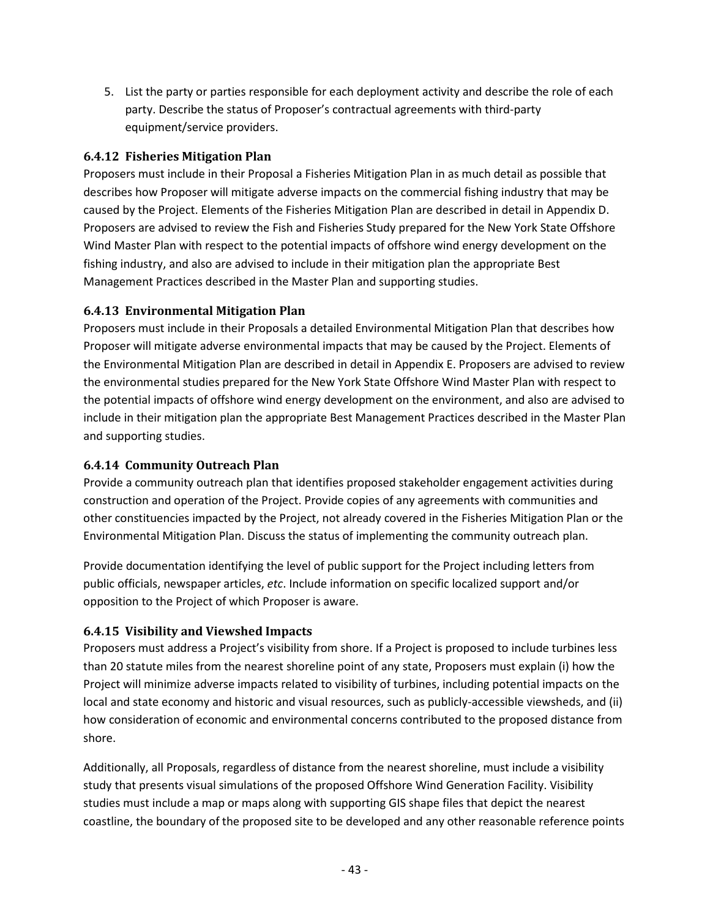5. List the party or parties responsible for each deployment activity and describe the role of each party. Describe the status of Proposer's contractual agreements with third-party equipment/service providers.

### 6.4.12 Fisheries Mitigation Plan

Proposers must include in their Proposal a Fisheries Mitigation Plan in as much detail as possible that describes how Proposer will mitigate adverse impacts on the commercial fishing industry that may be caused by the Project. Elements of the Fisheries Mitigation Plan are described in detail in Appendix D. Proposers are advised to review the Fish and Fisheries Study prepared for the New York State Offshore Wind Master Plan with respect to the potential impacts of offshore wind energy development on the fishing industry, and also are advised to include in their mitigation plan the appropriate Best Management Practices described in the Master Plan and supporting studies.

### 6.4.13 Environmental Mitigation Plan

Proposers must include in their Proposals a detailed Environmental Mitigation Plan that describes how Proposer will mitigate adverse environmental impacts that may be caused by the Project. Elements of the Environmental Mitigation Plan are described in detail in Appendix E. Proposers are advised to review the environmental studies prepared for the New York State Offshore Wind Master Plan with respect to the potential impacts of offshore wind energy development on the environment, and also are advised to include in their mitigation plan the appropriate Best Management Practices described in the Master Plan and supporting studies.

### 6.4.14 Community Outreach Plan

Provide a community outreach plan that identifies proposed stakeholder engagement activities during construction and operation of the Project. Provide copies of any agreements with communities and other constituencies impacted by the Project, not already covered in the Fisheries Mitigation Plan or the Environmental Mitigation Plan. Discuss the status of implementing the community outreach plan.

Provide documentation identifying the level of public support for the Project including letters from public officials, newspaper articles, *etc*. Include information on specific localized support and/or opposition to the Project of which Proposer is aware.

### 6.4.15 Visibility and Viewshed Impacts

Proposers must address a Project's visibility from shore. If a Project is proposed to include turbines less than 20 statute miles from the nearest shoreline point of any state, Proposers must explain (i) how the Project will minimize adverse impacts related to visibility of turbines, including potential impacts on the local and state economy and historic and visual resources, such as publicly-accessible viewsheds, and (ii) how consideration of economic and environmental concerns contributed to the proposed distance from shore.

Additionally, all Proposals, regardless of distance from the nearest shoreline, must include a visibility study that presents visual simulations of the proposed Offshore Wind Generation Facility. Visibility studies must include a map or maps along with supporting GIS shape files that depict the nearest coastline, the boundary of the proposed site to be developed and any other reasonable reference points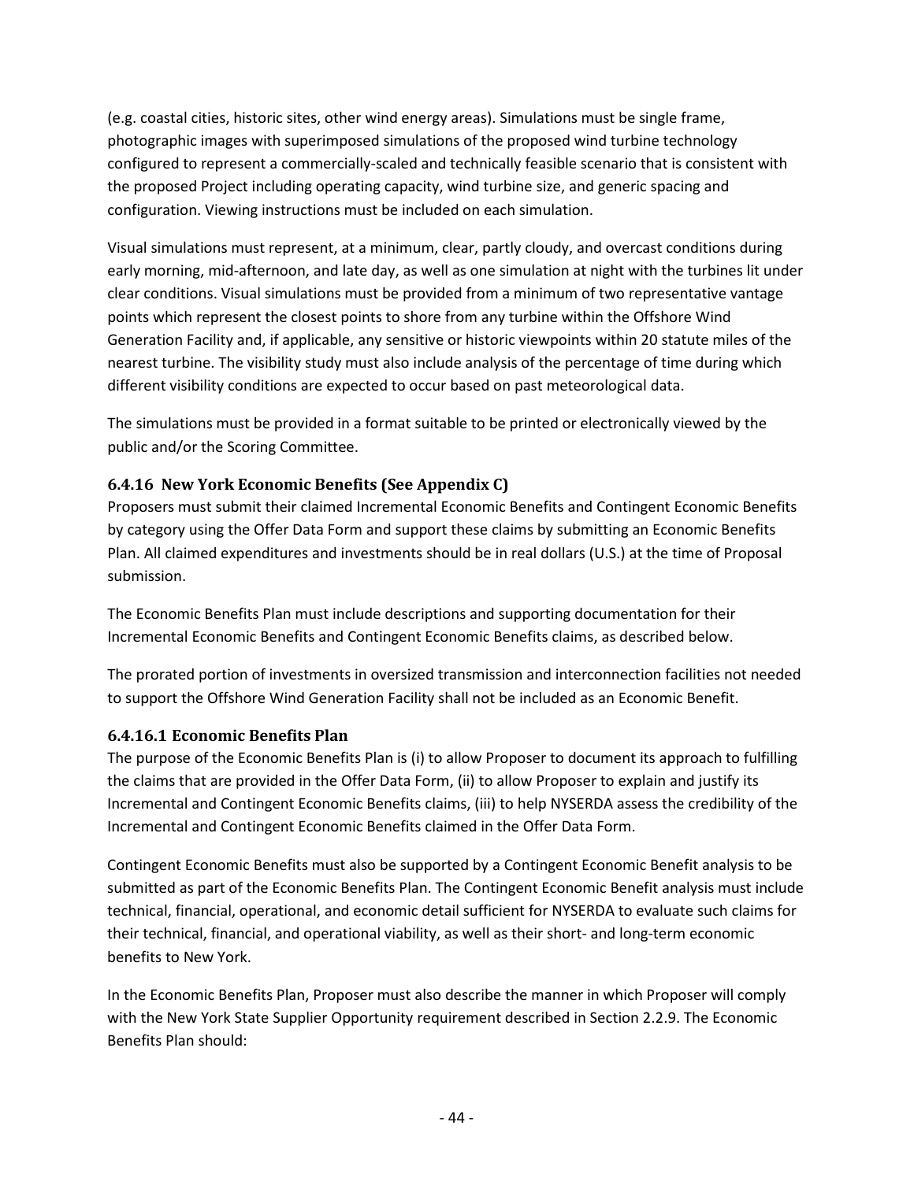(e.g. coastal cities, historic sites, other wind energy areas). Simulations must be single frame, photographic images with superimposed simulations of the proposed wind turbine technology configured to represent a commercially-scaled and technically feasible scenario that is consistent with the proposed Project including operating capacity, wind turbine size, and generic spacing and configuration. Viewing instructions must be included on each simulation.

Visual simulations must represent, at a minimum, clear, partly cloudy, and overcast conditions during early morning, mid-afternoon, and late day, as well as one simulation at night with the turbines lit under clear conditions. Visual simulations must be provided from a minimum of two representative vantage points which represent the closest points to shore from any turbine within the Offshore Wind Generation Facility and, if applicable, any sensitive or historic viewpoints within 20 statute miles of the nearest turbine. The visibility study must also include analysis of the percentage of time during which different visibility conditions are expected to occur based on past meteorological data.

The simulations must be provided in a format suitable to be printed or electronically viewed by the public and/or the Scoring Committee.

### 6.4.16 New York Economic Benefits (See Appendix C)

Proposers must submit their claimed Incremental Economic Benefits and Contingent Economic Benefits by category using the Offer Data Form and support these claims by submitting an Economic Benefits Plan. All claimed expenditures and investments should be in real dollars (U.S.) at the time of Proposal submission.

The Economic Benefits Plan must include descriptions and supporting documentation for their Incremental Economic Benefits and Contingent Economic Benefits claims, as described below.

The prorated portion of investments in oversized transmission and interconnection facilities not needed to support the Offshore Wind Generation Facility shall not be included as an Economic Benefit.

#### 6.4.16.1 Economic Benefits Plan

The purpose of the Economic Benefits Plan is (i) to allow Proposer to document its approach to fulfilling the claims that are provided in the Offer Data Form, (ii) to allow Proposer to explain and justify its Incremental and Contingent Economic Benefits claims, (iii) to help NYSERDA assess the credibility of the Incremental and Contingent Economic Benefits claimed in the Offer Data Form.

Contingent Economic Benefits must also be supported by a Contingent Economic Benefit analysis to be submitted as part of the Economic Benefits Plan. The Contingent Economic Benefit analysis must include technical, financial, operational, and economic detail sufficient for NYSERDA to evaluate such claims for their technical, financial, and operational viability, as well as their short- and long-term economic benefits to New York.

In the Economic Benefits Plan, Proposer must also describe the manner in which Proposer will comply with the New York State Supplier Opportunity requirement described in Section 2.2.9. The Economic Benefits Plan should: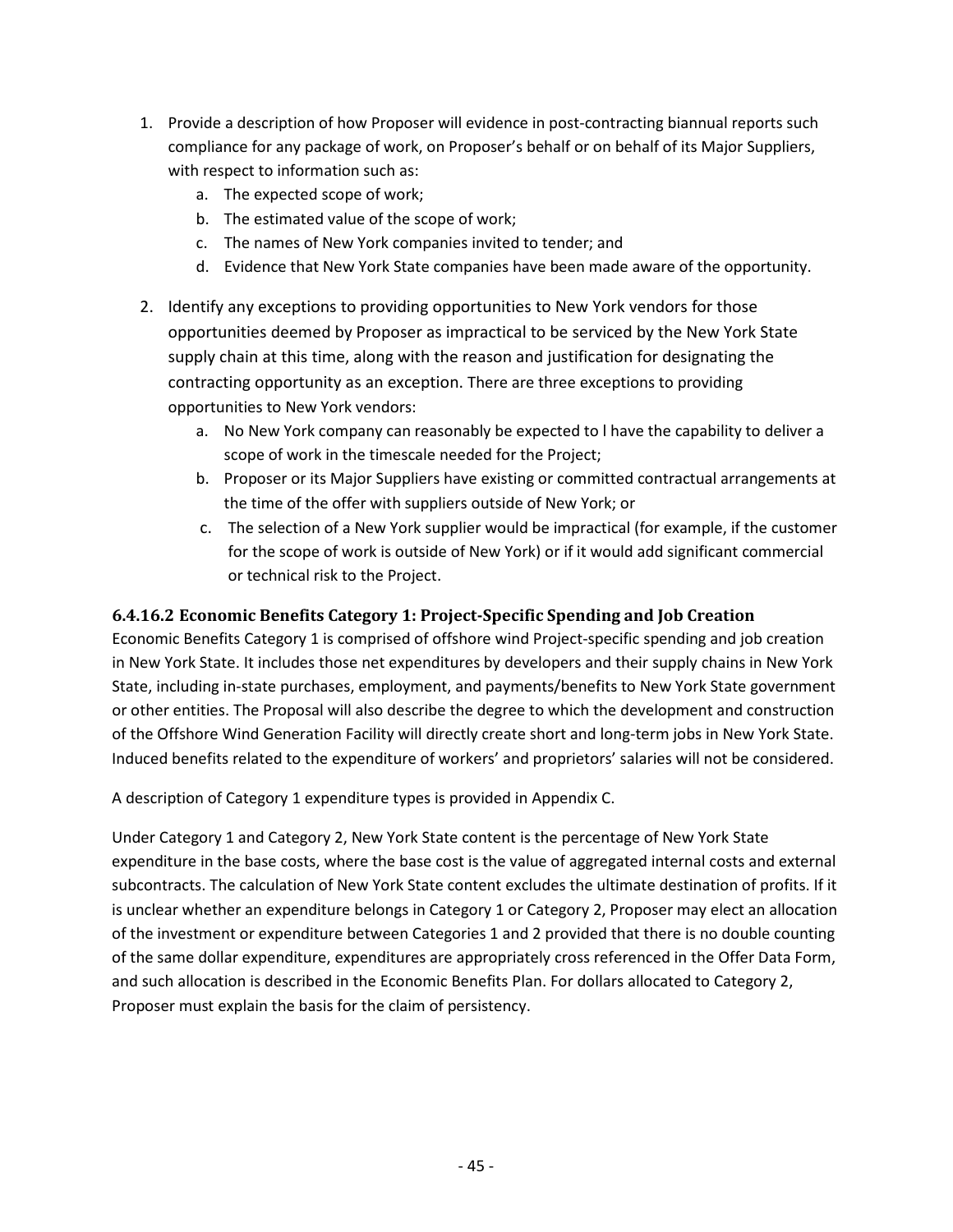1. Provide a description of how Proposer will evidence in post-contracting biannual reports such compliance for any package of work, on Proposer's behalf or on behalf of its Major Suppliers, with respect to information such as:
    a. The expected scope of work;
    b. The estimated value of the scope of work;
    c. The names of New York companies invited to tender; and
    d. Evidence that New York State companies have been made aware of the opportunity.

2. Identify any exceptions to providing opportunities to New York vendors for those opportunities deemed by Proposer as impractical to be serviced by the New York State supply chain at this time, along with the reason and justification for designating the contracting opportunity as an exception. There are three exceptions to providing opportunities to New York vendors:
    a. No New York company can reasonably be expected to l have the capability to deliver a scope of work in the timescale needed for the Project;
    b. Proposer or its Major Suppliers have existing or committed contractual arrangements at the time of the offer with suppliers outside of New York; or
    c. The selection of a New York supplier would be impractical (for example, if the customer for the scope of work is outside of New York) or if it would add significant commercial or technical risk to the Project.

### 6.4.16.2 Economic Benefits Category 1: Project-Specific Spending and Job Creation

Economic Benefits Category 1 is comprised of offshore wind Project-specific spending and job creation in New York State. It includes those net expenditures by developers and their supply chains in New York State, including in-state purchases, employment, and payments/benefits to New York State government or other entities. The Proposal will also describe the degree to which the development and construction of the Offshore Wind Generation Facility will directly create short and long-term jobs in New York State. Induced benefits related to the expenditure of workers' and proprietors' salaries will not be considered.

A description of Category 1 expenditure types is provided in Appendix C.

Under Category 1 and Category 2, New York State content is the percentage of New York State expenditure in the base costs, where the base cost is the value of aggregated internal costs and external subcontracts. The calculation of New York State content excludes the ultimate destination of profits. If it is unclear whether an expenditure belongs in Category 1 or Category 2, Proposer may elect an allocation of the investment or expenditure between Categories 1 and 2 provided that there is no double counting of the same dollar expenditure, expenditures are appropriately cross referenced in the Offer Data Form, and such allocation is described in the Economic Benefits Plan. For dollars allocated to Category 2, Proposer must explain the basis for the claim of persistency.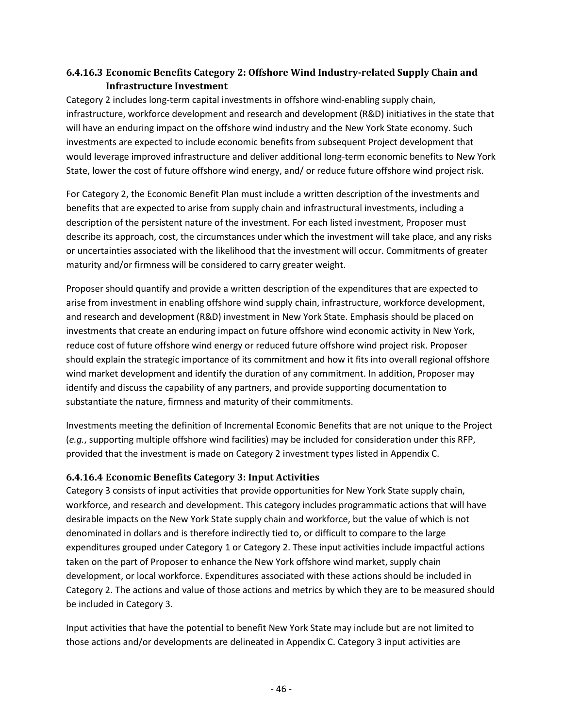#### 6.4.16.3 Economic Benefits Category 2: Offshore Wind Industry-related Supply Chain and Infrastructure Investment

Category 2 includes long-term capital investments in offshore wind-enabling supply chain, infrastructure, workforce development and research and development (R&D) initiatives in the state that will have an enduring impact on the offshore wind industry and the New York State economy. Such investments are expected to include economic benefits from subsequent Project development that would leverage improved infrastructure and deliver additional long-term economic benefits to New York State, lower the cost of future offshore wind energy, and/ or reduce future offshore wind project risk.

For Category 2, the Economic Benefit Plan must include a written description of the investments and benefits that are expected to arise from supply chain and infrastructural investments, including a description of the persistent nature of the investment. For each listed investment, Proposer must describe its approach, cost, the circumstances under which the investment will take place, and any risks or uncertainties associated with the likelihood that the investment will occur. Commitments of greater maturity and/or firmness will be considered to carry greater weight.

Proposer should quantify and provide a written description of the expenditures that are expected to arise from investment in enabling offshore wind supply chain, infrastructure, workforce development, and research and development (R&D) investment in New York State. Emphasis should be placed on investments that create an enduring impact on future offshore wind economic activity in New York, reduce cost of future offshore wind energy or reduced future offshore wind project risk. Proposer should explain the strategic importance of its commitment and how it fits into overall regional offshore wind market development and identify the duration of any commitment. In addition, Proposer may identify and discuss the capability of any partners, and provide supporting documentation to substantiate the nature, firmness and maturity of their commitments.

Investments meeting the definition of Incremental Economic Benefits that are not unique to the Project (*e.g.*, supporting multiple offshore wind facilities) may be included for consideration under this RFP, provided that the investment is made on Category 2 investment types listed in Appendix C.

#### 6.4.16.4 Economic Benefits Category 3: Input Activities

Category 3 consists of input activities that provide opportunities for New York State supply chain, workforce, and research and development. This category includes programmatic actions that will have desirable impacts on the New York State supply chain and workforce, but the value of which is not denominated in dollars and is therefore indirectly tied to, or difficult to compare to the large expenditures grouped under Category 1 or Category 2. These input activities include impactful actions taken on the part of Proposer to enhance the New York offshore wind market, supply chain development, or local workforce. Expenditures associated with these actions should be included in Category 2. The actions and value of those actions and metrics by which they are to be measured should be included in Category 3.

Input activities that have the potential to benefit New York State may include but are not limited to those actions and/or developments are delineated in Appendix C. Category 3 input activities are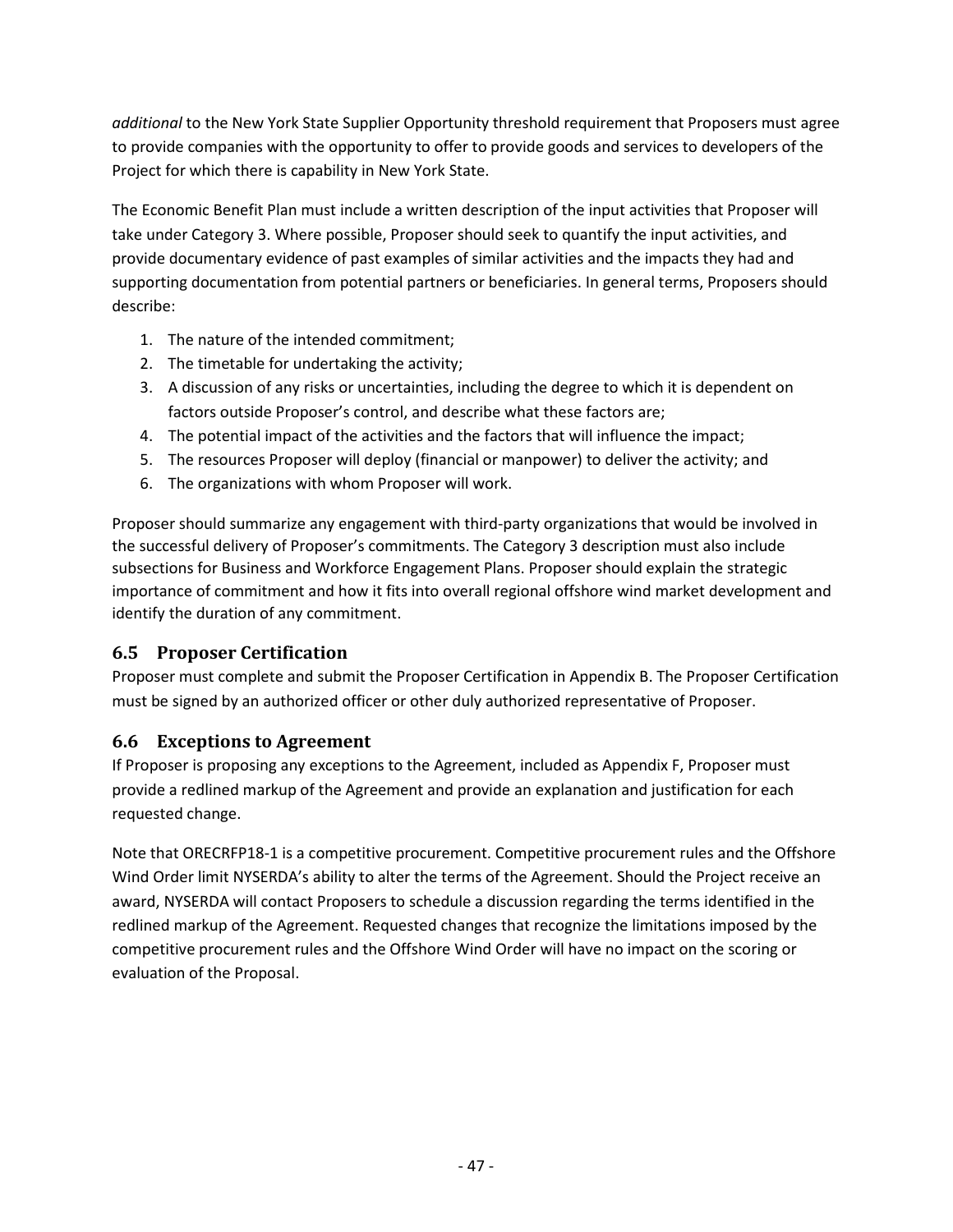*additional* to the New York State Supplier Opportunity threshold requirement that Proposers must agree to provide companies with the opportunity to offer to provide goods and services to developers of the Project for which there is capability in New York State.

The Economic Benefit Plan must include a written description of the input activities that Proposer will take under Category 3. Where possible, Proposer should seek to quantify the input activities, and provide documentary evidence of past examples of similar activities and the impacts they had and supporting documentation from potential partners or beneficiaries. In general terms, Proposers should describe:

1. The nature of the intended commitment;
2. The timetable for undertaking the activity;
3. A discussion of any risks or uncertainties, including the degree to which it is dependent on factors outside Proposer's control, and describe what these factors are;
4. The potential impact of the activities and the factors that will influence the impact;
5. The resources Proposer will deploy (financial or manpower) to deliver the activity; and
6. The organizations with whom Proposer will work.

Proposer should summarize any engagement with third-party organizations that would be involved in the successful delivery of Proposer's commitments. The Category 3 description must also include subsections for Business and Workforce Engagement Plans. Proposer should explain the strategic importance of commitment and how it fits into overall regional offshore wind market development and identify the duration of any commitment.

## 6.5 Proposer Certification

Proposer must complete and submit the Proposer Certification in Appendix B. The Proposer Certification must be signed by an authorized officer or other duly authorized representative of Proposer.

## 6.6 Exceptions to Agreement

If Proposer is proposing any exceptions to the Agreement, included as Appendix F, Proposer must provide a redlined markup of the Agreement and provide an explanation and justification for each requested change.

Note that ORECRFP18-1 is a competitive procurement. Competitive procurement rules and the Offshore Wind Order limit NYSERDA's ability to alter the terms of the Agreement. Should the Project receive an award, NYSERDA will contact Proposers to schedule a discussion regarding the terms identified in the redlined markup of the Agreement. Requested changes that recognize the limitations imposed by the competitive procurement rules and the Offshore Wind Order will have no impact on the scoring or evaluation of the Proposal.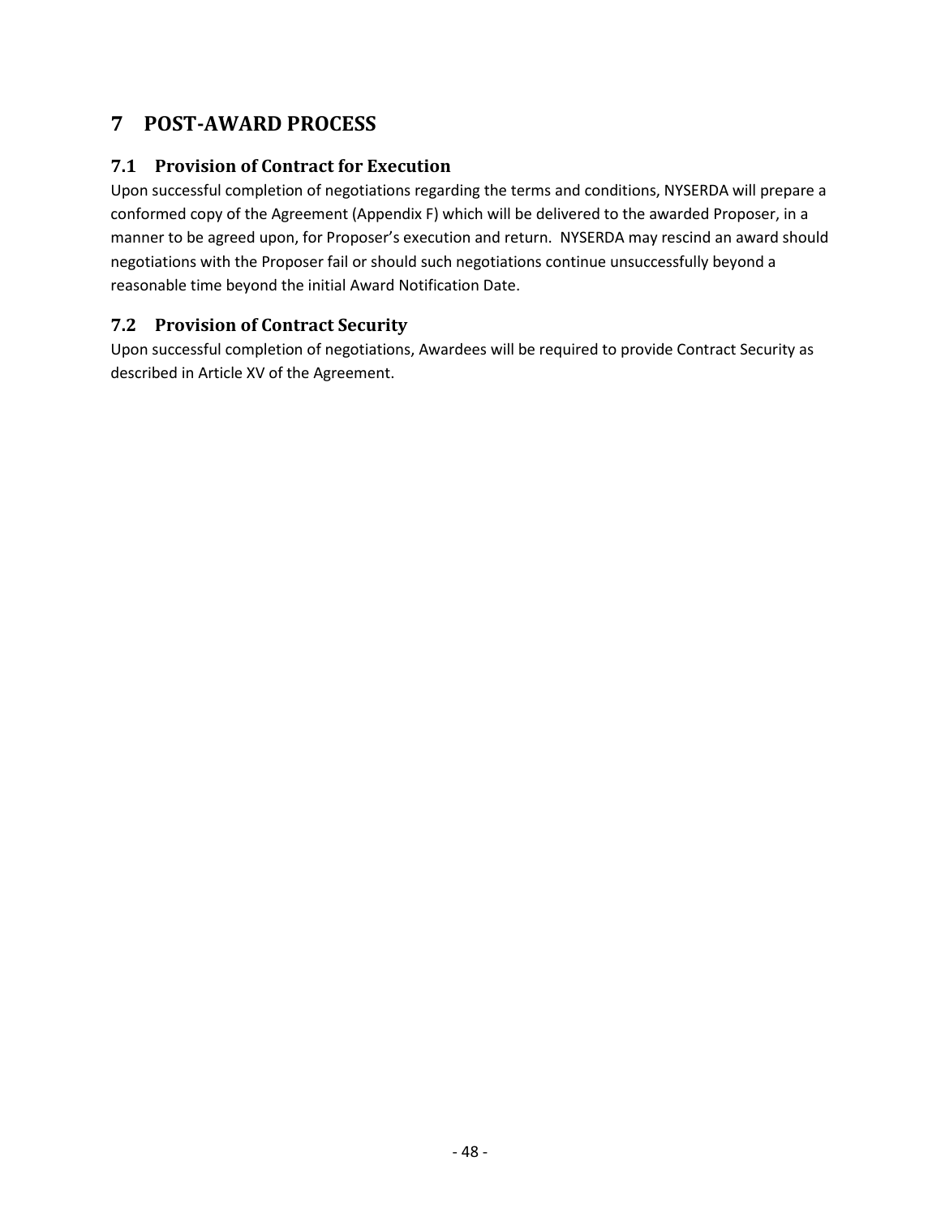# 7 POST-AWARD PROCESS

## 7.1 Provision of Contract for Execution

Upon successful completion of negotiations regarding the terms and conditions, NYSERDA will prepare a conformed copy of the Agreement (Appendix F) which will be delivered to the awarded Proposer, in a manner to be agreed upon, for Proposer's execution and return. NYSERDA may rescind an award should negotiations with the Proposer fail or should such negotiations continue unsuccessfully beyond a reasonable time beyond the initial Award Notification Date.

## 7.2 Provision of Contract Security

Upon successful completion of negotiations, Awardees will be required to provide Contract Security as described in Article XV of the Agreement.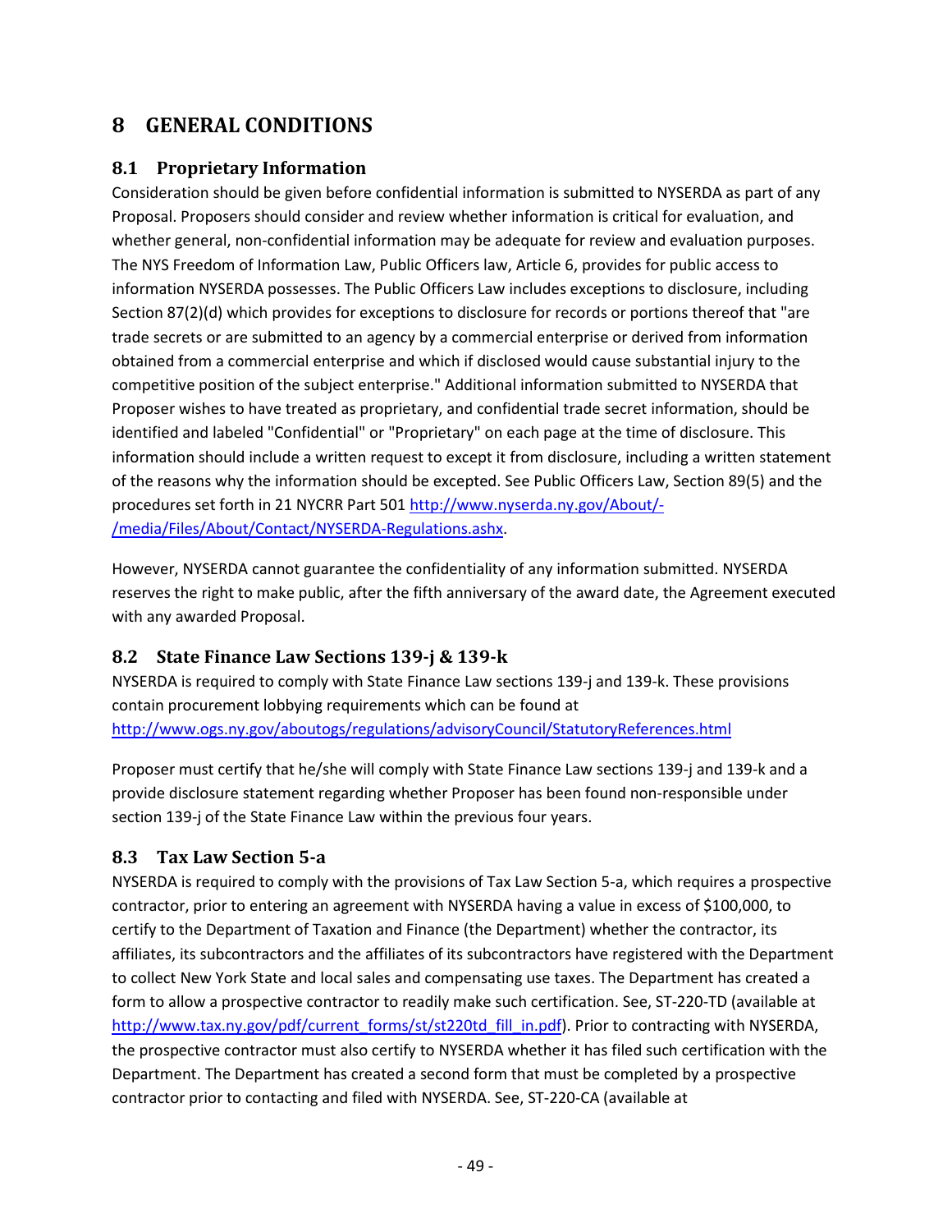# 8 GENERAL CONDITIONS

## 8.1 Proprietary Information

Consideration should be given before confidential information is submitted to NYSERDA as part of any Proposal. Proposers should consider and review whether information is critical for evaluation, and whether general, non-confidential information may be adequate for review and evaluation purposes. The NYS Freedom of Information Law, Public Officers law, Article 6, provides for public access to information NYSERDA possesses. The Public Officers Law includes exceptions to disclosure, including Section 87(2)(d) which provides for exceptions to disclosure for records or portions thereof that "are trade secrets or are submitted to an agency by a commercial enterprise or derived from information obtained from a commercial enterprise and which if disclosed would cause substantial injury to the competitive position of the subject enterprise." Additional information submitted to NYSERDA that Proposer wishes to have treated as proprietary, and confidential trade secret information, should be identified and labeled "Confidential" or "Proprietary" on each page at the time of disclosure. This information should include a written request to except it from disclosure, including a written statement of the reasons why the information should be excepted. See Public Officers Law, Section 89(5) and the procedures set forth in 21 NYCRR Part 501 http://www.nyserda.ny.gov/About/-/media/Files/About/Contact/NYSERDA-Regulations.ashx.

However, NYSERDA cannot guarantee the confidentiality of any information submitted. NYSERDA reserves the right to make public, after the fifth anniversary of the award date, the Agreement executed with any awarded Proposal.

## 8.2 State Finance Law Sections 139-j & 139-k

NYSERDA is required to comply with State Finance Law sections 139-j and 139-k. These provisions contain procurement lobbying requirements which can be found at http://www.ogs.ny.gov/aboutogs/regulations/advisoryCouncil/StatutoryReferences.html

Proposer must certify that he/she will comply with State Finance Law sections 139-j and 139-k and a provide disclosure statement regarding whether Proposer has been found non-responsible under section 139-j of the State Finance Law within the previous four years.

## 8.3 Tax Law Section 5-a

NYSERDA is required to comply with the provisions of Tax Law Section 5-a, which requires a prospective contractor, prior to entering an agreement with NYSERDA having a value in excess of $100,000, to certify to the Department of Taxation and Finance (the Department) whether the contractor, its affiliates, its subcontractors and the affiliates of its subcontractors have registered with the Department to collect New York State and local sales and compensating use taxes. The Department has created a form to allow a prospective contractor to readily make such certification. See, ST-220-TD (available at http://www.tax.ny.gov/pdf/current_forms/st/st220td_fill_in.pdf). Prior to contracting with NYSERDA, the prospective contractor must also certify to NYSERDA whether it has filed such certification with the Department. The Department has created a second form that must be completed by a prospective contractor prior to contacting and filed with NYSERDA. See, ST-220-CA (available at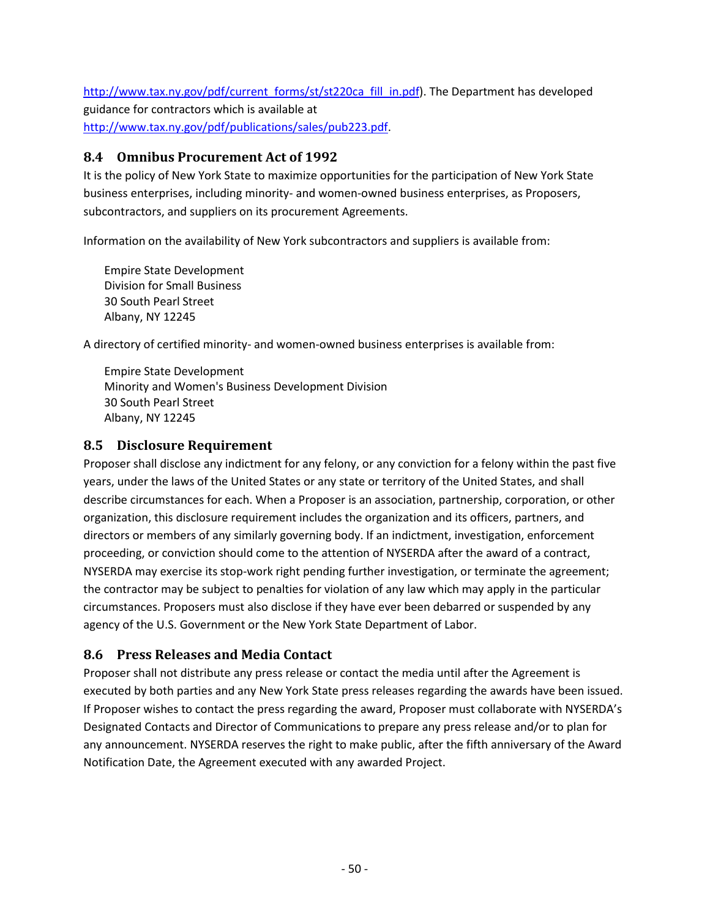http://www.tax.ny.gov/pdf/current_forms/st/st220ca_fill_in.pdf). The Department has developed guidance for contractors which is available at http://www.tax.ny.gov/pdf/publications/sales/pub223.pdf.

## 8.4 Omnibus Procurement Act of 1992

It is the policy of New York State to maximize opportunities for the participation of New York State business enterprises, including minority- and women-owned business enterprises, as Proposers, subcontractors, and suppliers on its procurement Agreements.

Information on the availability of New York subcontractors and suppliers is available from:

Empire State Development
Division for Small Business
30 South Pearl Street
Albany, NY 12245

A directory of certified minority- and women-owned business enterprises is available from:

Empire State Development
Minority and Women's Business Development Division
30 South Pearl Street
Albany, NY 12245

## 8.5 Disclosure Requirement

Proposer shall disclose any indictment for any felony, or any conviction for a felony within the past five years, under the laws of the United States or any state or territory of the United States, and shall describe circumstances for each. When a Proposer is an association, partnership, corporation, or other organization, this disclosure requirement includes the organization and its officers, partners, and directors or members of any similarly governing body. If an indictment, investigation, enforcement proceeding, or conviction should come to the attention of NYSERDA after the award of a contract, NYSERDA may exercise its stop-work right pending further investigation, or terminate the agreement; the contractor may be subject to penalties for violation of any law which may apply in the particular circumstances. Proposers must also disclose if they have ever been debarred or suspended by any agency of the U.S. Government or the New York State Department of Labor.

## 8.6 Press Releases and Media Contact

Proposer shall not distribute any press release or contact the media until after the Agreement is executed by both parties and any New York State press releases regarding the awards have been issued. If Proposer wishes to contact the press regarding the award, Proposer must collaborate with NYSERDA's Designated Contacts and Director of Communications to prepare any press release and/or to plan for any announcement. NYSERDA reserves the right to make public, after the fifth anniversary of the Award Notification Date, the Agreement executed with any awarded Project.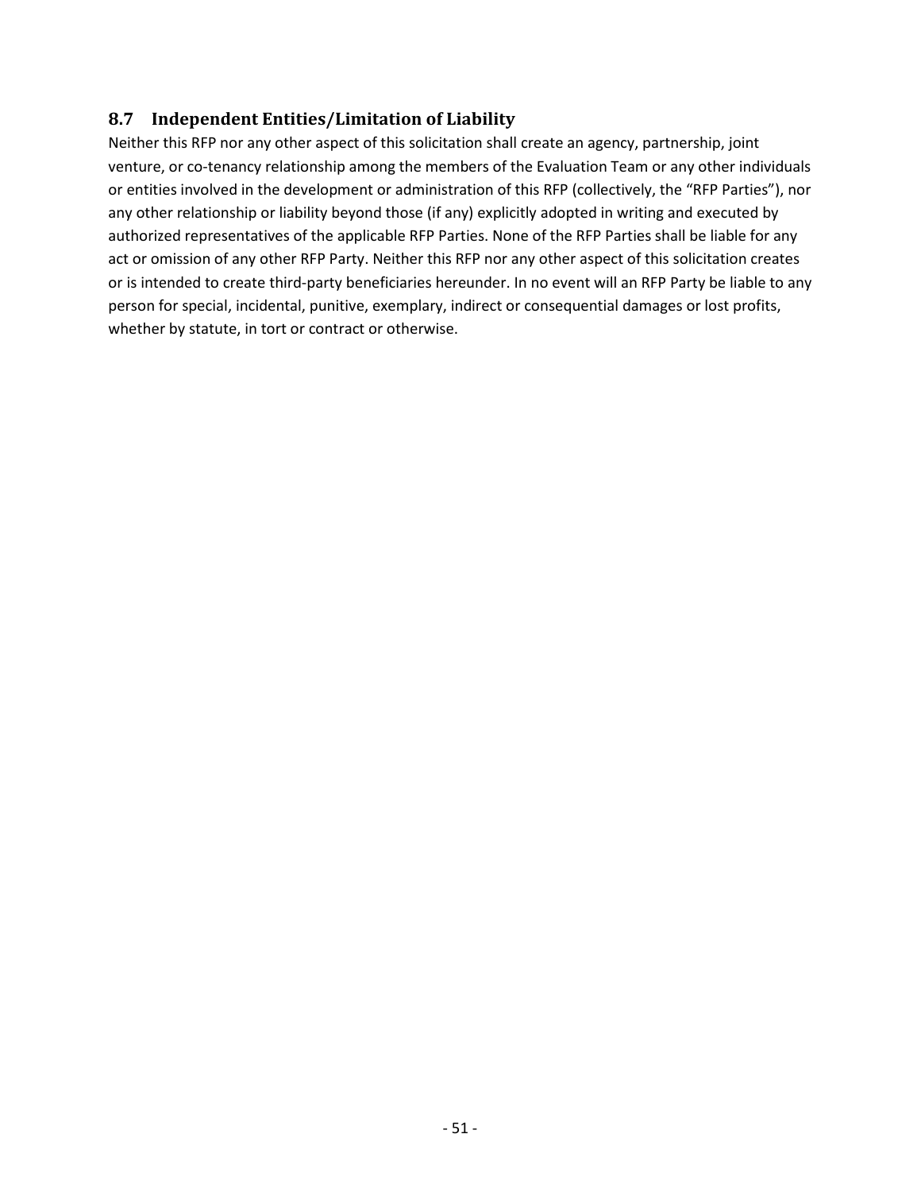## 8.7 Independent Entities/Limitation of Liability

Neither this RFP nor any other aspect of this solicitation shall create an agency, partnership, joint venture, or co-tenancy relationship among the members of the Evaluation Team or any other individuals or entities involved in the development or administration of this RFP (collectively, the "RFP Parties"), nor any other relationship or liability beyond those (if any) explicitly adopted in writing and executed by authorized representatives of the applicable RFP Parties. None of the RFP Parties shall be liable for any act or omission of any other RFP Party. Neither this RFP nor any other aspect of this solicitation creates or is intended to create third-party beneficiaries hereunder. In no event will an RFP Party be liable to any person for special, incidental, punitive, exemplary, indirect or consequential damages or lost profits, whether by statute, in tort or contract or otherwise.